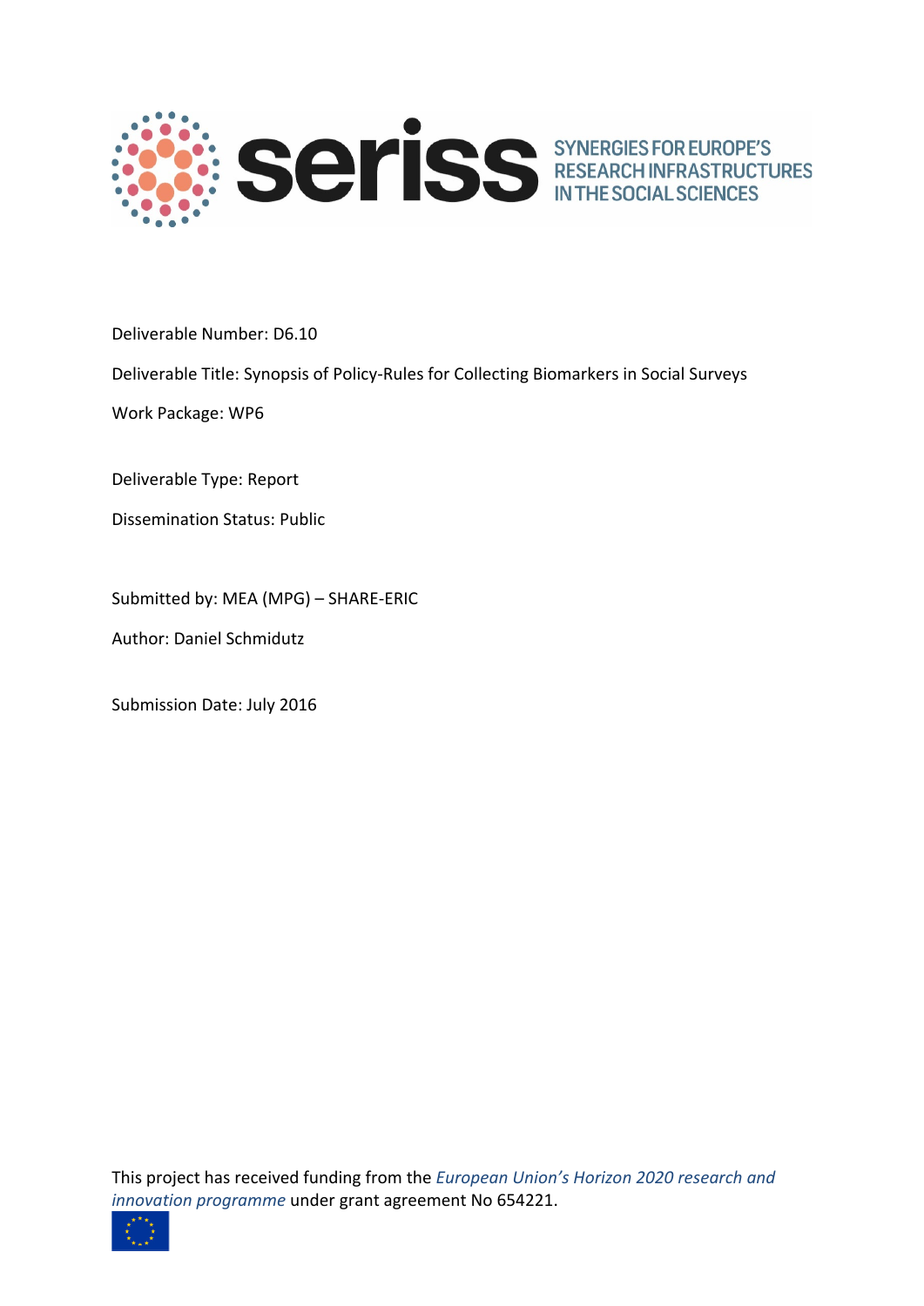seriss SYNERGIES FOR EUROPE'S RESEARCH INFRASTRUCTURES IN THE SOCIAL SCIENCES

Deliverable Number: D6.10

Deliverable Title: Synopsis of Policy-Rules for Collecting Biomarkers in Social Surveys

Work Package: WP6

Deliverable Type: Report

Dissemination Status: Public

Submitted by: MEA (MPG) – SHARE-ERIC

Author: Daniel Schmidutz

Submission Date: July 2016

This project has received funding from the *European Union's Horizon 2020 research and innovation programme* under grant agreement No 654221.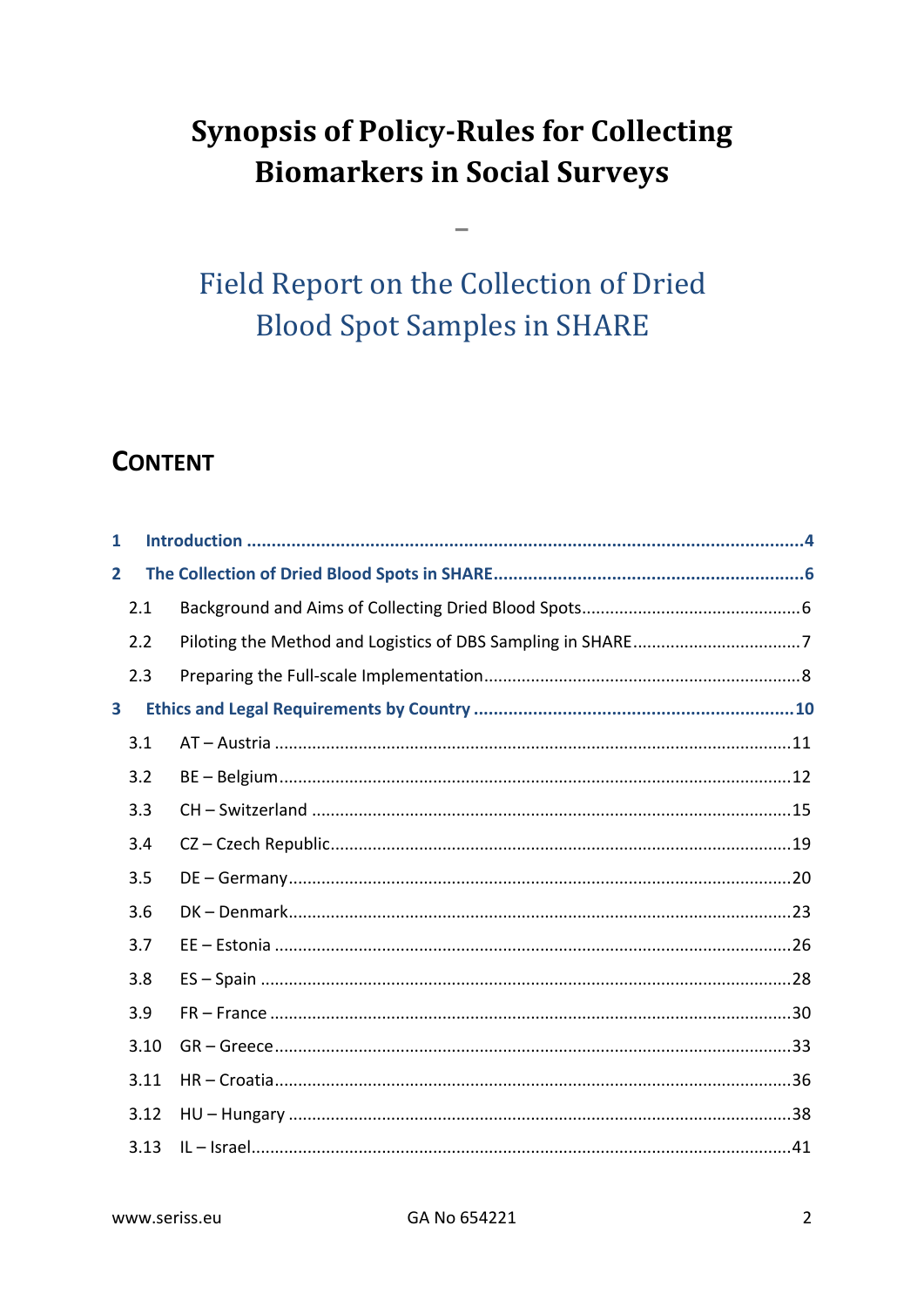# Synopsis of Policy-Rules for Collecting Biomarkers in Social Surveys

–

## Field Report on the Collection of Dried Blood Spot Samples in SHARE

## CONTENT

**1 Introduction ....4**

**2 The Collection of Dried Blood Spots in SHARE ....6**

- 2.1 Background and Aims of Collecting Dried Blood Spots ....6
- 2.2 Piloting the Method and Logistics of DBS Sampling in SHARE ....7
- 2.3 Preparing the Full-scale Implementation ....8

**3 Ethics and Legal Requirements by Country ....10**

- 3.1 AT – Austria ....11
- 3.2 BE – Belgium ....12
- 3.3 CH – Switzerland ....15
- 3.4 CZ – Czech Republic ....19
- 3.5 DE – Germany ....20
- 3.6 DK – Denmark ....23
- 3.7 EE – Estonia ....26
- 3.8 ES – Spain ....28
- 3.9 FR – France ....30
- 3.10 GR – Greece ....33
- 3.11 HR – Croatia ....36
- 3.12 HU – Hungary ....38
- 3.13 IL – Israel ....41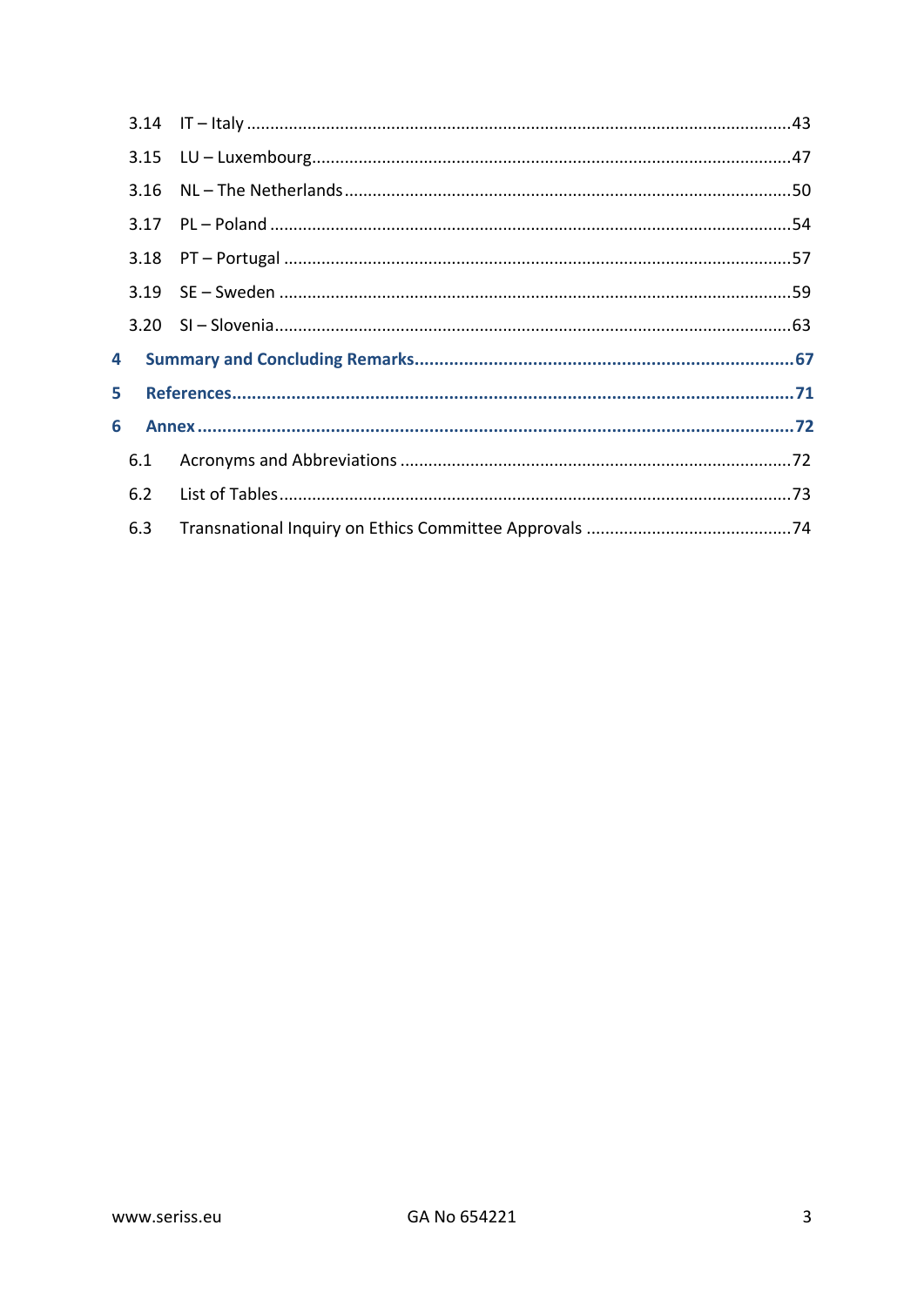3.14 IT – Italy ......................................................................................................................43

3.15 LU – Luxembourg...............................................................................................................47

3.16 NL – The Netherlands.........................................................................................................50

3.17 PL – Poland .........................................................................................................................54

3.18 PT – Portugal ......................................................................................................................57

3.19 SE – Sweden .......................................................................................................................59

3.20 SI – Slovenia........................................................................................................................63

**4 Summary and Concluding Remarks.......................................................................................67**

**5 References...............................................................................................................................71**

**6 Annex.......................................................................................................................................72**

6.1 Acronyms and Abbreviations ...............................................................................................72

6.2 List of Tables........................................................................................................................73

6.3 Transnational Inquiry on Ethics Committee Approvals .......................................................74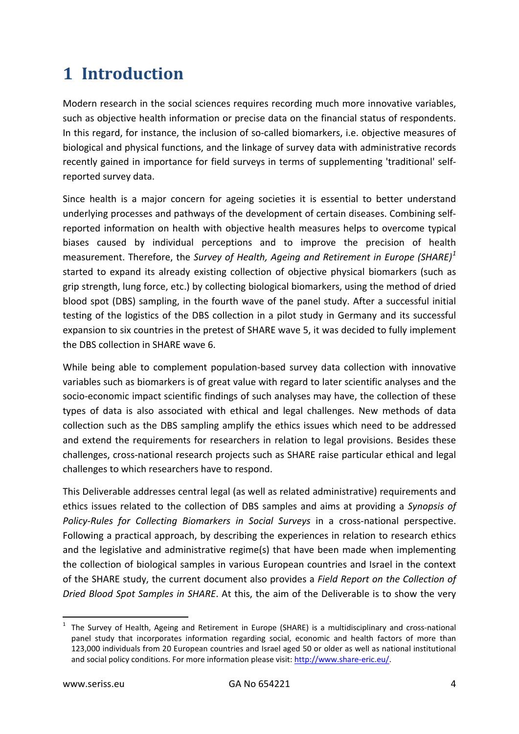# 1 Introduction

Modern research in the social sciences requires recording much more innovative variables, such as objective health information or precise data on the financial status of respondents. In this regard, for instance, the inclusion of so-called biomarkers, i.e. objective measures of biological and physical functions, and the linkage of survey data with administrative records recently gained in importance for field surveys in terms of supplementing 'traditional' self-reported survey data.

Since health is a major concern for ageing societies it is essential to better understand underlying processes and pathways of the development of certain diseases. Combining self-reported information on health with objective health measures helps to overcome typical biases caused by individual perceptions and to improve the precision of health measurement. Therefore, the *Survey of Health, Ageing and Retirement in Europe (SHARE)*[1] started to expand its already existing collection of objective physical biomarkers (such as grip strength, lung force, etc.) by collecting biological biomarkers, using the method of dried blood spot (DBS) sampling, in the fourth wave of the panel study. After a successful initial testing of the logistics of the DBS collection in a pilot study in Germany and its successful expansion to six countries in the pretest of SHARE wave 5, it was decided to fully implement the DBS collection in SHARE wave 6.

While being able to complement population-based survey data collection with innovative variables such as biomarkers is of great value with regard to later scientific analyses and the socio-economic impact scientific findings of such analyses may have, the collection of these types of data is also associated with ethical and legal challenges. New methods of data collection such as the DBS sampling amplify the ethics issues which need to be addressed and extend the requirements for researchers in relation to legal provisions. Besides these challenges, cross-national research projects such as SHARE raise particular ethical and legal challenges to which researchers have to respond.

This Deliverable addresses central legal (as well as related administrative) requirements and ethics issues related to the collection of DBS samples and aims at providing a *Synopsis of Policy-Rules for Collecting Biomarkers in Social Surveys* in a cross-national perspective. Following a practical approach, by describing the experiences in relation to research ethics and the legislative and administrative regime(s) that have been made when implementing the collection of biological samples in various European countries and Israel in the context of the SHARE study, the current document also provides a *Field Report on the Collection of Dried Blood Spot Samples in SHARE*. At this, the aim of the Deliverable is to show the very

[1] The Survey of Health, Ageing and Retirement in Europe (SHARE) is a multidisciplinary and cross-national panel study that incorporates information regarding social, economic and health factors of more than 123,000 individuals from 20 European countries and Israel aged 50 or older as well as national institutional and social policy conditions. For more information please visit: http://www.share-eric.eu/.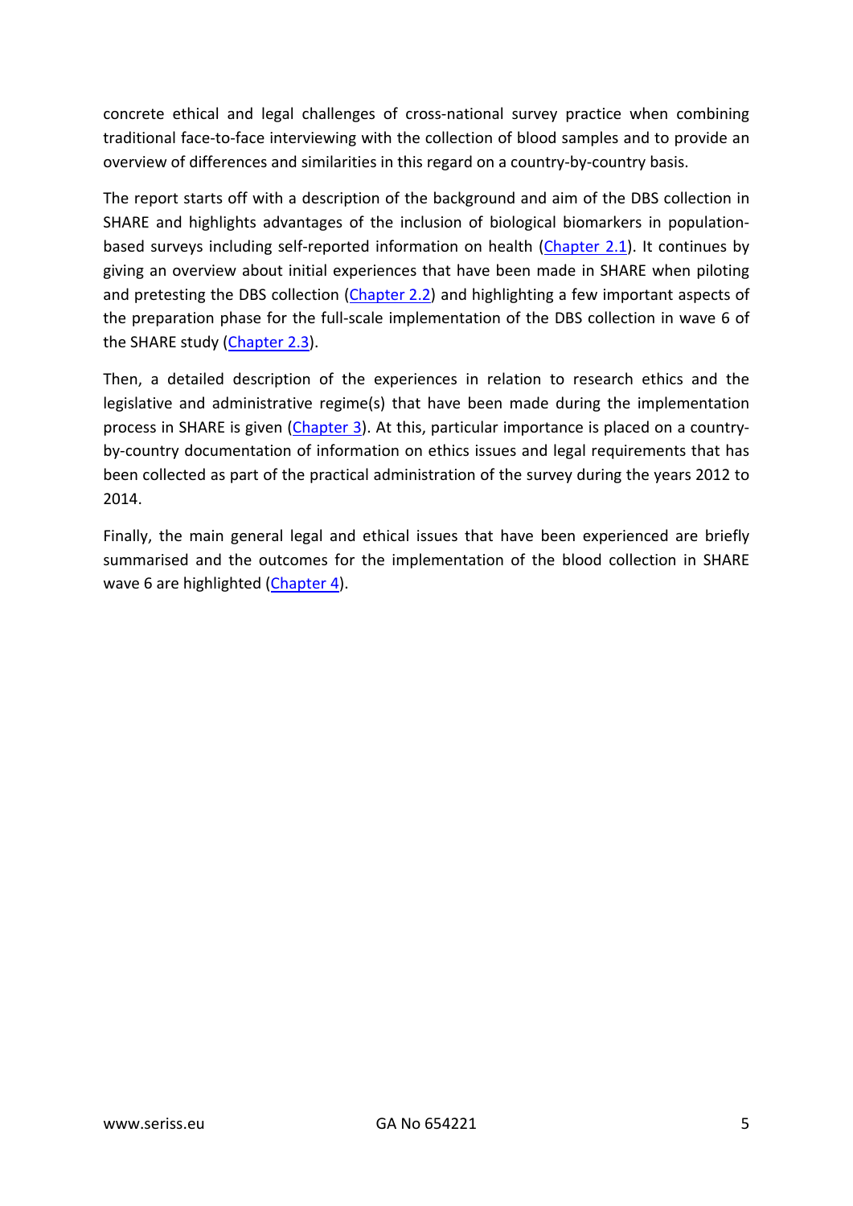concrete ethical and legal challenges of cross-national survey practice when combining traditional face-to-face interviewing with the collection of blood samples and to provide an overview of differences and similarities in this regard on a country-by-country basis.

The report starts off with a description of the background and aim of the DBS collection in SHARE and highlights advantages of the inclusion of biological biomarkers in population-based surveys including self-reported information on health (Chapter 2.1). It continues by giving an overview about initial experiences that have been made in SHARE when piloting and pretesting the DBS collection (Chapter 2.2) and highlighting a few important aspects of the preparation phase for the full-scale implementation of the DBS collection in wave 6 of the SHARE study (Chapter 2.3).

Then, a detailed description of the experiences in relation to research ethics and the legislative and administrative regime(s) that have been made during the implementation process in SHARE is given (Chapter 3). At this, particular importance is placed on a country-by-country documentation of information on ethics issues and legal requirements that has been collected as part of the practical administration of the survey during the years 2012 to 2014.

Finally, the main general legal and ethical issues that have been experienced are briefly summarised and the outcomes for the implementation of the blood collection in SHARE wave 6 are highlighted (Chapter 4).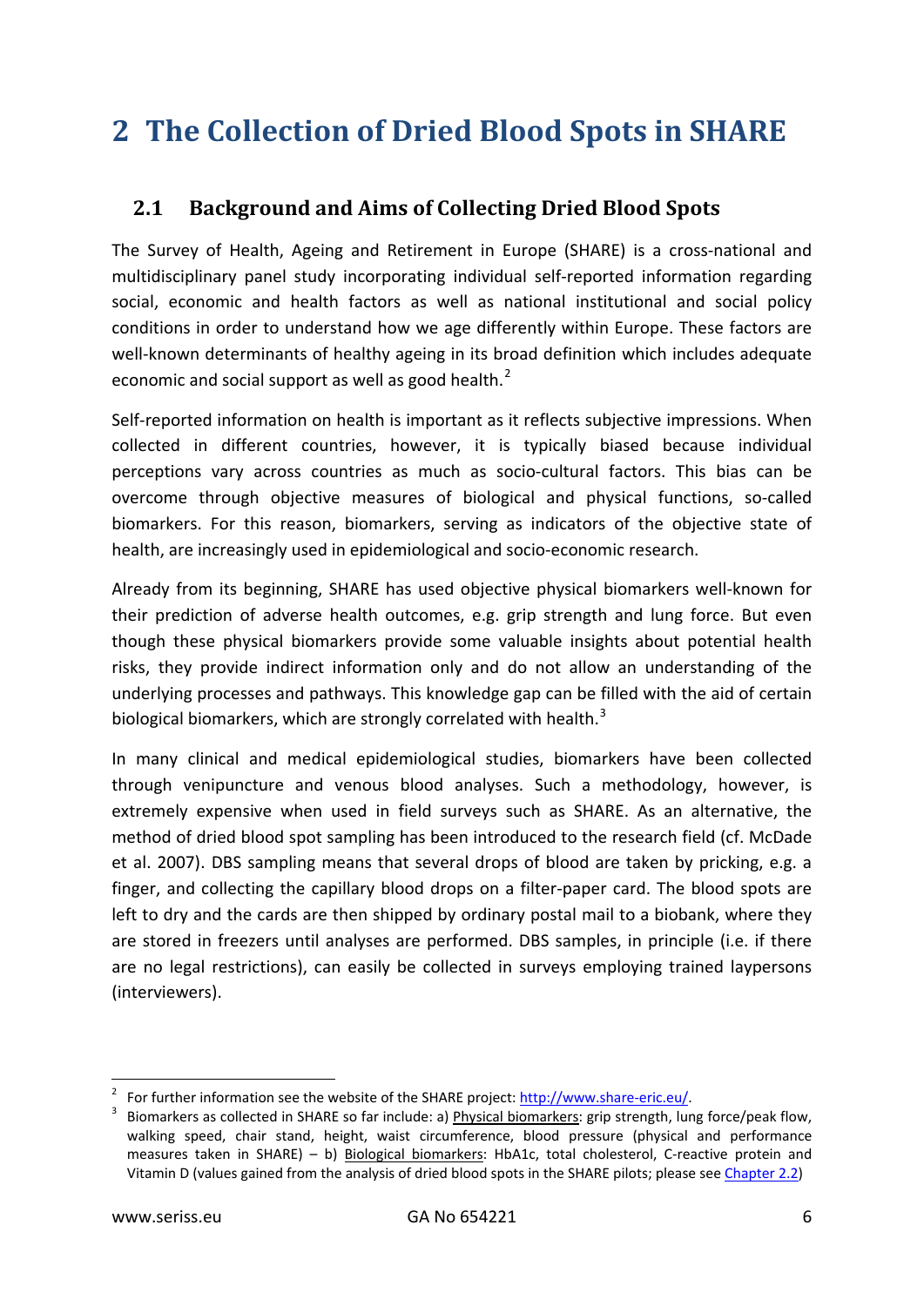# 2 The Collection of Dried Blood Spots in SHARE

## 2.1 Background and Aims of Collecting Dried Blood Spots

The Survey of Health, Ageing and Retirement in Europe (SHARE) is a cross-national and multidisciplinary panel study incorporating individual self-reported information regarding social, economic and health factors as well as national institutional and social policy conditions in order to understand how we age differently within Europe. These factors are well-known determinants of healthy ageing in its broad definition which includes adequate economic and social support as well as good health.[2]

Self-reported information on health is important as it reflects subjective impressions. When collected in different countries, however, it is typically biased because individual perceptions vary across countries as much as socio-cultural factors. This bias can be overcome through objective measures of biological and physical functions, so-called biomarkers. For this reason, biomarkers, serving as indicators of the objective state of health, are increasingly used in epidemiological and socio-economic research.

Already from its beginning, SHARE has used objective physical biomarkers well-known for their prediction of adverse health outcomes, e.g. grip strength and lung force. But even though these physical biomarkers provide some valuable insights about potential health risks, they provide indirect information only and do not allow an understanding of the underlying processes and pathways. This knowledge gap can be filled with the aid of certain biological biomarkers, which are strongly correlated with health.[3]

In many clinical and medical epidemiological studies, biomarkers have been collected through venipuncture and venous blood analyses. Such a methodology, however, is extremely expensive when used in field surveys such as SHARE. As an alternative, the method of dried blood spot sampling has been introduced to the research field (cf. McDade et al. 2007). DBS sampling means that several drops of blood are taken by pricking, e.g. a finger, and collecting the capillary blood drops on a filter-paper card. The blood spots are left to dry and the cards are then shipped by ordinary postal mail to a biobank, where they are stored in freezers until analyses are performed. DBS samples, in principle (i.e. if there are no legal restrictions), can easily be collected in surveys employing trained laypersons (interviewers).

---

[2] For further information see the website of the SHARE project: http://www.share-eric.eu/.

[3] Biomarkers as collected in SHARE so far include: a) Physical biomarkers: grip strength, lung force/peak flow, walking speed, chair stand, height, waist circumference, blood pressure (physical and performance measures taken in SHARE) – b) Biological biomarkers: HbA1c, total cholesterol, C-reactive protein and Vitamin D (values gained from the analysis of dried blood spots in the SHARE pilots; please see Chapter 2.2)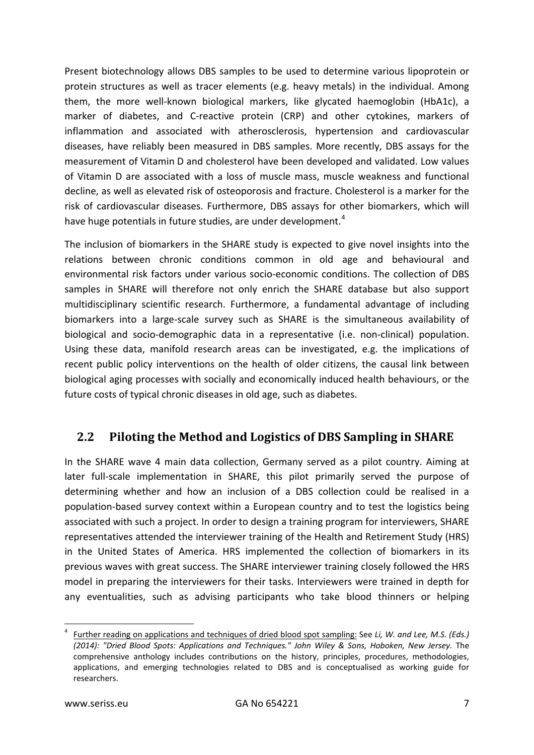Present biotechnology allows DBS samples to be used to determine various lipoprotein or protein structures as well as tracer elements (e.g. heavy metals) in the individual. Among them, the more well-known biological markers, like glycated haemoglobin (HbA1c), a marker of diabetes, and C-reactive protein (CRP) and other cytokines, markers of inflammation and associated with atherosclerosis, hypertension and cardiovascular diseases, have reliably been measured in DBS samples. More recently, DBS assays for the measurement of Vitamin D and cholesterol have been developed and validated. Low values of Vitamin D are associated with a loss of muscle mass, muscle weakness and functional decline, as well as elevated risk of osteoporosis and fracture. Cholesterol is a marker for the risk of cardiovascular diseases. Furthermore, DBS assays for other biomarkers, which will have huge potentials in future studies, are under development.[4]

The inclusion of biomarkers in the SHARE study is expected to give novel insights into the relations between chronic conditions common in old age and behavioural and environmental risk factors under various socio-economic conditions. The collection of DBS samples in SHARE will therefore not only enrich the SHARE database but also support multidisciplinary scientific research. Furthermore, a fundamental advantage of including biomarkers into a large-scale survey such as SHARE is the simultaneous availability of biological and socio-demographic data in a representative (i.e. non-clinical) population. Using these data, manifold research areas can be investigated, e.g. the implications of recent public policy interventions on the health of older citizens, the causal link between biological aging processes with socially and economically induced health behaviours, or the future costs of typical chronic diseases in old age, such as diabetes.

## 2.2 Piloting the Method and Logistics of DBS Sampling in SHARE

In the SHARE wave 4 main data collection, Germany served as a pilot country. Aiming at later full-scale implementation in SHARE, this pilot primarily served the purpose of determining whether and how an inclusion of a DBS collection could be realised in a population-based survey context within a European country and to test the logistics being associated with such a project. In order to design a training program for interviewers, SHARE representatives attended the interviewer training of the Health and Retirement Study (HRS) in the United States of America. HRS implemented the collection of biomarkers in its previous waves with great success. The SHARE interviewer training closely followed the HRS model in preparing the interviewers for their tasks. Interviewers were trained in depth for any eventualities, such as advising participants who take blood thinners or helping

---

[4] Further reading on applications and techniques of dried blood spot sampling: See *Li, W. and Lee, M.S. (Eds.) (2014): "Dried Blood Spots: Applications and Techniques." John Wiley & Sons, Hoboken, New Jersey.* The comprehensive anthology includes contributions on the history, principles, procedures, methodologies, applications, and emerging technologies related to DBS and is conceptualised as working guide for researchers.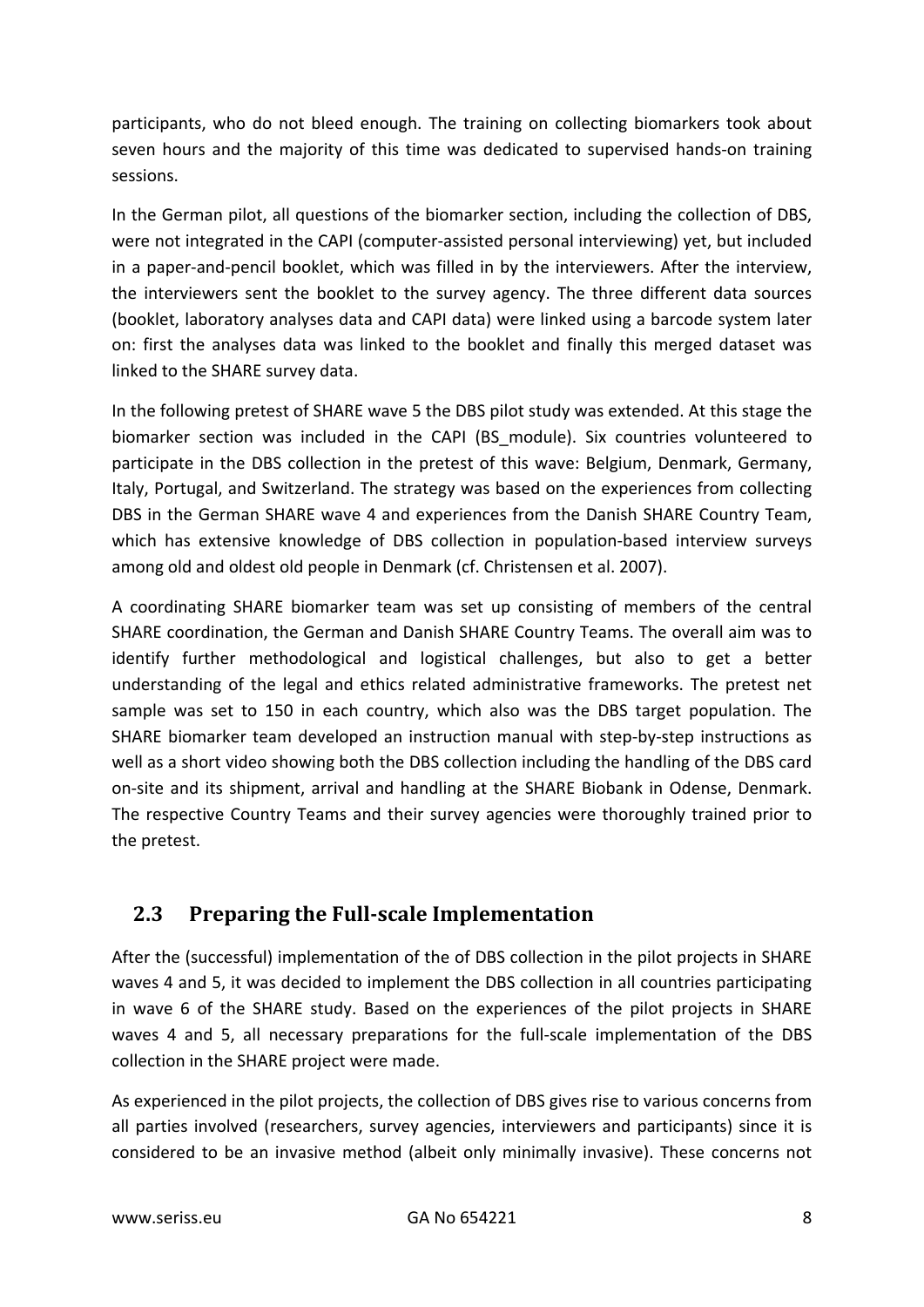participants, who do not bleed enough. The training on collecting biomarkers took about seven hours and the majority of this time was dedicated to supervised hands-on training sessions.

In the German pilot, all questions of the biomarker section, including the collection of DBS, were not integrated in the CAPI (computer-assisted personal interviewing) yet, but included in a paper-and-pencil booklet, which was filled in by the interviewers. After the interview, the interviewers sent the booklet to the survey agency. The three different data sources (booklet, laboratory analyses data and CAPI data) were linked using a barcode system later on: first the analyses data was linked to the booklet and finally this merged dataset was linked to the SHARE survey data.

In the following pretest of SHARE wave 5 the DBS pilot study was extended. At this stage the biomarker section was included in the CAPI (BS_module). Six countries volunteered to participate in the DBS collection in the pretest of this wave: Belgium, Denmark, Germany, Italy, Portugal, and Switzerland. The strategy was based on the experiences from collecting DBS in the German SHARE wave 4 and experiences from the Danish SHARE Country Team, which has extensive knowledge of DBS collection in population-based interview surveys among old and oldest old people in Denmark (cf. Christensen et al. 2007).

A coordinating SHARE biomarker team was set up consisting of members of the central SHARE coordination, the German and Danish SHARE Country Teams. The overall aim was to identify further methodological and logistical challenges, but also to get a better understanding of the legal and ethics related administrative frameworks. The pretest net sample was set to 150 in each country, which also was the DBS target population. The SHARE biomarker team developed an instruction manual with step-by-step instructions as well as a short video showing both the DBS collection including the handling of the DBS card on-site and its shipment, arrival and handling at the SHARE Biobank in Odense, Denmark. The respective Country Teams and their survey agencies were thoroughly trained prior to the pretest.

## 2.3 Preparing the Full-scale Implementation

After the (successful) implementation of the of DBS collection in the pilot projects in SHARE waves 4 and 5, it was decided to implement the DBS collection in all countries participating in wave 6 of the SHARE study. Based on the experiences of the pilot projects in SHARE waves 4 and 5, all necessary preparations for the full-scale implementation of the DBS collection in the SHARE project were made.

As experienced in the pilot projects, the collection of DBS gives rise to various concerns from all parties involved (researchers, survey agencies, interviewers and participants) since it is considered to be an invasive method (albeit only minimally invasive). These concerns not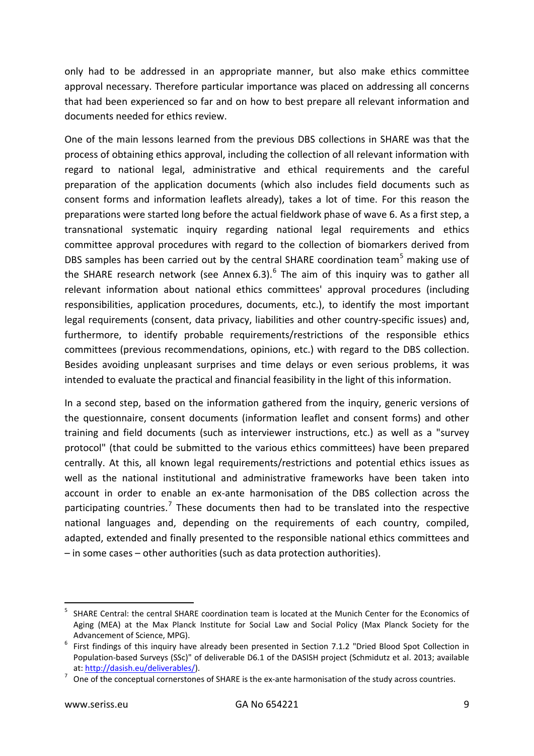only had to be addressed in an appropriate manner, but also make ethics committee approval necessary. Therefore particular importance was placed on addressing all concerns that had been experienced so far and on how to best prepare all relevant information and documents needed for ethics review.

One of the main lessons learned from the previous DBS collections in SHARE was that the process of obtaining ethics approval, including the collection of all relevant information with regard to national legal, administrative and ethical requirements and the careful preparation of the application documents (which also includes field documents such as consent forms and information leaflets already), takes a lot of time. For this reason the preparations were started long before the actual fieldwork phase of wave 6. As a first step, a transnational systematic inquiry regarding national legal requirements and ethics committee approval procedures with regard to the collection of biomarkers derived from DBS samples has been carried out by the central SHARE coordination team[5] making use of the SHARE research network (see Annex 6.3).[6] The aim of this inquiry was to gather all relevant information about national ethics committees' approval procedures (including responsibilities, application procedures, documents, etc.), to identify the most important legal requirements (consent, data privacy, liabilities and other country-specific issues) and, furthermore, to identify probable requirements/restrictions of the responsible ethics committees (previous recommendations, opinions, etc.) with regard to the DBS collection. Besides avoiding unpleasant surprises and time delays or even serious problems, it was intended to evaluate the practical and financial feasibility in the light of this information.

In a second step, based on the information gathered from the inquiry, generic versions of the questionnaire, consent documents (information leaflet and consent forms) and other training and field documents (such as interviewer instructions, etc.) as well as a "survey protocol" (that could be submitted to the various ethics committees) have been prepared centrally. At this, all known legal requirements/restrictions and potential ethics issues as well as the national institutional and administrative frameworks have been taken into account in order to enable an ex-ante harmonisation of the DBS collection across the participating countries.[7] These documents then had to be translated into the respective national languages and, depending on the requirements of each country, compiled, adapted, extended and finally presented to the responsible national ethics committees and – in some cases – other authorities (such as data protection authorities).

---

[5] SHARE Central: the central SHARE coordination team is located at the Munich Center for the Economics of Aging (MEA) at the Max Planck Institute for Social Law and Social Policy (Max Planck Society for the Advancement of Science, MPG).

[6] First findings of this inquiry have already been presented in Section 7.1.2 "Dried Blood Spot Collection in Population-based Surveys (SSc)" of deliverable D6.1 of the DASISH project (Schmidutz et al. 2013; available at: http://dasish.eu/deliverables/).

[7] One of the conceptual cornerstones of SHARE is the ex-ante harmonisation of the study across countries.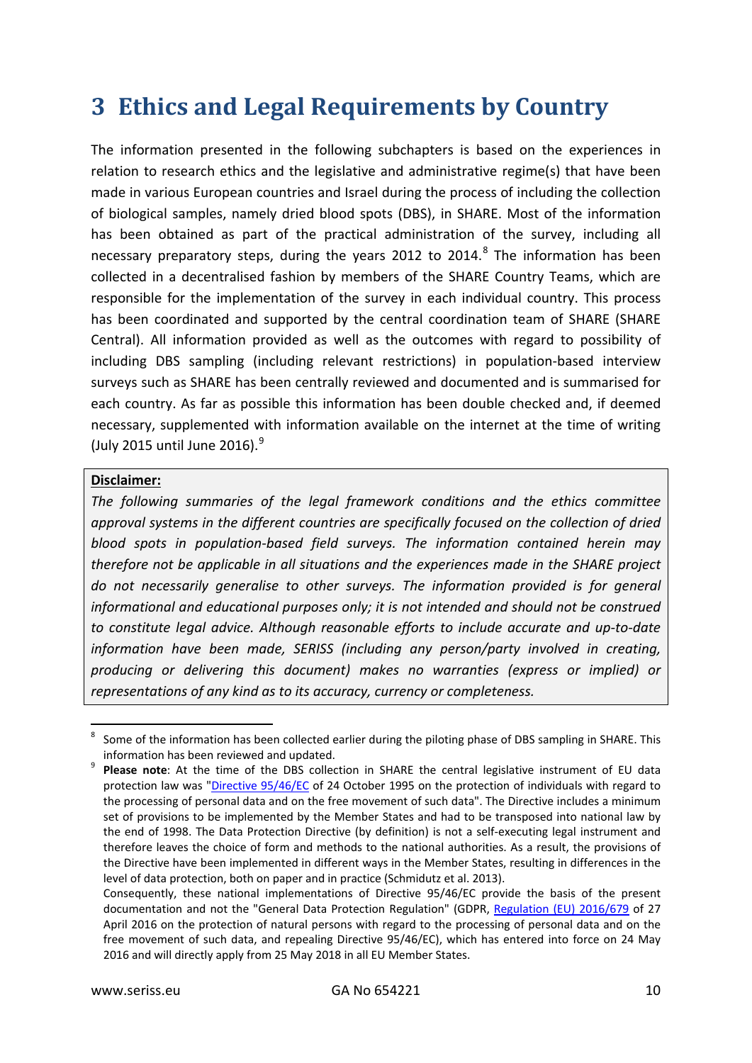# 3 Ethics and Legal Requirements by Country

The information presented in the following subchapters is based on the experiences in relation to research ethics and the legislative and administrative regime(s) that have been made in various European countries and Israel during the process of including the collection of biological samples, namely dried blood spots (DBS), in SHARE. Most of the information has been obtained as part of the practical administration of the survey, including all necessary preparatory steps, during the years 2012 to 2014.[8] The information has been collected in a decentralised fashion by members of the SHARE Country Teams, which are responsible for the implementation of the survey in each individual country. This process has been coordinated and supported by the central coordination team of SHARE (SHARE Central). All information provided as well as the outcomes with regard to possibility of including DBS sampling (including relevant restrictions) in population-based interview surveys such as SHARE has been centrally reviewed and documented and is summarised for each country. As far as possible this information has been double checked and, if deemed necessary, supplemented with information available on the internet at the time of writing (July 2015 until June 2016).[9]

> **Disclaimer:**
>
> *The following summaries of the legal framework conditions and the ethics committee approval systems in the different countries are specifically focused on the collection of dried blood spots in population-based field surveys. The information contained herein may therefore not be applicable in all situations and the experiences made in the SHARE project do not necessarily generalise to other surveys. The information provided is for general informational and educational purposes only; it is not intended and should not be construed to constitute legal advice. Although reasonable efforts to include accurate and up-to-date information have been made, SERISS (including any person/party involved in creating, producing or delivering this document) makes no warranties (express or implied) or representations of any kind as to its accuracy, currency or completeness.*

---

[8] Some of the information has been collected earlier during the piloting phase of DBS sampling in SHARE. This information has been reviewed and updated.

[9] **Please note**: At the time of the DBS collection in SHARE the central legislative instrument of EU data protection law was "Directive 95/46/EC of 24 October 1995 on the protection of individuals with regard to the processing of personal data and on the free movement of such data". The Directive includes a minimum set of provisions to be implemented by the Member States and had to be transposed into national law by the end of 1998. The Data Protection Directive (by definition) is not a self-executing legal instrument and therefore leaves the choice of form and methods to the national authorities. As a result, the provisions of the Directive have been implemented in different ways in the Member States, resulting in differences in the level of data protection, both on paper and in practice (Schmidutz et al. 2013).
Consequently, these national implementations of Directive 95/46/EC provide the basis of the present documentation and not the "General Data Protection Regulation" (GDPR, Regulation (EU) 2016/679 of 27 April 2016 on the protection of natural persons with regard to the processing of personal data and on the free movement of such data, and repealing Directive 95/46/EC), which has entered into force on 24 May 2016 and will directly apply from 25 May 2018 in all EU Member States.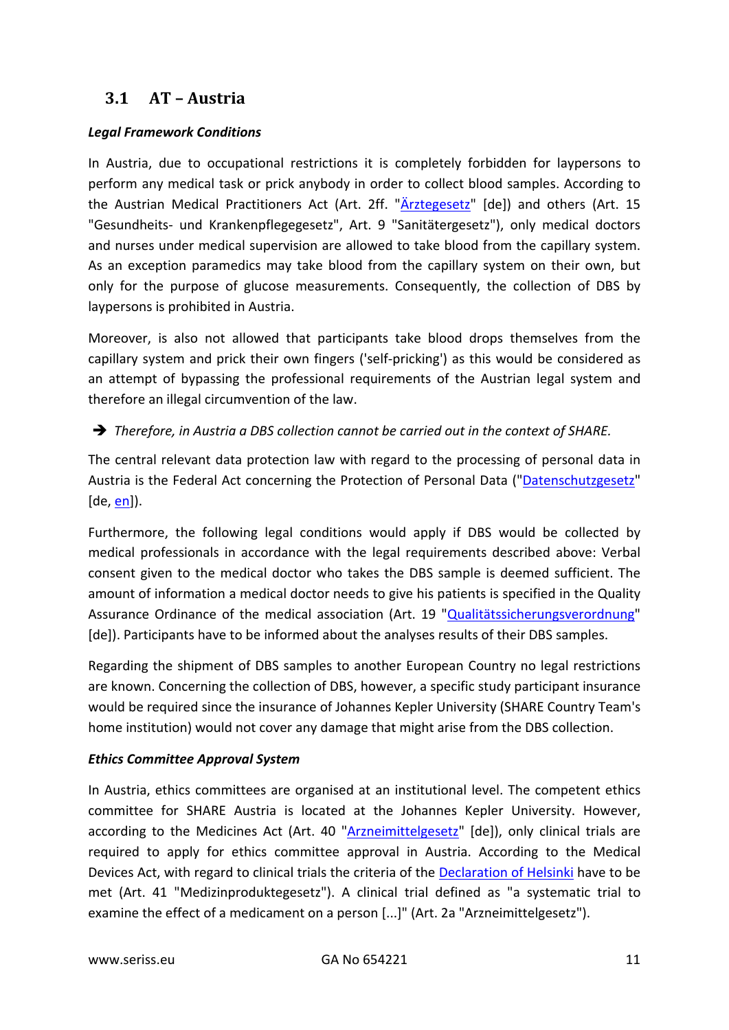## 3.1 AT – Austria

***Legal Framework Conditions***

In Austria, due to occupational restrictions it is completely forbidden for laypersons to perform any medical task or prick anybody in order to collect blood samples. According to the Austrian Medical Practitioners Act (Art. 2ff. "Ärztegesetz" [de]) and others (Art. 15 "Gesundheits- und Krankenpflegegesetz", Art. 9 "Sanitätergesetz"), only medical doctors and nurses under medical supervision are allowed to take blood from the capillary system. As an exception paramedics may take blood from the capillary system on their own, but only for the purpose of glucose measurements. Consequently, the collection of DBS by laypersons is prohibited in Austria.

Moreover, is also not allowed that participants take blood drops themselves from the capillary system and prick their own fingers ('self-pricking') as this would be considered as an attempt of bypassing the professional requirements of the Austrian legal system and therefore an illegal circumvention of the law.

➔ *Therefore, in Austria a DBS collection cannot be carried out in the context of SHARE.*

The central relevant data protection law with regard to the processing of personal data in Austria is the Federal Act concerning the Protection of Personal Data ("Datenschutzgesetz" [de, en]).

Furthermore, the following legal conditions would apply if DBS would be collected by medical professionals in accordance with the legal requirements described above: Verbal consent given to the medical doctor who takes the DBS sample is deemed sufficient. The amount of information a medical doctor needs to give his patients is specified in the Quality Assurance Ordinance of the medical association (Art. 19 "Qualitätssicherungsverordnung" [de]). Participants have to be informed about the analyses results of their DBS samples.

Regarding the shipment of DBS samples to another European Country no legal restrictions are known. Concerning the collection of DBS, however, a specific study participant insurance would be required since the insurance of Johannes Kepler University (SHARE Country Team's home institution) would not cover any damage that might arise from the DBS collection.

***Ethics Committee Approval System***

In Austria, ethics committees are organised at an institutional level. The competent ethics committee for SHARE Austria is located at the Johannes Kepler University. However, according to the Medicines Act (Art. 40 "Arzneimittelgesetz" [de]), only clinical trials are required to apply for ethics committee approval in Austria. According to the Medical Devices Act, with regard to clinical trials the criteria of the Declaration of Helsinki have to be met (Art. 41 "Medizinproduktegesetz"). A clinical trial defined as "a systematic trial to examine the effect of a medicament on a person [...]" (Art. 2a "Arzneimittelgesetz").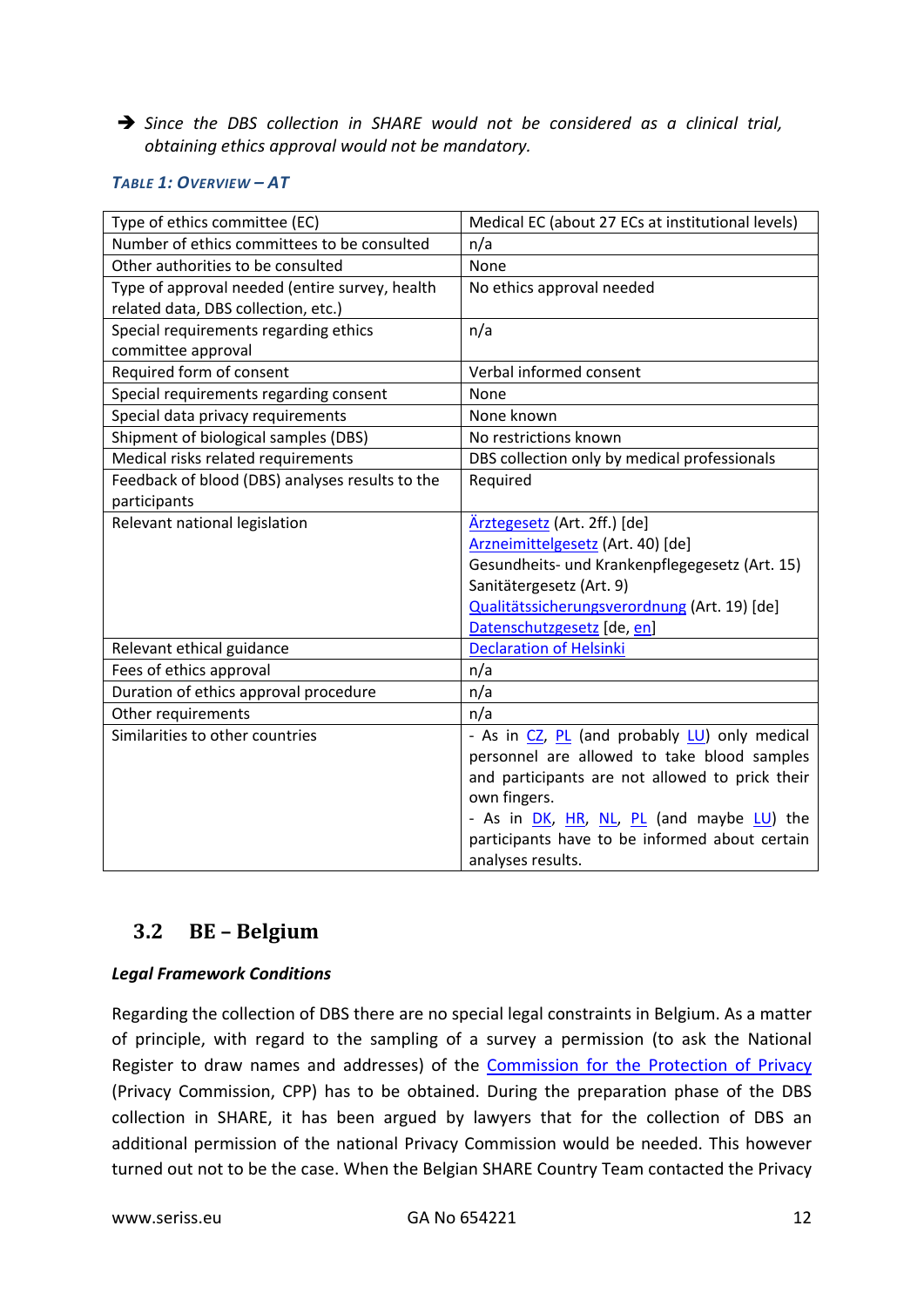➔ *Since the DBS collection in SHARE would not be considered as a clinical trial, obtaining ethics approval would not be mandatory.*

***Table 1: Overview – AT***

| Type of ethics committee (EC) | Medical EC (about 27 ECs at institutional levels) |
|---|---|
| Number of ethics committees to be consulted | n/a |
| Other authorities to be consulted | None |
| Type of approval needed (entire survey, health related data, DBS collection, etc.) | No ethics approval needed |
| Special requirements regarding ethics committee approval | n/a |
| Required form of consent | Verbal informed consent |
| Special requirements regarding consent | None |
| Special data privacy requirements | None known |
| Shipment of biological samples (DBS) | No restrictions known |
| Medical risks related requirements | DBS collection only by medical professionals |
| Feedback of blood (DBS) analyses results to the participants | Required |
| Relevant national legislation | Ärztegesetz (Art. 2ff.) [de]<br>Arzneimittelgesetz (Art. 40) [de]<br>Gesundheits- und Krankenpflegegesetz (Art. 15)<br>Sanitätergesetz (Art. 9)<br>Qualitätssicherungsverordnung (Art. 19) [de]<br>Datenschutzgesetz [de, en] |
| Relevant ethical guidance | Declaration of Helsinki |
| Fees of ethics approval | n/a |
| Duration of ethics approval procedure | n/a |
| Other requirements | n/a |
| Similarities to other countries | - As in CZ, PL (and probably LU) only medical personnel are allowed to take blood samples and participants are not allowed to prick their own fingers.<br>- As in DK, HR, NL, PL (and maybe LU) the participants have to be informed about certain analyses results. |

## 3.2 BE – Belgium

***Legal Framework Conditions***

Regarding the collection of DBS there are no special legal constraints in Belgium. As a matter of principle, with regard to the sampling of a survey a permission (to ask the National Register to draw names and addresses) of the Commission for the Protection of Privacy (Privacy Commission, CPP) has to be obtained. During the preparation phase of the DBS collection in SHARE, it has been argued by lawyers that for the collection of DBS an additional permission of the national Privacy Commission would be needed. This however turned out not to be the case. When the Belgian SHARE Country Team contacted the Privacy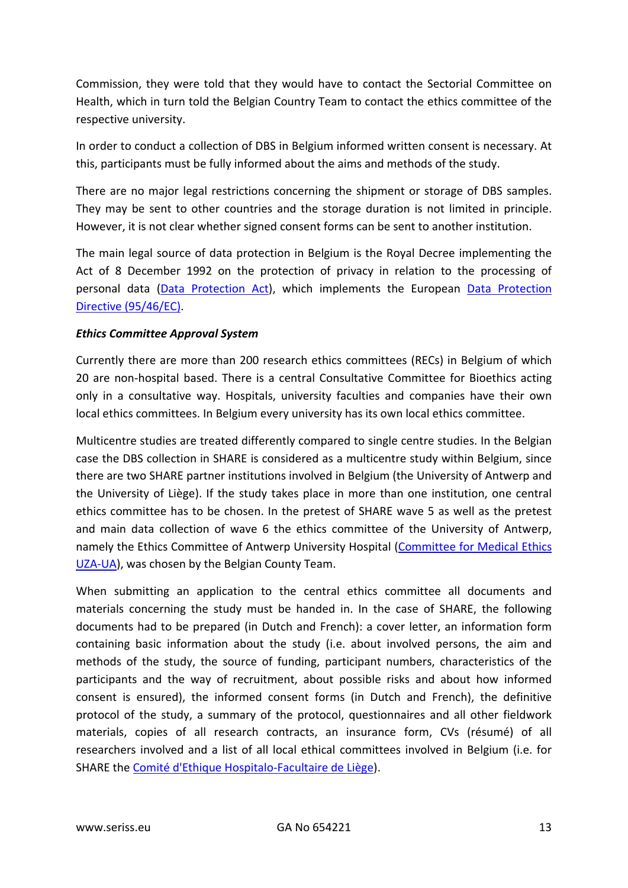Commission, they were told that they would have to contact the Sectorial Committee on Health, which in turn told the Belgian Country Team to contact the ethics committee of the respective university.

In order to conduct a collection of DBS in Belgium informed written consent is necessary. At this, participants must be fully informed about the aims and methods of the study.

There are no major legal restrictions concerning the shipment or storage of DBS samples. They may be sent to other countries and the storage duration is not limited in principle. However, it is not clear whether signed consent forms can be sent to another institution.

The main legal source of data protection in Belgium is the Royal Decree implementing the Act of 8 December 1992 on the protection of privacy in relation to the processing of personal data (Data Protection Act), which implements the European Data Protection Directive (95/46/EC).

***Ethics Committee Approval System***

Currently there are more than 200 research ethics committees (RECs) in Belgium of which 20 are non-hospital based. There is a central Consultative Committee for Bioethics acting only in a consultative way. Hospitals, university faculties and companies have their own local ethics committees. In Belgium every university has its own local ethics committee.

Multicentre studies are treated differently compared to single centre studies. In the Belgian case the DBS collection in SHARE is considered as a multicentre study within Belgium, since there are two SHARE partner institutions involved in Belgium (the University of Antwerp and the University of Liège). If the study takes place in more than one institution, one central ethics committee has to be chosen. In the pretest of SHARE wave 5 as well as the pretest and main data collection of wave 6 the ethics committee of the University of Antwerp, namely the Ethics Committee of Antwerp University Hospital (Committee for Medical Ethics UZA-UA), was chosen by the Belgian County Team.

When submitting an application to the central ethics committee all documents and materials concerning the study must be handed in. In the case of SHARE, the following documents had to be prepared (in Dutch and French): a cover letter, an information form containing basic information about the study (i.e. about involved persons, the aim and methods of the study, the source of funding, participant numbers, characteristics of the participants and the way of recruitment, about possible risks and about how informed consent is ensured), the informed consent forms (in Dutch and French), the definitive protocol of the study, a summary of the protocol, questionnaires and all other fieldwork materials, copies of all research contracts, an insurance form, CVs (résumé) of all researchers involved and a list of all local ethical committees involved in Belgium (i.e. for SHARE the Comité d'Ethique Hospitalo-Facultaire de Liège).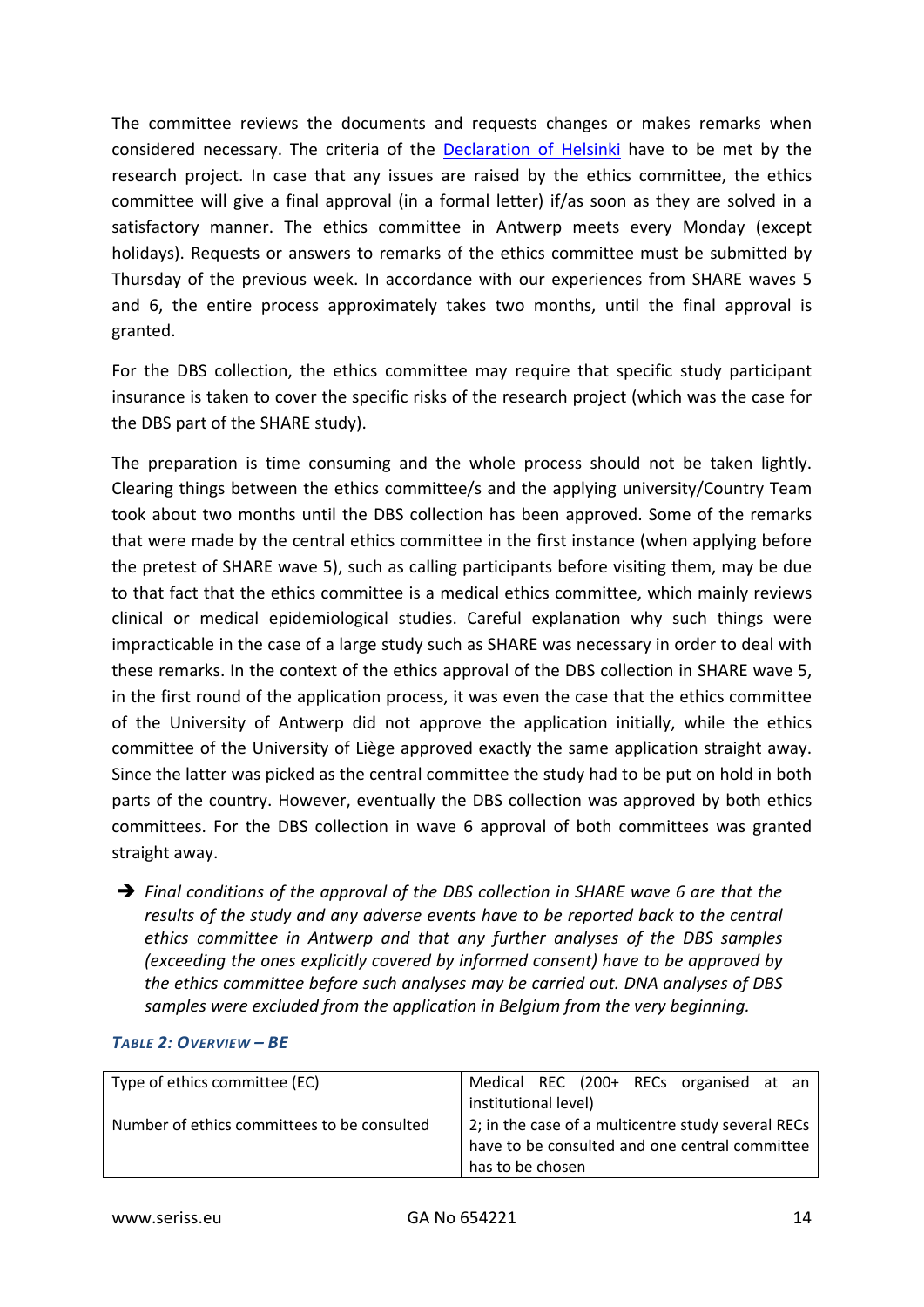The committee reviews the documents and requests changes or makes remarks when considered necessary. The criteria of the [Declaration of Helsinki] have to be met by the research project. In case that any issues are raised by the ethics committee, the ethics committee will give a final approval (in a formal letter) if/as soon as they are solved in a satisfactory manner. The ethics committee in Antwerp meets every Monday (except holidays). Requests or answers to remarks of the ethics committee must be submitted by Thursday of the previous week. In accordance with our experiences from SHARE waves 5 and 6, the entire process approximately takes two months, until the final approval is granted.

For the DBS collection, the ethics committee may require that specific study participant insurance is taken to cover the specific risks of the research project (which was the case for the DBS part of the SHARE study).

The preparation is time consuming and the whole process should not be taken lightly. Clearing things between the ethics committee/s and the applying university/Country Team took about two months until the DBS collection has been approved. Some of the remarks that were made by the central ethics committee in the first instance (when applying before the pretest of SHARE wave 5), such as calling participants before visiting them, may be due to that fact that the ethics committee is a medical ethics committee, which mainly reviews clinical or medical epidemiological studies. Careful explanation why such things were impracticable in the case of a large study such as SHARE was necessary in order to deal with these remarks. In the context of the ethics approval of the DBS collection in SHARE wave 5, in the first round of the application process, it was even the case that the ethics committee of the University of Antwerp did not approve the application initially, while the ethics committee of the University of Liège approved exactly the same application straight away. Since the latter was picked as the central committee the study had to be put on hold in both parts of the country. However, eventually the DBS collection was approved by both ethics committees. For the DBS collection in wave 6 approval of both committees was granted straight away.

➔ *Final conditions of the approval of the DBS collection in SHARE wave 6 are that the results of the study and any adverse events have to be reported back to the central ethics committee in Antwerp and that any further analyses of the DBS samples (exceeding the ones explicitly covered by informed consent) have to be approved by the ethics committee before such analyses may be carried out. DNA analyses of DBS samples were excluded from the application in Belgium from the very beginning.*

***Table 2: Overview – BE***

| Type of ethics committee (EC) | Medical REC (200+ RECs organised at an institutional level) |
|---|---|
| Number of ethics committees to be consulted | 2; in the case of a multicentre study several RECs have to be consulted and one central committee has to be chosen |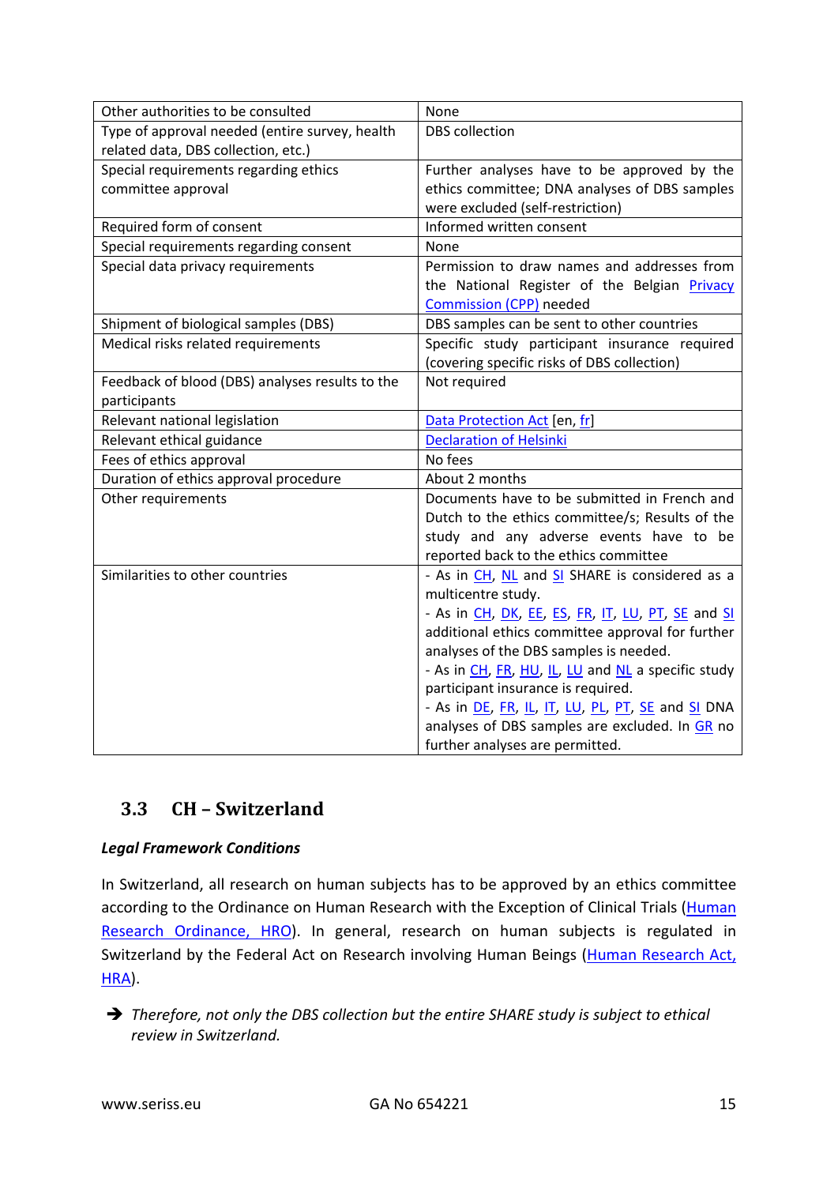| Other authorities to be consulted | None |
|---|---|
| Type of approval needed (entire survey, health related data, DBS collection, etc.) | DBS collection |
| Special requirements regarding ethics committee approval | Further analyses have to be approved by the ethics committee; DNA analyses of DBS samples were excluded (self-restriction) |
| Required form of consent | Informed written consent |
| Special requirements regarding consent | None |
| Special data privacy requirements | Permission to draw names and addresses from the National Register of the Belgian Privacy Commission (CPP) needed |
| Shipment of biological samples (DBS) | DBS samples can be sent to other countries |
| Medical risks related requirements | Specific study participant insurance required (covering specific risks of DBS collection) |
| Feedback of blood (DBS) analyses results to the participants | Not required |
| Relevant national legislation | Data Protection Act [en, fr] |
| Relevant ethical guidance | Declaration of Helsinki |
| Fees of ethics approval | No fees |
| Duration of ethics approval procedure | About 2 months |
| Other requirements | Documents have to be submitted in French and Dutch to the ethics committee/s; Results of the study and any adverse events have to be reported back to the ethics committee |
| Similarities to other countries | - As in CH, NL and SI SHARE is considered as a multicentre study.<br>- As in CH, DK, EE, ES, FR, IT, LU, PT, SE and SI additional ethics committee approval for further analyses of the DBS samples is needed.<br>- As in CH, FR, HU, IL, LU and NL a specific study participant insurance is required.<br>- As in DE, FR, IL, IT, LU, PL, PT, SE and SI DNA analyses of DBS samples are excluded. In GR no further analyses are permitted. |

## 3.3 CH – Switzerland

***Legal Framework Conditions***

In Switzerland, all research on human subjects has to be approved by an ethics committee according to the Ordinance on Human Research with the Exception of Clinical Trials (Human Research Ordinance, HRO). In general, research on human subjects is regulated in Switzerland by the Federal Act on Research involving Human Beings (Human Research Act, HRA).

➔ *Therefore, not only the DBS collection but the entire SHARE study is subject to ethical review in Switzerland.*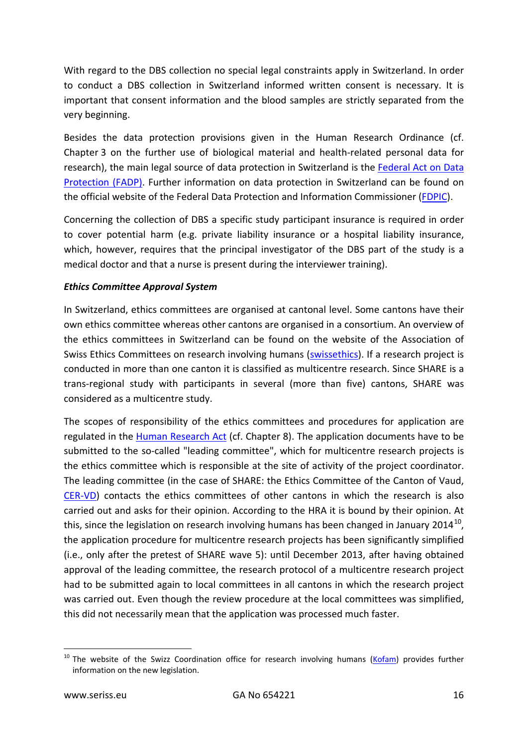With regard to the DBS collection no special legal constraints apply in Switzerland. In order to conduct a DBS collection in Switzerland informed written consent is necessary. It is important that consent information and the blood samples are strictly separated from the very beginning.

Besides the data protection provisions given in the Human Research Ordinance (cf. Chapter 3 on the further use of biological material and health-related personal data for research), the main legal source of data protection in Switzerland is the Federal Act on Data Protection (FADP). Further information on data protection in Switzerland can be found on the official website of the Federal Data Protection and Information Commissioner (FDPIC).

Concerning the collection of DBS a specific study participant insurance is required in order to cover potential harm (e.g. private liability insurance or a hospital liability insurance, which, however, requires that the principal investigator of the DBS part of the study is a medical doctor and that a nurse is present during the interviewer training).

***Ethics Committee Approval System***

In Switzerland, ethics committees are organised at cantonal level. Some cantons have their own ethics committee whereas other cantons are organised in a consortium. An overview of the ethics committees in Switzerland can be found on the website of the Association of Swiss Ethics Committees on research involving humans (swissethics). If a research project is conducted in more than one canton it is classified as multicentre research. Since SHARE is a trans-regional study with participants in several (more than five) cantons, SHARE was considered as a multicentre study.

The scopes of responsibility of the ethics committees and procedures for application are regulated in the Human Research Act (cf. Chapter 8). The application documents have to be submitted to the so-called "leading committee", which for multicentre research projects is the ethics committee which is responsible at the site of activity of the project coordinator. The leading committee (in the case of SHARE: the Ethics Committee of the Canton of Vaud, CER-VD) contacts the ethics committees of other cantons in which the research is also carried out and asks for their opinion. According to the HRA it is bound by their opinion. At this, since the legislation on research involving humans has been changed in January 2014[10], the application procedure for multicentre research projects has been significantly simplified (i.e., only after the pretest of SHARE wave 5): until December 2013, after having obtained approval of the leading committee, the research protocol of a multicentre research project had to be submitted again to local committees in all cantons in which the research project was carried out. Even though the review procedure at the local committees was simplified, this did not necessarily mean that the application was processed much faster.

[10] The website of the Swizz Coordination office for research involving humans (Kofam) provides further information on the new legislation.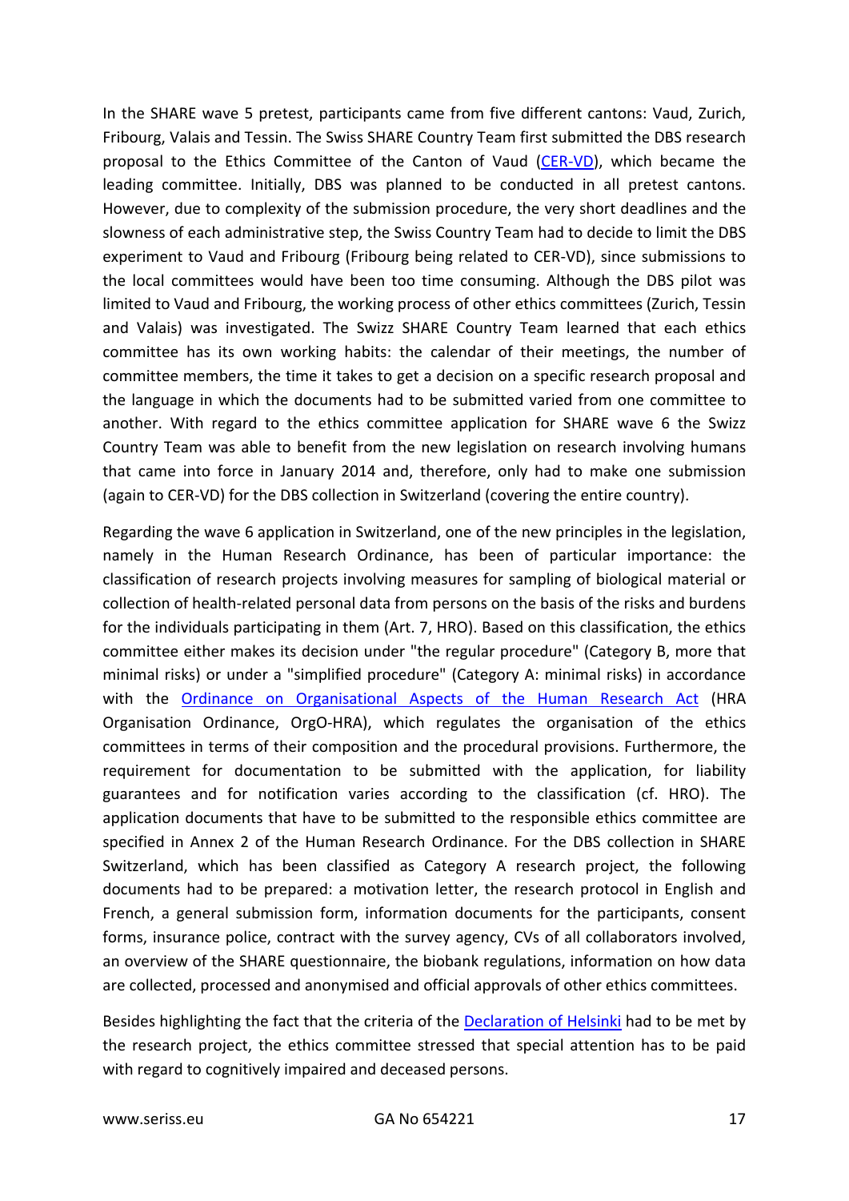In the SHARE wave 5 pretest, participants came from five different cantons: Vaud, Zurich, Fribourg, Valais and Tessin. The Swiss SHARE Country Team first submitted the DBS research proposal to the Ethics Committee of the Canton of Vaud (CER-VD), which became the leading committee. Initially, DBS was planned to be conducted in all pretest cantons. However, due to complexity of the submission procedure, the very short deadlines and the slowness of each administrative step, the Swiss Country Team had to decide to limit the DBS experiment to Vaud and Fribourg (Fribourg being related to CER-VD), since submissions to the local committees would have been too time consuming. Although the DBS pilot was limited to Vaud and Fribourg, the working process of other ethics committees (Zurich, Tessin and Valais) was investigated. The Swizz SHARE Country Team learned that each ethics committee has its own working habits: the calendar of their meetings, the number of committee members, the time it takes to get a decision on a specific research proposal and the language in which the documents had to be submitted varied from one committee to another. With regard to the ethics committee application for SHARE wave 6 the Swizz Country Team was able to benefit from the new legislation on research involving humans that came into force in January 2014 and, therefore, only had to make one submission (again to CER-VD) for the DBS collection in Switzerland (covering the entire country).

Regarding the wave 6 application in Switzerland, one of the new principles in the legislation, namely in the Human Research Ordinance, has been of particular importance: the classification of research projects involving measures for sampling of biological material or collection of health-related personal data from persons on the basis of the risks and burdens for the individuals participating in them (Art. 7, HRO). Based on this classification, the ethics committee either makes its decision under "the regular procedure" (Category B, more that minimal risks) or under a "simplified procedure" (Category A: minimal risks) in accordance with the Ordinance on Organisational Aspects of the Human Research Act (HRA Organisation Ordinance, OrgO-HRA), which regulates the organisation of the ethics committees in terms of their composition and the procedural provisions. Furthermore, the requirement for documentation to be submitted with the application, for liability guarantees and for notification varies according to the classification (cf. HRO). The application documents that have to be submitted to the responsible ethics committee are specified in Annex 2 of the Human Research Ordinance. For the DBS collection in SHARE Switzerland, which has been classified as Category A research project, the following documents had to be prepared: a motivation letter, the research protocol in English and French, a general submission form, information documents for the participants, consent forms, insurance police, contract with the survey agency, CVs of all collaborators involved, an overview of the SHARE questionnaire, the biobank regulations, information on how data are collected, processed and anonymised and official approvals of other ethics committees.

Besides highlighting the fact that the criteria of the Declaration of Helsinki had to be met by the research project, the ethics committee stressed that special attention has to be paid with regard to cognitively impaired and deceased persons.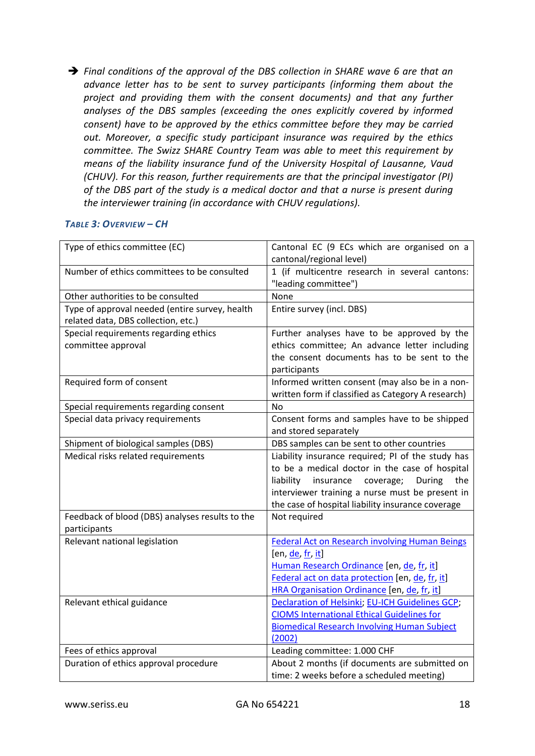➔ *Final conditions of the approval of the DBS collection in SHARE wave 6 are that an advance letter has to be sent to survey participants (informing them about the project and providing them with the consent documents) and that any further analyses of the DBS samples (exceeding the ones explicitly covered by informed consent) have to be approved by the ethics committee before they may be carried out. Moreover, a specific study participant insurance was required by the ethics committee. The Swizz SHARE Country Team was able to meet this requirement by means of the liability insurance fund of the University Hospital of Lausanne, Vaud (CHUV). For this reason, further requirements are that the principal investigator (PI) of the DBS part of the study is a medical doctor and that a nurse is present during the interviewer training (in accordance with CHUV regulations).*

***Table 3: Overview – CH***

| | |
|---|---|
| Type of ethics committee (EC) | Cantonal EC (9 ECs which are organised on a cantonal/regional level) |
| Number of ethics committees to be consulted | 1 (if multicentre research in several cantons: "leading committee") |
| Other authorities to be consulted | None |
| Type of approval needed (entire survey, health related data, DBS collection, etc.) | Entire survey (incl. DBS) |
| Special requirements regarding ethics committee approval | Further analyses have to be approved by the ethics committee; An advance letter including the consent documents has to be sent to the participants |
| Required form of consent | Informed written consent (may also be in a non-written form if classified as Category A research) |
| Special requirements regarding consent | No |
| Special data privacy requirements | Consent forms and samples have to be shipped and stored separately |
| Shipment of biological samples (DBS) | DBS samples can be sent to other countries |
| Medical risks related requirements | Liability insurance required; PI of the study has to be a medical doctor in the case of hospital liability insurance coverage; During the interviewer training a nurse must be present in the case of hospital liability insurance coverage |
| Feedback of blood (DBS) analyses results to the participants | Not required |
| Relevant national legislation | Federal Act on Research involving Human Beings [en, de, fr, it]<br>Human Research Ordinance [en, de, fr, it]<br>Federal act on data protection [en, de, fr, it]<br>HRA Organisation Ordinance [en, de, fr, it] |
| Relevant ethical guidance | Declaration of Helsinki; EU-ICH Guidelines GCP; CIOMS International Ethical Guidelines for Biomedical Research Involving Human Subject (2002) |
| Fees of ethics approval | Leading committee: 1.000 CHF |
| Duration of ethics approval procedure | About 2 months (if documents are submitted on time: 2 weeks before a scheduled meeting) |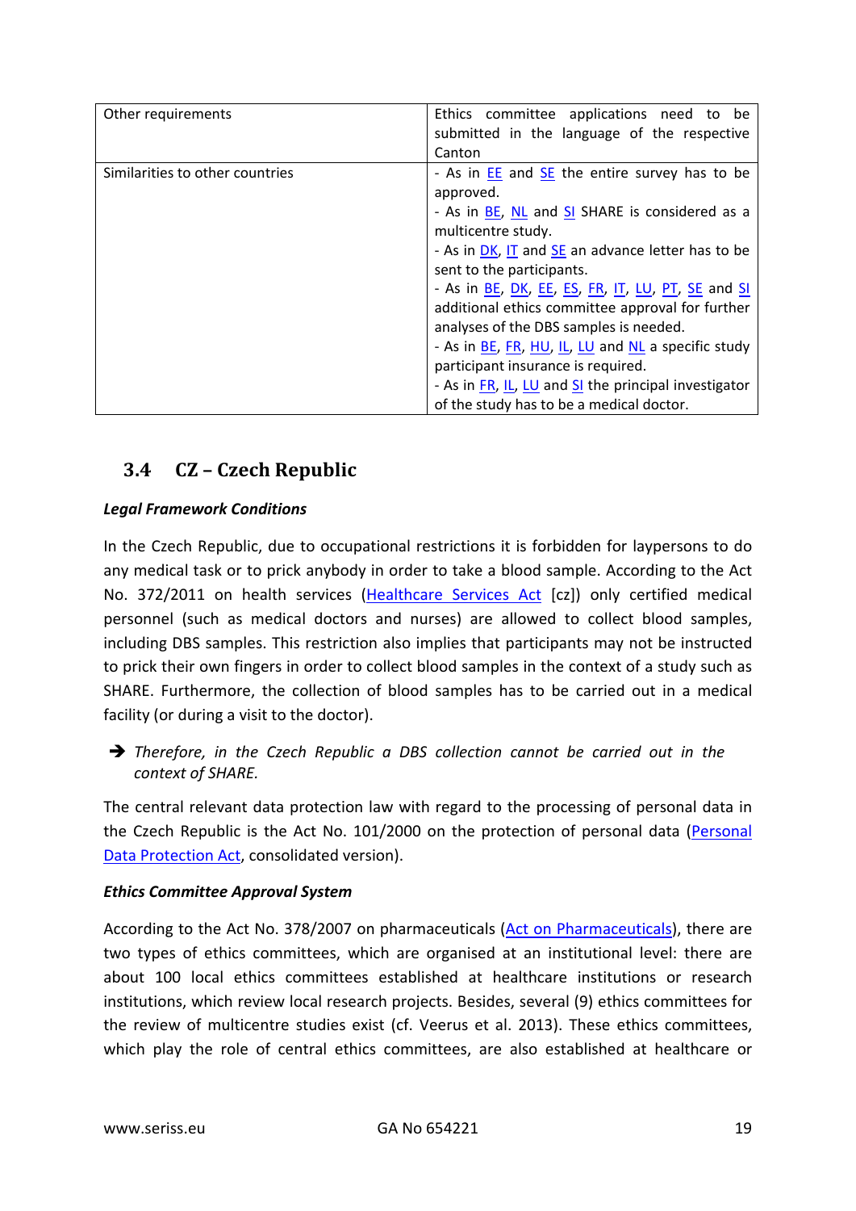| Other requirements | Ethics committee applications need to be submitted in the language of the respective Canton |
|---|---|
| Similarities to other countries | - As in EE and SE the entire survey has to be approved.<br>- As in BE, NL and SI SHARE is considered as a multicentre study.<br>- As in DK, IT and SE an advance letter has to be sent to the participants.<br>- As in BE, DK, EE, ES, FR, IT, LU, PT, SE and SI additional ethics committee approval for further analyses of the DBS samples is needed.<br>- As in BE, FR, HU, IL, LU and NL a specific study participant insurance is required.<br>- As in FR, IL, LU and SI the principal investigator of the study has to be a medical doctor. |

## 3.4 CZ – Czech Republic

***Legal Framework Conditions***

In the Czech Republic, due to occupational restrictions it is forbidden for laypersons to do any medical task or to prick anybody in order to take a blood sample. According to the Act No. 372/2011 on health services (Healthcare Services Act [cz]) only certified medical personnel (such as medical doctors and nurses) are allowed to collect blood samples, including DBS samples. This restriction also implies that participants may not be instructed to prick their own fingers in order to collect blood samples in the context of a study such as SHARE. Furthermore, the collection of blood samples has to be carried out in a medical facility (or during a visit to the doctor).

➔ *Therefore, in the Czech Republic a DBS collection cannot be carried out in the context of SHARE.*

The central relevant data protection law with regard to the processing of personal data in the Czech Republic is the Act No. 101/2000 on the protection of personal data (Personal Data Protection Act, consolidated version).

***Ethics Committee Approval System***

According to the Act No. 378/2007 on pharmaceuticals (Act on Pharmaceuticals), there are two types of ethics committees, which are organised at an institutional level: there are about 100 local ethics committees established at healthcare institutions or research institutions, which review local research projects. Besides, several (9) ethics committees for the review of multicentre studies exist (cf. Veerus et al. 2013). These ethics committees, which play the role of central ethics committees, are also established at healthcare or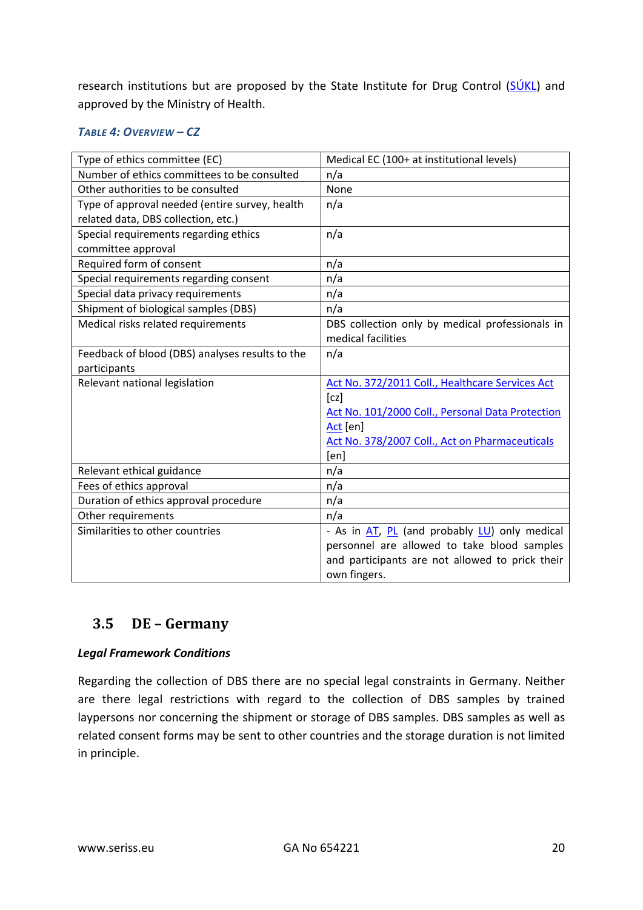research institutions but are proposed by the State Institute for Drug Control (SÚKL) and approved by the Ministry of Health.

***Table 4: Overview – CZ***

| Type of ethics committee (EC) | Medical EC (100+ at institutional levels) |
|---|---|
| Number of ethics committees to be consulted | n/a |
| Other authorities to be consulted | None |
| Type of approval needed (entire survey, health related data, DBS collection, etc.) | n/a |
| Special requirements regarding ethics committee approval | n/a |
| Required form of consent | n/a |
| Special requirements regarding consent | n/a |
| Special data privacy requirements | n/a |
| Shipment of biological samples (DBS) | n/a |
| Medical risks related requirements | DBS collection only by medical professionals in medical facilities |
| Feedback of blood (DBS) analyses results to the participants | n/a |
| Relevant national legislation | Act No. 372/2011 Coll., Healthcare Services Act [cz]<br>Act No. 101/2000 Coll., Personal Data Protection Act [en]<br>Act No. 378/2007 Coll., Act on Pharmaceuticals [en] |
| Relevant ethical guidance | n/a |
| Fees of ethics approval | n/a |
| Duration of ethics approval procedure | n/a |
| Other requirements | n/a |
| Similarities to other countries | - As in AT, PL (and probably LU) only medical personnel are allowed to take blood samples and participants are not allowed to prick their own fingers. |

## 3.5 DE – Germany

***Legal Framework Conditions***

Regarding the collection of DBS there are no special legal constraints in Germany. Neither are there legal restrictions with regard to the collection of DBS samples by trained laypersons nor concerning the shipment or storage of DBS samples. DBS samples as well as related consent forms may be sent to other countries and the storage duration is not limited in principle.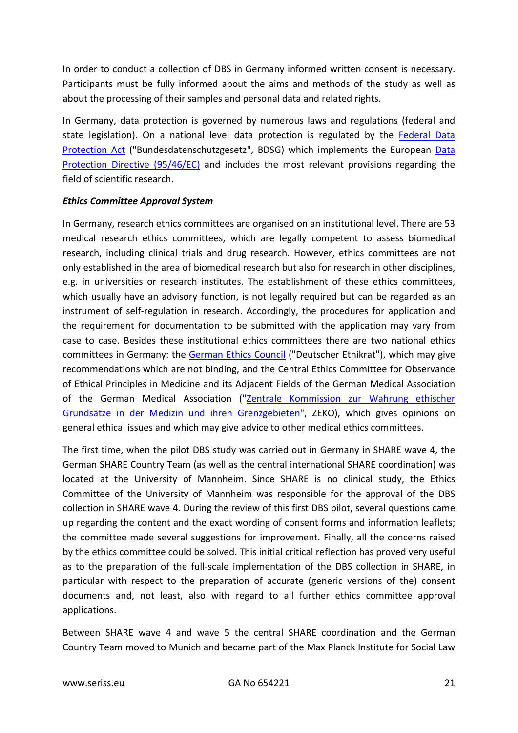In order to conduct a collection of DBS in Germany informed written consent is necessary. Participants must be fully informed about the aims and methods of the study as well as about the processing of their samples and personal data and related rights.

In Germany, data protection is governed by numerous laws and regulations (federal and state legislation). On a national level data protection is regulated by the Federal Data Protection Act ("Bundesdatenschutzgesetz", BDSG) which implements the European Data Protection Directive (95/46/EC) and includes the most relevant provisions regarding the field of scientific research.

***Ethics Committee Approval System***

In Germany, research ethics committees are organised on an institutional level. There are 53 medical research ethics committees, which are legally competent to assess biomedical research, including clinical trials and drug research. However, ethics committees are not only established in the area of biomedical research but also for research in other disciplines, e.g. in universities or research institutes. The establishment of these ethics committees, which usually have an advisory function, is not legally required but can be regarded as an instrument of self-regulation in research. Accordingly, the procedures for application and the requirement for documentation to be submitted with the application may vary from case to case. Besides these institutional ethics committees there are two national ethics committees in Germany: the German Ethics Council ("Deutscher Ethikrat"), which may give recommendations which are not binding, and the Central Ethics Committee for Observance of Ethical Principles in Medicine and its Adjacent Fields of the German Medical Association of the German Medical Association ("Zentrale Kommission zur Wahrung ethischer Grundsätze in der Medizin und ihren Grenzgebieten", ZEKO), which gives opinions on general ethical issues and which may give advice to other medical ethics committees.

The first time, when the pilot DBS study was carried out in Germany in SHARE wave 4, the German SHARE Country Team (as well as the central international SHARE coordination) was located at the University of Mannheim. Since SHARE is no clinical study, the Ethics Committee of the University of Mannheim was responsible for the approval of the DBS collection in SHARE wave 4. During the review of this first DBS pilot, several questions came up regarding the content and the exact wording of consent forms and information leaflets; the committee made several suggestions for improvement. Finally, all the concerns raised by the ethics committee could be solved. This initial critical reflection has proved very useful as to the preparation of the full-scale implementation of the DBS collection in SHARE, in particular with respect to the preparation of accurate (generic versions of the) consent documents and, not least, also with regard to all further ethics committee approval applications.

Between SHARE wave 4 and wave 5 the central SHARE coordination and the German Country Team moved to Munich and became part of the Max Planck Institute for Social Law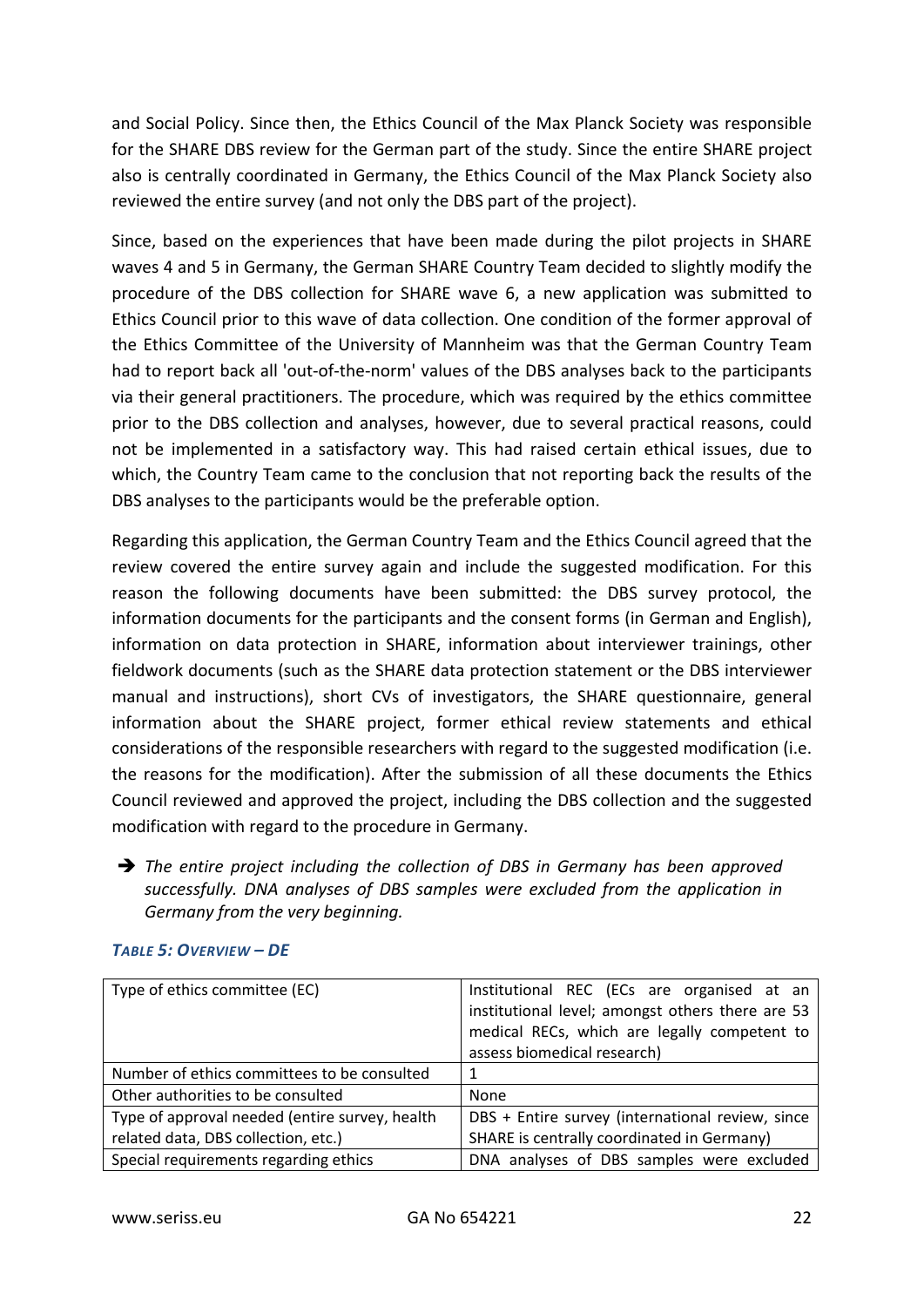and Social Policy. Since then, the Ethics Council of the Max Planck Society was responsible for the SHARE DBS review for the German part of the study. Since the entire SHARE project also is centrally coordinated in Germany, the Ethics Council of the Max Planck Society also reviewed the entire survey (and not only the DBS part of the project).

Since, based on the experiences that have been made during the pilot projects in SHARE waves 4 and 5 in Germany, the German SHARE Country Team decided to slightly modify the procedure of the DBS collection for SHARE wave 6, a new application was submitted to Ethics Council prior to this wave of data collection. One condition of the former approval of the Ethics Committee of the University of Mannheim was that the German Country Team had to report back all 'out-of-the-norm' values of the DBS analyses back to the participants via their general practitioners. The procedure, which was required by the ethics committee prior to the DBS collection and analyses, however, due to several practical reasons, could not be implemented in a satisfactory way. This had raised certain ethical issues, due to which, the Country Team came to the conclusion that not reporting back the results of the DBS analyses to the participants would be the preferable option.

Regarding this application, the German Country Team and the Ethics Council agreed that the review covered the entire survey again and include the suggested modification. For this reason the following documents have been submitted: the DBS survey protocol, the information documents for the participants and the consent forms (in German and English), information on data protection in SHARE, information about interviewer trainings, other fieldwork documents (such as the SHARE data protection statement or the DBS interviewer manual and instructions), short CVs of investigators, the SHARE questionnaire, general information about the SHARE project, former ethical review statements and ethical considerations of the responsible researchers with regard to the suggested modification (i.e. the reasons for the modification). After the submission of all these documents the Ethics Council reviewed and approved the project, including the DBS collection and the suggested modification with regard to the procedure in Germany.

➔ *The entire project including the collection of DBS in Germany has been approved successfully. DNA analyses of DBS samples were excluded from the application in Germany from the very beginning.*

***TABLE 5: OVERVIEW – DE***

| | |
|---|---|
| Type of ethics committee (EC) | Institutional REC (ECs are organised at an institutional level; amongst others there are 53 medical RECs, which are legally competent to assess biomedical research) |
| Number of ethics committees to be consulted | 1 |
| Other authorities to be consulted | None |
| Type of approval needed (entire survey, health related data, DBS collection, etc.) | DBS + Entire survey (international review, since SHARE is centrally coordinated in Germany) |
| Special requirements regarding ethics | DNA analyses of DBS samples were excluded |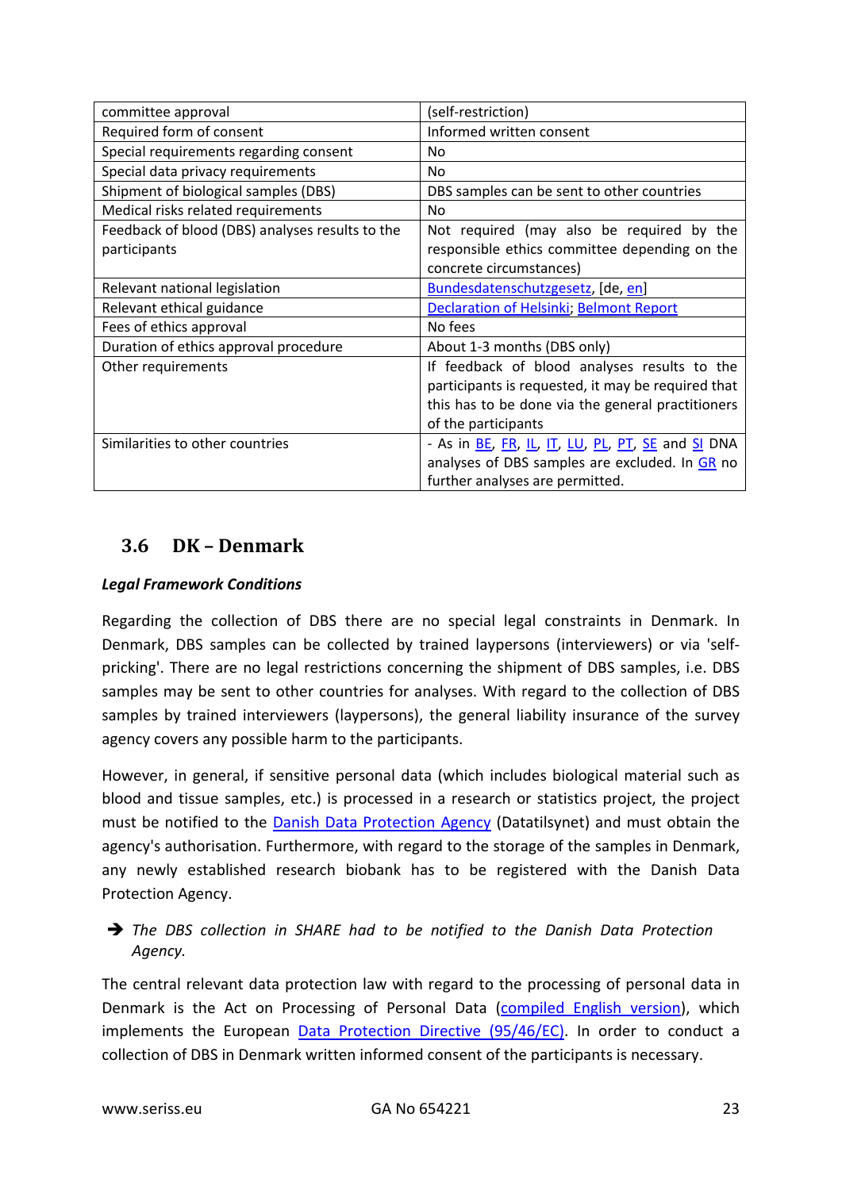| committee approval | (self-restriction) |
|---|---|
| Required form of consent | Informed written consent |
| Special requirements regarding consent | No |
| Special data privacy requirements | No |
| Shipment of biological samples (DBS) | DBS samples can be sent to other countries |
| Medical risks related requirements | No |
| Feedback of blood (DBS) analyses results to the participants | Not required (may also be required by the responsible ethics committee depending on the concrete circumstances) |
| Relevant national legislation | Bundesdatenschutzgesetz, [de, en] |
| Relevant ethical guidance | Declaration of Helsinki; Belmont Report |
| Fees of ethics approval | No fees |
| Duration of ethics approval procedure | About 1-3 months (DBS only) |
| Other requirements | If feedback of blood analyses results to the participants is requested, it may be required that this has to be done via the general practitioners of the participants |
| Similarities to other countries | - As in BE, FR, IL, IT, LU, PL, PT, SE and SI DNA analyses of DBS samples are excluded. In GR no further analyses are permitted. |

## 3.6 DK – Denmark

***Legal Framework Conditions***

Regarding the collection of DBS there are no special legal constraints in Denmark. In Denmark, DBS samples can be collected by trained laypersons (interviewers) or via 'self-pricking'. There are no legal restrictions concerning the shipment of DBS samples, i.e. DBS samples may be sent to other countries for analyses. With regard to the collection of DBS samples by trained interviewers (laypersons), the general liability insurance of the survey agency covers any possible harm to the participants.

However, in general, if sensitive personal data (which includes biological material such as blood and tissue samples, etc.) is processed in a research or statistics project, the project must be notified to the Danish Data Protection Agency (Datatilsynet) and must obtain the agency's authorisation. Furthermore, with regard to the storage of the samples in Denmark, any newly established research biobank has to be registered with the Danish Data Protection Agency.

➔ *The DBS collection in SHARE had to be notified to the Danish Data Protection Agency.*

The central relevant data protection law with regard to the processing of personal data in Denmark is the Act on Processing of Personal Data (compiled English version), which implements the European Data Protection Directive (95/46/EC). In order to conduct a collection of DBS in Denmark written informed consent of the participants is necessary.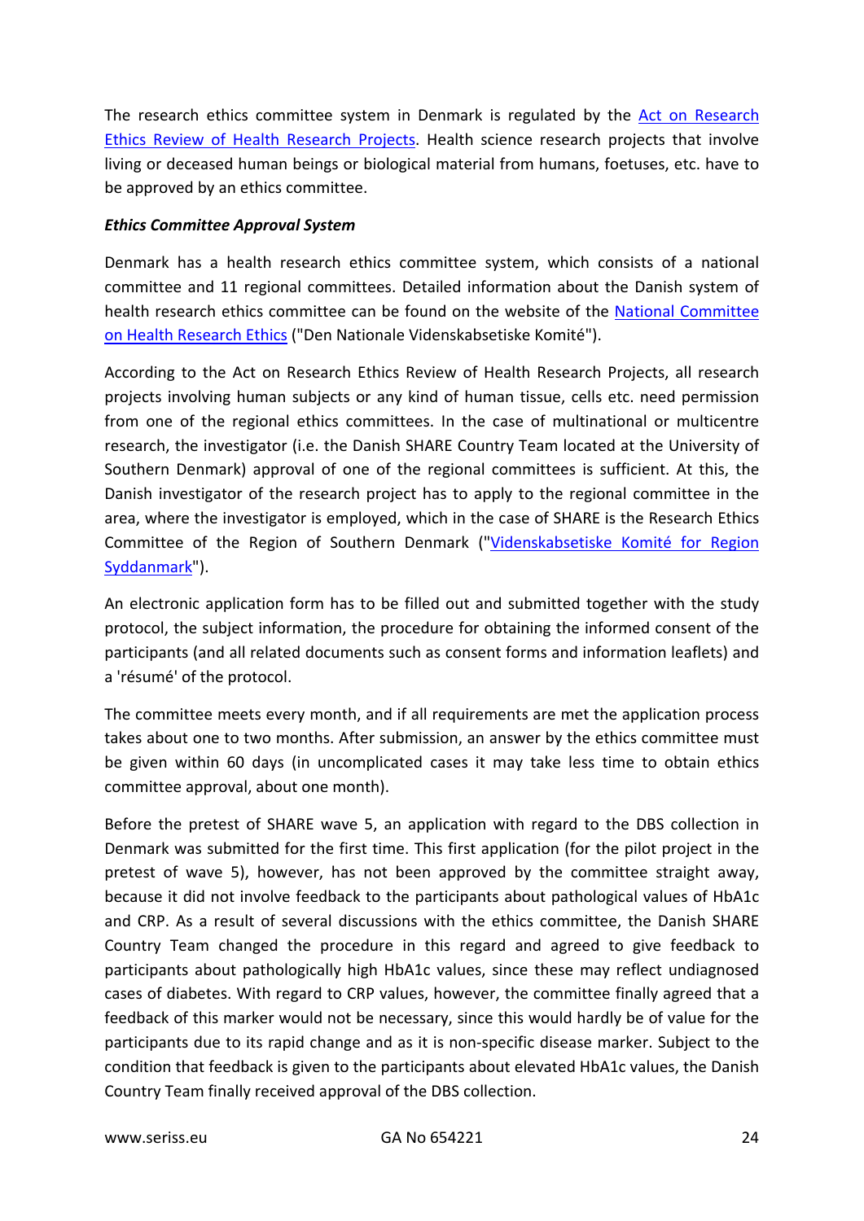The research ethics committee system in Denmark is regulated by the [Act on Research Ethics Review of Health Research Projects](). Health science research projects that involve living or deceased human beings or biological material from humans, foetuses, etc. have to be approved by an ethics committee.

***Ethics Committee Approval System***

Denmark has a health research ethics committee system, which consists of a national committee and 11 regional committees. Detailed information about the Danish system of health research ethics committee can be found on the website of the [National Committee on Health Research Ethics]() ("Den Nationale Videnskabsetiske Komité").

According to the Act on Research Ethics Review of Health Research Projects, all research projects involving human subjects or any kind of human tissue, cells etc. need permission from one of the regional ethics committees. In the case of multinational or multicentre research, the investigator (i.e. the Danish SHARE Country Team located at the University of Southern Denmark) approval of one of the regional committees is sufficient. At this, the Danish investigator of the research project has to apply to the regional committee in the area, where the investigator is employed, which in the case of SHARE is the Research Ethics Committee of the Region of Southern Denmark ("[Videnskabsetiske Komité for Region Syddanmark]()").

An electronic application form has to be filled out and submitted together with the study protocol, the subject information, the procedure for obtaining the informed consent of the participants (and all related documents such as consent forms and information leaflets) and a 'résumé' of the protocol.

The committee meets every month, and if all requirements are met the application process takes about one to two months. After submission, an answer by the ethics committee must be given within 60 days (in uncomplicated cases it may take less time to obtain ethics committee approval, about one month).

Before the pretest of SHARE wave 5, an application with regard to the DBS collection in Denmark was submitted for the first time. This first application (for the pilot project in the pretest of wave 5), however, has not been approved by the committee straight away, because it did not involve feedback to the participants about pathological values of HbA1c and CRP. As a result of several discussions with the ethics committee, the Danish SHARE Country Team changed the procedure in this regard and agreed to give feedback to participants about pathologically high HbA1c values, since these may reflect undiagnosed cases of diabetes. With regard to CRP values, however, the committee finally agreed that a feedback of this marker would not be necessary, since this would hardly be of value for the participants due to its rapid change and as it is non-specific disease marker. Subject to the condition that feedback is given to the participants about elevated HbA1c values, the Danish Country Team finally received approval of the DBS collection.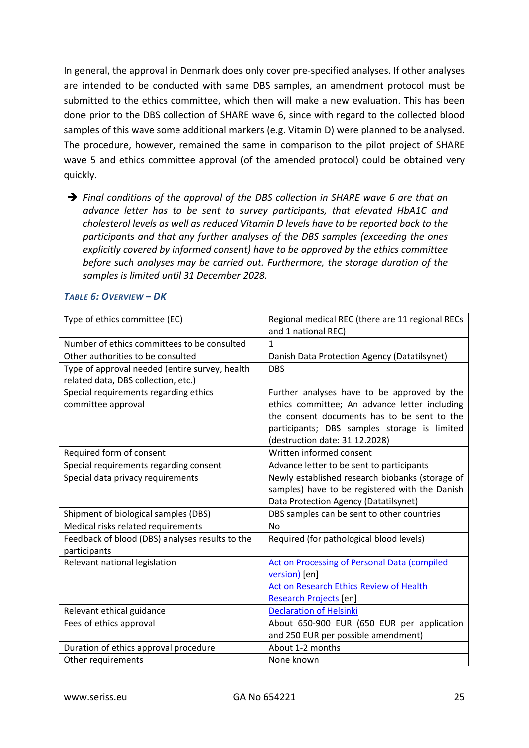In general, the approval in Denmark does only cover pre-specified analyses. If other analyses are intended to be conducted with same DBS samples, an amendment protocol must be submitted to the ethics committee, which then will make a new evaluation. This has been done prior to the DBS collection of SHARE wave 6, since with regard to the collected blood samples of this wave some additional markers (e.g. Vitamin D) were planned to be analysed. The procedure, however, remained the same in comparison to the pilot project of SHARE wave 5 and ethics committee approval (of the amended protocol) could be obtained very quickly.

➔ *Final conditions of the approval of the DBS collection in SHARE wave 6 are that an advance letter has to be sent to survey participants, that elevated HbA1C and cholesterol levels as well as reduced Vitamin D levels have to be reported back to the participants and that any further analyses of the DBS samples (exceeding the ones explicitly covered by informed consent) have to be approved by the ethics committee before such analyses may be carried out. Furthermore, the storage duration of the samples is limited until 31 December 2028.*

***Table 6: Overview – DK***

| Type of ethics committee (EC) | Regional medical REC (there are 11 regional RECs and 1 national REC) |
|---|---|
| Number of ethics committees to be consulted | 1 |
| Other authorities to be consulted | Danish Data Protection Agency (Datatilsynet) |
| Type of approval needed (entire survey, health related data, DBS collection, etc.) | DBS |
| Special requirements regarding ethics committee approval | Further analyses have to be approved by the ethics committee; An advance letter including the consent documents has to be sent to the participants; DBS samples storage is limited (destruction date: 31.12.2028) |
| Required form of consent | Written informed consent |
| Special requirements regarding consent | Advance letter to be sent to participants |
| Special data privacy requirements | Newly established research biobanks (storage of samples) have to be registered with the Danish Data Protection Agency (Datatilsynet) |
| Shipment of biological samples (DBS) | DBS samples can be sent to other countries |
| Medical risks related requirements | No |
| Feedback of blood (DBS) analyses results to the participants | Required (for pathological blood levels) |
| Relevant national legislation | Act on Processing of Personal Data (compiled version) [en]<br>Act on Research Ethics Review of Health Research Projects [en] |
| Relevant ethical guidance | Declaration of Helsinki |
| Fees of ethics approval | About 650-900 EUR (650 EUR per application and 250 EUR per possible amendment) |
| Duration of ethics approval procedure | About 1-2 months |
| Other requirements | None known |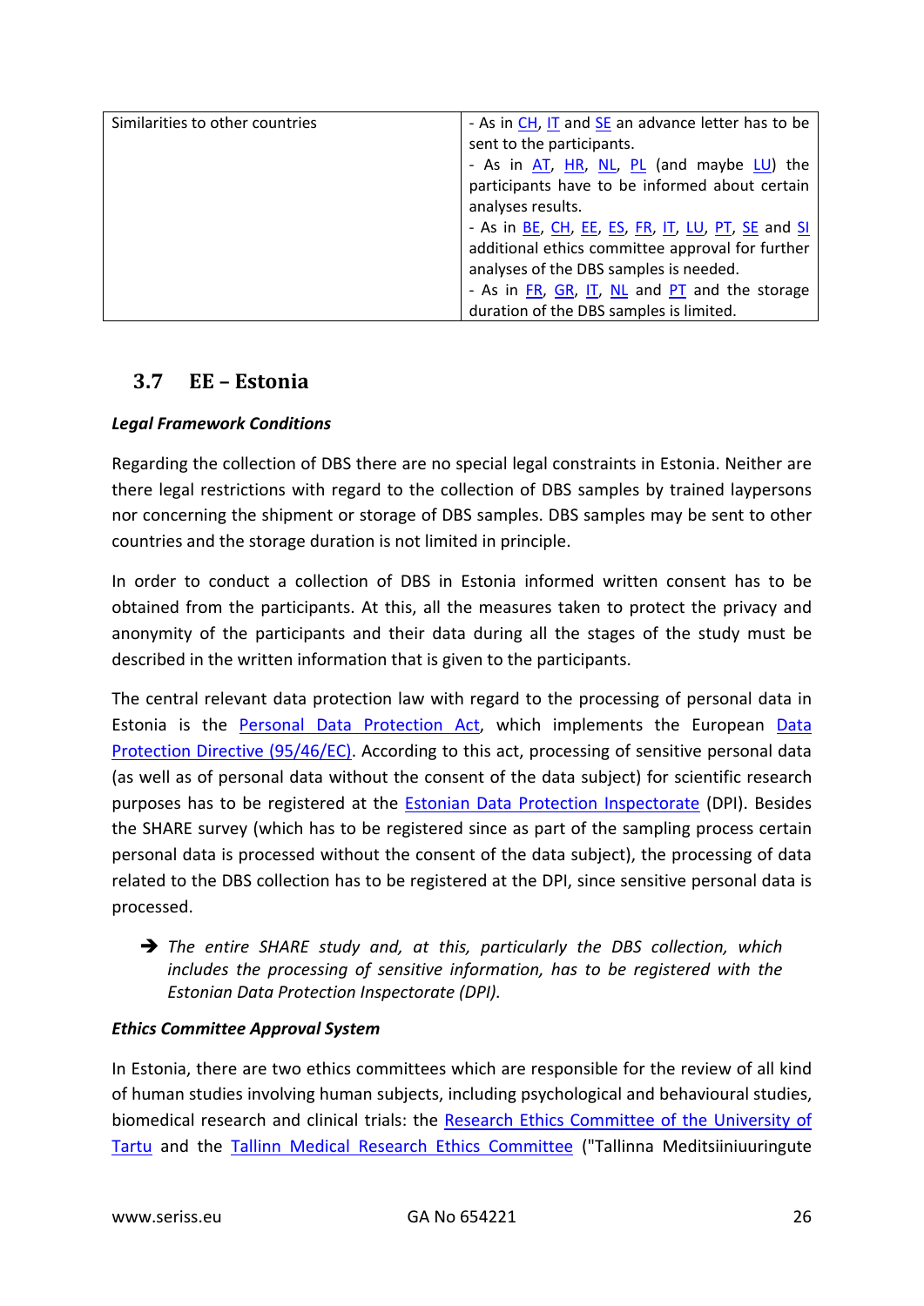| Similarities to other countries | - As in CH, IT and SE an advance letter has to be sent to the participants.<br>- As in AT, HR, NL, PL (and maybe LU) the participants have to be informed about certain analyses results.<br>- As in BE, CH, EE, ES, FR, IT, LU, PT, SE and SI additional ethics committee approval for further analyses of the DBS samples is needed.<br>- As in FR, GR, IT, NL and PT and the storage duration of the DBS samples is limited. |
| --- | --- |

## 3.7 EE – Estonia

***Legal Framework Conditions***

Regarding the collection of DBS there are no special legal constraints in Estonia. Neither are there legal restrictions with regard to the collection of DBS samples by trained laypersons nor concerning the shipment or storage of DBS samples. DBS samples may be sent to other countries and the storage duration is not limited in principle.

In order to conduct a collection of DBS in Estonia informed written consent has to be obtained from the participants. At this, all the measures taken to protect the privacy and anonymity of the participants and their data during all the stages of the study must be described in the written information that is given to the participants.

The central relevant data protection law with regard to the processing of personal data in Estonia is the Personal Data Protection Act, which implements the European Data Protection Directive (95/46/EC). According to this act, processing of sensitive personal data (as well as of personal data without the consent of the data subject) for scientific research purposes has to be registered at the Estonian Data Protection Inspectorate (DPI). Besides the SHARE survey (which has to be registered since as part of the sampling process certain personal data is processed without the consent of the data subject), the processing of data related to the DBS collection has to be registered at the DPI, since sensitive personal data is processed.

➔ *The entire SHARE study and, at this, particularly the DBS collection, which includes the processing of sensitive information, has to be registered with the Estonian Data Protection Inspectorate (DPI).*

***Ethics Committee Approval System***

In Estonia, there are two ethics committees which are responsible for the review of all kind of human studies involving human subjects, including psychological and behavioural studies, biomedical research and clinical trials: the Research Ethics Committee of the University of Tartu and the Tallinn Medical Research Ethics Committee ("Tallinna Meditsiiniuuringute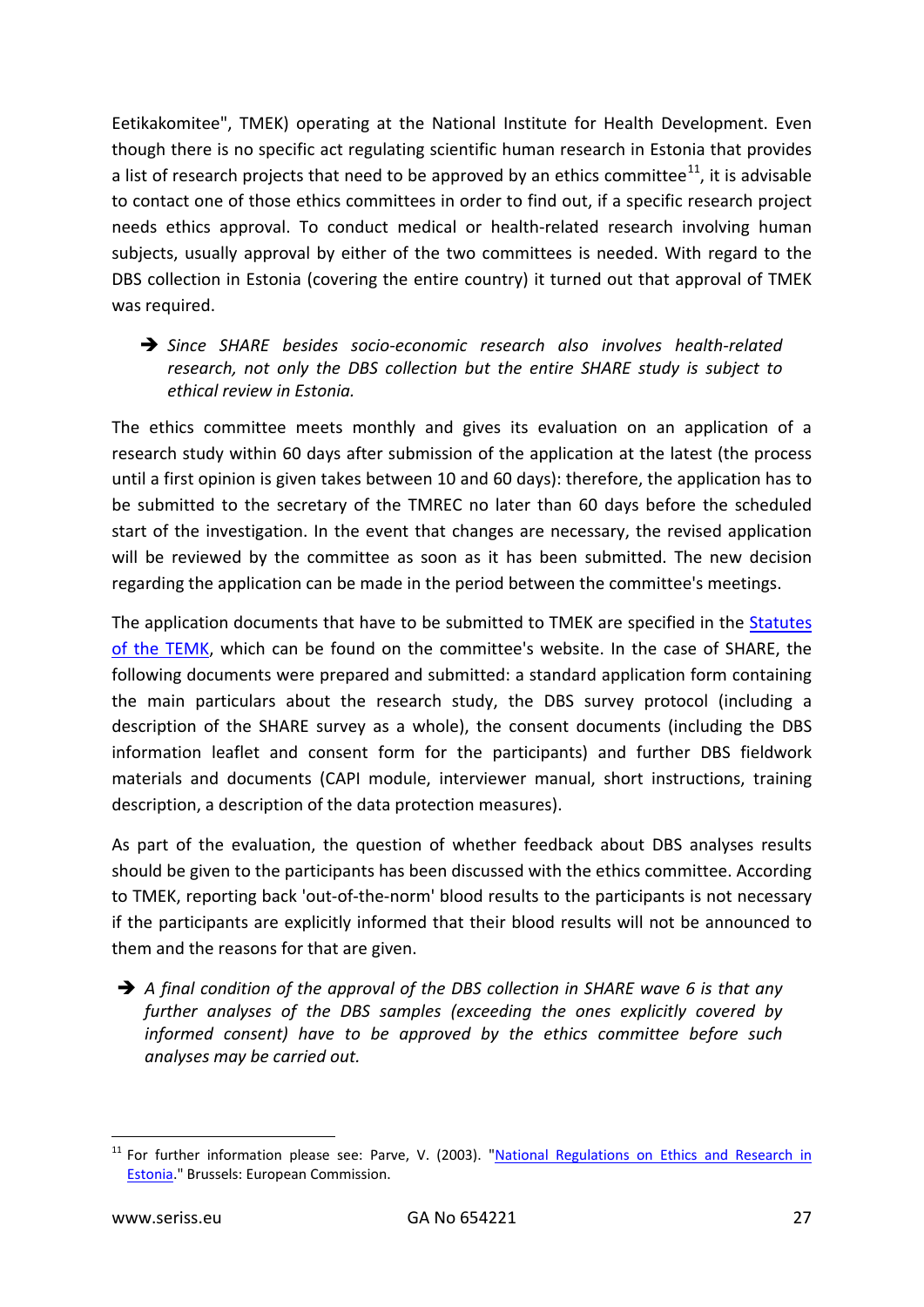Eetikakomitee", TMEK) operating at the National Institute for Health Development. Even though there is no specific act regulating scientific human research in Estonia that provides a list of research projects that need to be approved by an ethics committee[11], it is advisable to contact one of those ethics committees in order to find out, if a specific research project needs ethics approval. To conduct medical or health-related research involving human subjects, usually approval by either of the two committees is needed. With regard to the DBS collection in Estonia (covering the entire country) it turned out that approval of TMEK was required.

➔ *Since SHARE besides socio-economic research also involves health-related research, not only the DBS collection but the entire SHARE study is subject to ethical review in Estonia.*

The ethics committee meets monthly and gives its evaluation on an application of a research study within 60 days after submission of the application at the latest (the process until a first opinion is given takes between 10 and 60 days): therefore, the application has to be submitted to the secretary of the TMREC no later than 60 days before the scheduled start of the investigation. In the event that changes are necessary, the revised application will be reviewed by the committee as soon as it has been submitted. The new decision regarding the application can be made in the period between the committee's meetings.

The application documents that have to be submitted to TMEK are specified in the Statutes of the TEMK, which can be found on the committee's website. In the case of SHARE, the following documents were prepared and submitted: a standard application form containing the main particulars about the research study, the DBS survey protocol (including a description of the SHARE survey as a whole), the consent documents (including the DBS information leaflet and consent form for the participants) and further DBS fieldwork materials and documents (CAPI module, interviewer manual, short instructions, training description, a description of the data protection measures).

As part of the evaluation, the question of whether feedback about DBS analyses results should be given to the participants has been discussed with the ethics committee. According to TMEK, reporting back 'out-of-the-norm' blood results to the participants is not necessary if the participants are explicitly informed that their blood results will not be announced to them and the reasons for that are given.

➔ *A final condition of the approval of the DBS collection in SHARE wave 6 is that any further analyses of the DBS samples (exceeding the ones explicitly covered by informed consent) have to be approved by the ethics committee before such analyses may be carried out.*

---

[11] For further information please see: Parve, V. (2003). "National Regulations on Ethics and Research in Estonia." Brussels: European Commission.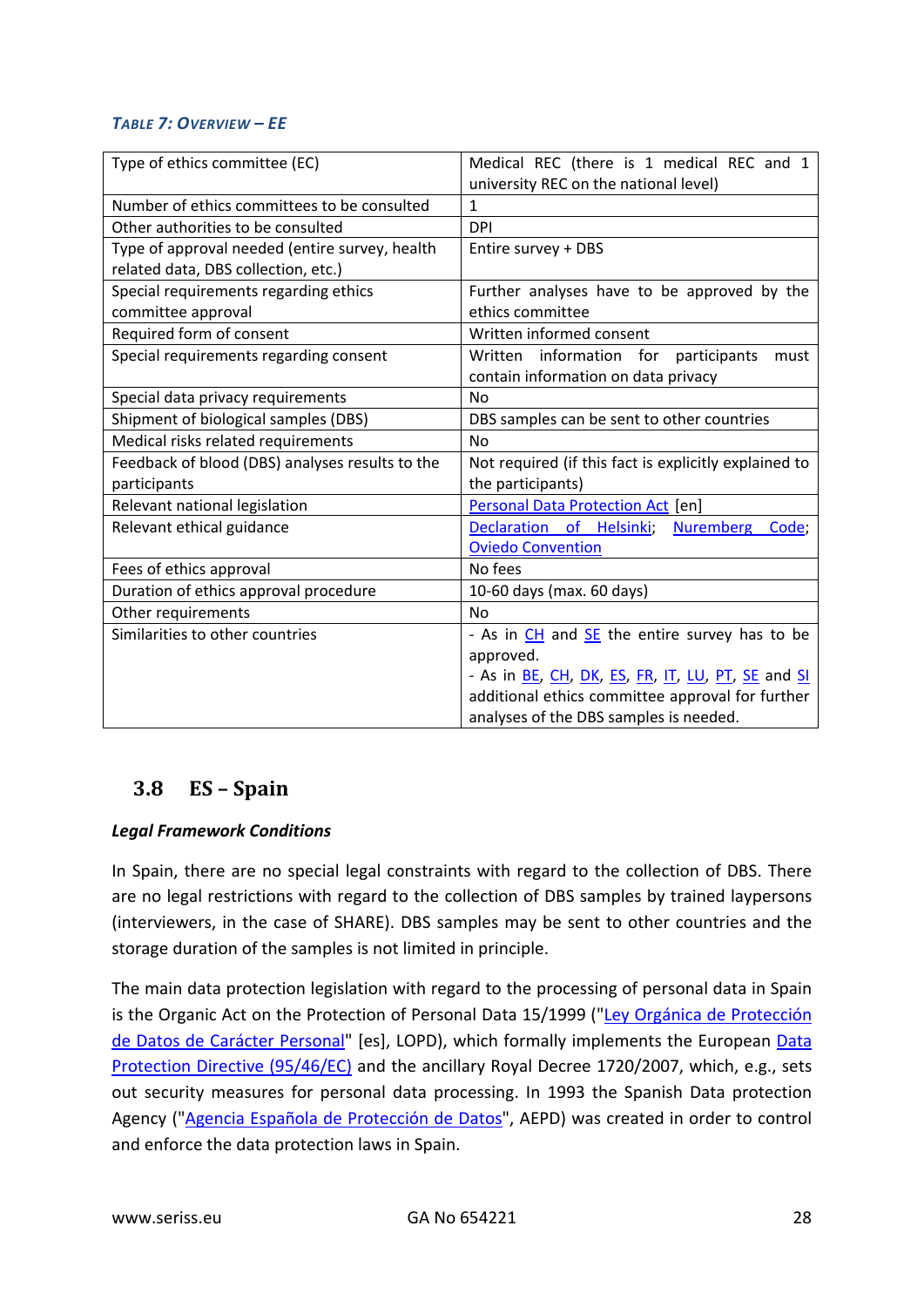*TABLE 7: OVERVIEW – EE*

| | |
|---|---|
| Type of ethics committee (EC) | Medical REC (there is 1 medical REC and 1 university REC on the national level) |
| Number of ethics committees to be consulted | 1 |
| Other authorities to be consulted | DPI |
| Type of approval needed (entire survey, health related data, DBS collection, etc.) | Entire survey + DBS |
| Special requirements regarding ethics committee approval | Further analyses have to be approved by the ethics committee |
| Required form of consent | Written informed consent |
| Special requirements regarding consent | Written information for participants must contain information on data privacy |
| Special data privacy requirements | No |
| Shipment of biological samples (DBS) | DBS samples can be sent to other countries |
| Medical risks related requirements | No |
| Feedback of blood (DBS) analyses results to the participants | Not required (if this fact is explicitly explained to the participants) |
| Relevant national legislation | Personal Data Protection Act [en] |
| Relevant ethical guidance | Declaration of Helsinki; Nuremberg Code; Oviedo Convention |
| Fees of ethics approval | No fees |
| Duration of ethics approval procedure | 10-60 days (max. 60 days) |
| Other requirements | No |
| Similarities to other countries | - As in CH and SE the entire survey has to be approved.<br>- As in BE, CH, DK, ES, FR, IT, LU, PT, SE and SI additional ethics committee approval for further analyses of the DBS samples is needed. |

## 3.8 ES – Spain

***Legal Framework Conditions***

In Spain, there are no special legal constraints with regard to the collection of DBS. There are no legal restrictions with regard to the collection of DBS samples by trained laypersons (interviewers, in the case of SHARE). DBS samples may be sent to other countries and the storage duration of the samples is not limited in principle.

The main data protection legislation with regard to the processing of personal data in Spain is the Organic Act on the Protection of Personal Data 15/1999 ("Ley Orgánica de Protección de Datos de Carácter Personal" [es], LOPD), which formally implements the European Data Protection Directive (95/46/EC) and the ancillary Royal Decree 1720/2007, which, e.g., sets out security measures for personal data processing. In 1993 the Spanish Data protection Agency ("Agencia Española de Protección de Datos", AEPD) was created in order to control and enforce the data protection laws in Spain.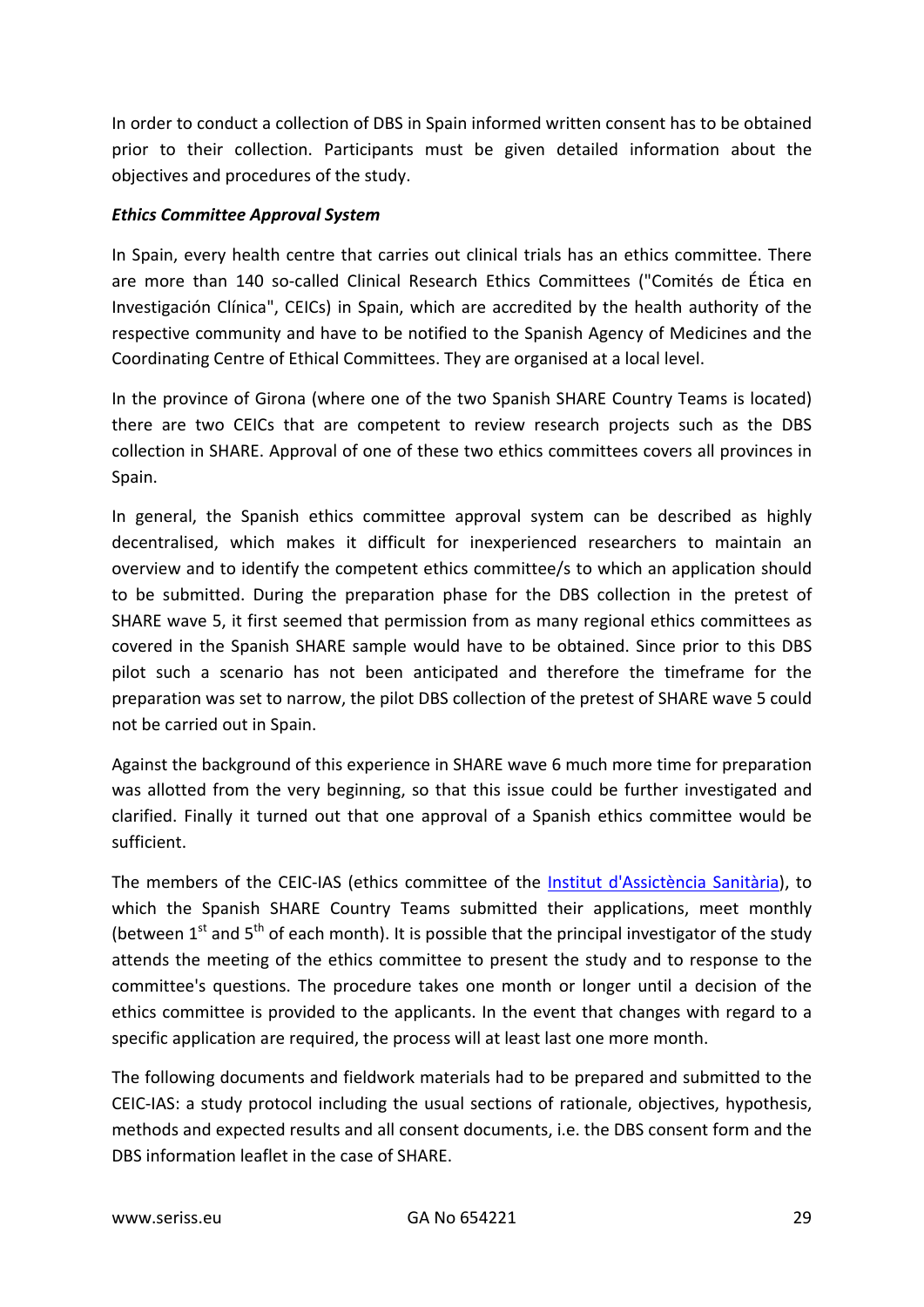In order to conduct a collection of DBS in Spain informed written consent has to be obtained prior to their collection. Participants must be given detailed information about the objectives and procedures of the study.

***Ethics Committee Approval System***

In Spain, every health centre that carries out clinical trials has an ethics committee. There are more than 140 so-called Clinical Research Ethics Committees ("Comités de Ética en Investigación Clínica", CEICs) in Spain, which are accredited by the health authority of the respective community and have to be notified to the Spanish Agency of Medicines and the Coordinating Centre of Ethical Committees. They are organised at a local level.

In the province of Girona (where one of the two Spanish SHARE Country Teams is located) there are two CEICs that are competent to review research projects such as the DBS collection in SHARE. Approval of one of these two ethics committees covers all provinces in Spain.

In general, the Spanish ethics committee approval system can be described as highly decentralised, which makes it difficult for inexperienced researchers to maintain an overview and to identify the competent ethics committee/s to which an application should to be submitted. During the preparation phase for the DBS collection in the pretest of SHARE wave 5, it first seemed that permission from as many regional ethics committees as covered in the Spanish SHARE sample would have to be obtained. Since prior to this DBS pilot such a scenario has not been anticipated and therefore the timeframe for the preparation was set to narrow, the pilot DBS collection of the pretest of SHARE wave 5 could not be carried out in Spain.

Against the background of this experience in SHARE wave 6 much more time for preparation was allotted from the very beginning, so that this issue could be further investigated and clarified. Finally it turned out that one approval of a Spanish ethics committee would be sufficient.

The members of the CEIC-IAS (ethics committee of the [Institut d'Assictència Sanitària]), to which the Spanish SHARE Country Teams submitted their applications, meet monthly (between 1st and 5th of each month). It is possible that the principal investigator of the study attends the meeting of the ethics committee to present the study and to response to the committee's questions. The procedure takes one month or longer until a decision of the ethics committee is provided to the applicants. In the event that changes with regard to a specific application are required, the process will at least last one more month.

The following documents and fieldwork materials had to be prepared and submitted to the CEIC-IAS: a study protocol including the usual sections of rationale, objectives, hypothesis, methods and expected results and all consent documents, i.e. the DBS consent form and the DBS information leaflet in the case of SHARE.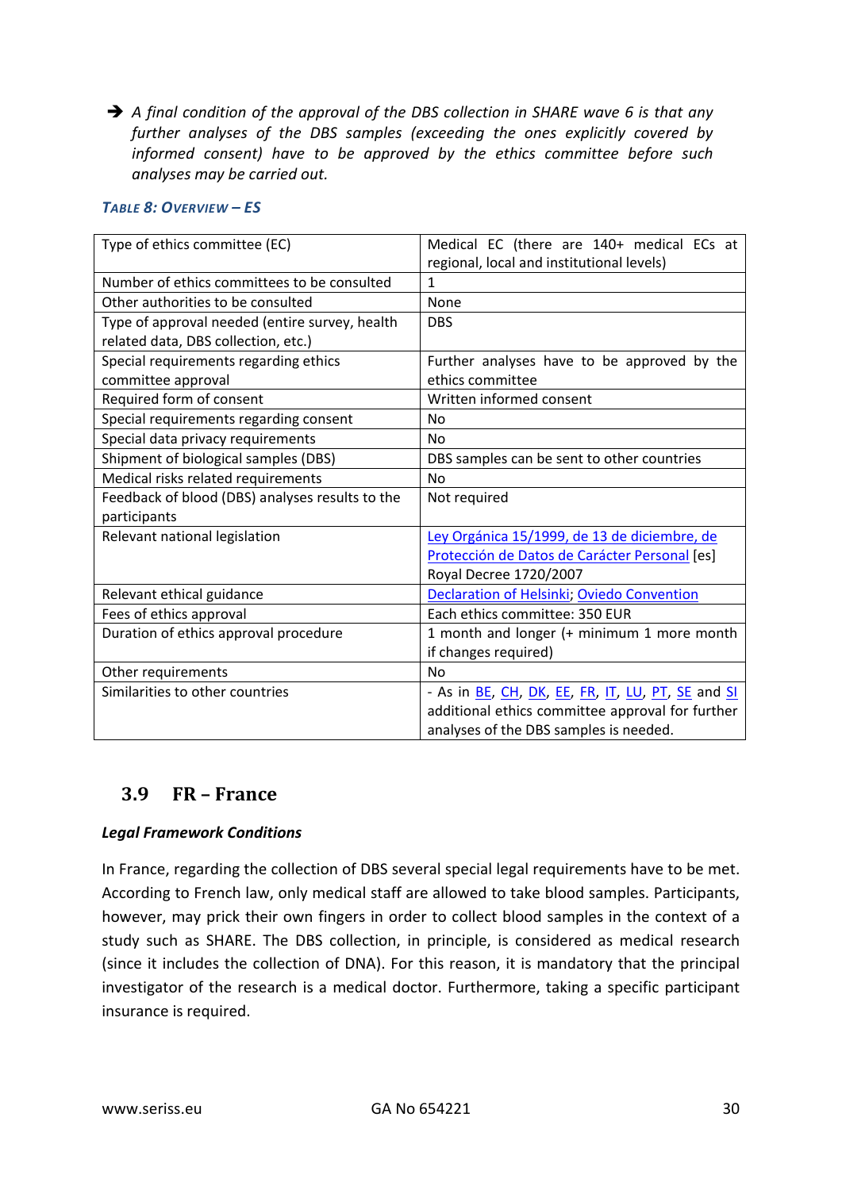➔ *A final condition of the approval of the DBS collection in SHARE wave 6 is that any further analyses of the DBS samples (exceeding the ones explicitly covered by informed consent) have to be approved by the ethics committee before such analyses may be carried out.*

***Table 8: Overview – ES***

| | |
|---|---|
| Type of ethics committee (EC) | Medical EC (there are 140+ medical ECs at regional, local and institutional levels) |
| Number of ethics committees to be consulted | 1 |
| Other authorities to be consulted | None |
| Type of approval needed (entire survey, health related data, DBS collection, etc.) | DBS |
| Special requirements regarding ethics committee approval | Further analyses have to be approved by the ethics committee |
| Required form of consent | Written informed consent |
| Special requirements regarding consent | No |
| Special data privacy requirements | No |
| Shipment of biological samples (DBS) | DBS samples can be sent to other countries |
| Medical risks related requirements | No |
| Feedback of blood (DBS) analyses results to the participants | Not required |
| Relevant national legislation | Ley Orgánica 15/1999, de 13 de diciembre, de Protección de Datos de Carácter Personal [es] Royal Decree 1720/2007 |
| Relevant ethical guidance | Declaration of Helsinki; Oviedo Convention |
| Fees of ethics approval | Each ethics committee: 350 EUR |
| Duration of ethics approval procedure | 1 month and longer (+ minimum 1 more month if changes required) |
| Other requirements | No |
| Similarities to other countries | - As in BE, CH, DK, EE, FR, IT, LU, PT, SE and SI additional ethics committee approval for further analyses of the DBS samples is needed. |

## 3.9 FR – France

***Legal Framework Conditions***

In France, regarding the collection of DBS several special legal requirements have to be met. According to French law, only medical staff are allowed to take blood samples. Participants, however, may prick their own fingers in order to collect blood samples in the context of a study such as SHARE. The DBS collection, in principle, is considered as medical research (since it includes the collection of DNA). For this reason, it is mandatory that the principal investigator of the research is a medical doctor. Furthermore, taking a specific participant insurance is required.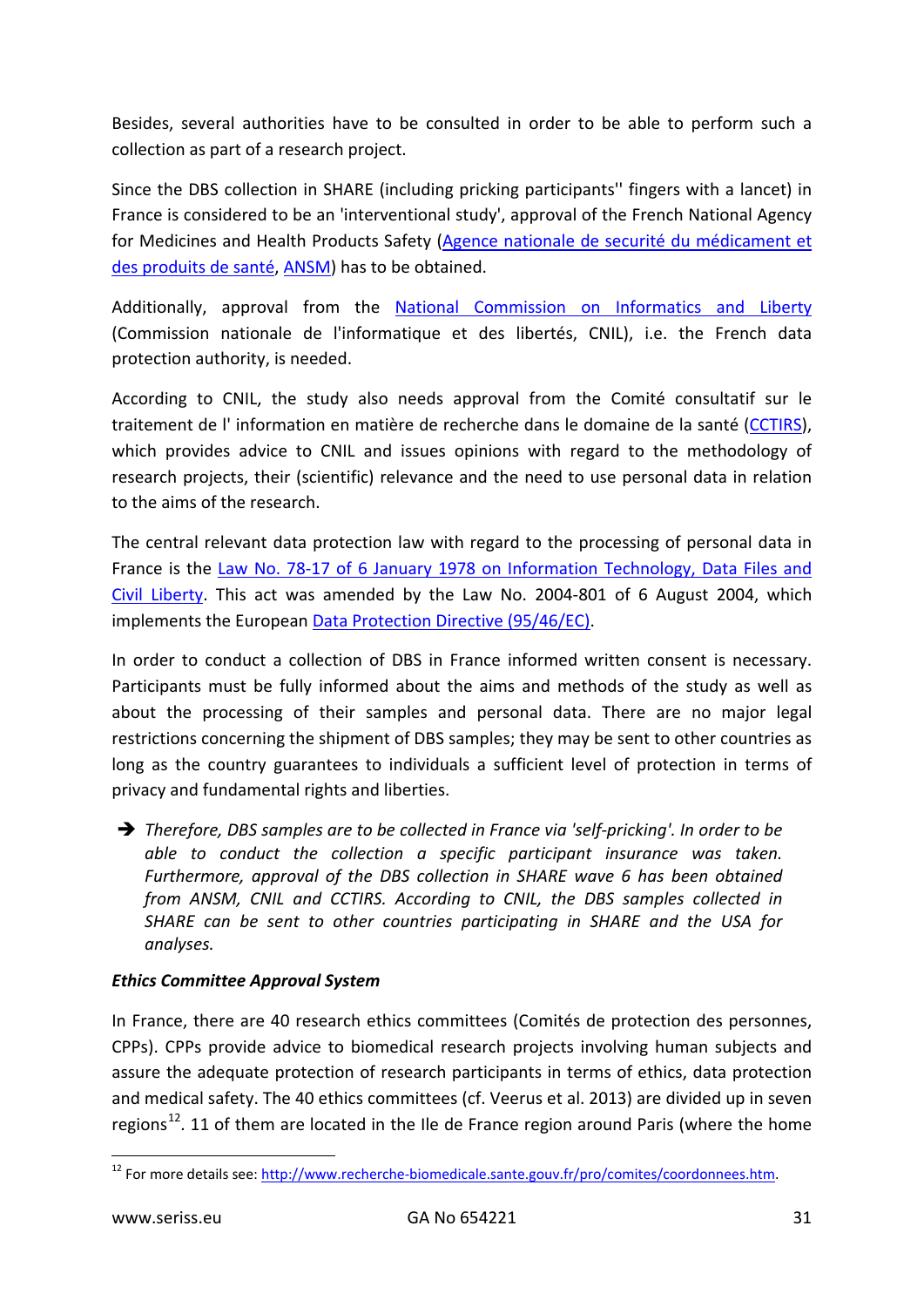Besides, several authorities have to be consulted in order to be able to perform such a collection as part of a research project.

Since the DBS collection in SHARE (including pricking participants'' fingers with a lancet) in France is considered to be an 'interventional study', approval of the French National Agency for Medicines and Health Products Safety (Agence nationale de securité du médicament et des produits de santé, ANSM) has to be obtained.

Additionally, approval from the National Commission on Informatics and Liberty (Commission nationale de l'informatique et des libertés, CNIL), i.e. the French data protection authority, is needed.

According to CNIL, the study also needs approval from the Comité consultatif sur le traitement de l' information en matière de recherche dans le domaine de la santé (CCTIRS), which provides advice to CNIL and issues opinions with regard to the methodology of research projects, their (scientific) relevance and the need to use personal data in relation to the aims of the research.

The central relevant data protection law with regard to the processing of personal data in France is the Law No. 78-17 of 6 January 1978 on Information Technology, Data Files and Civil Liberty. This act was amended by the Law No. 2004-801 of 6 August 2004, which implements the European Data Protection Directive (95/46/EC).

In order to conduct a collection of DBS in France informed written consent is necessary. Participants must be fully informed about the aims and methods of the study as well as about the processing of their samples and personal data. There are no major legal restrictions concerning the shipment of DBS samples; they may be sent to other countries as long as the country guarantees to individuals a sufficient level of protection in terms of privacy and fundamental rights and liberties.

➔ *Therefore, DBS samples are to be collected in France via 'self-pricking'. In order to be able to conduct the collection a specific participant insurance was taken. Furthermore, approval of the DBS collection in SHARE wave 6 has been obtained from ANSM, CNIL and CCTIRS. According to CNIL, the DBS samples collected in SHARE can be sent to other countries participating in SHARE and the USA for analyses.*

***Ethics Committee Approval System***

In France, there are 40 research ethics committees (Comités de protection des personnes, CPPs). CPPs provide advice to biomedical research projects involving human subjects and assure the adequate protection of research participants in terms of ethics, data protection and medical safety. The 40 ethics committees (cf. Veerus et al. 2013) are divided up in seven regions[12]. 11 of them are located in the Ile de France region around Paris (where the home

[12] For more details see: http://www.recherche-biomedicale.sante.gouv.fr/pro/comites/coordonnees.htm.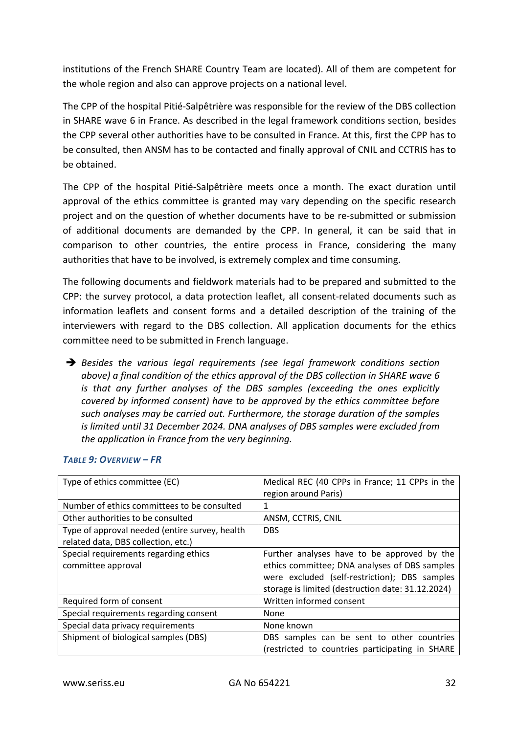institutions of the French SHARE Country Team are located). All of them are competent for the whole region and also can approve projects on a national level.

The CPP of the hospital Pitié-Salpêtrière was responsible for the review of the DBS collection in SHARE wave 6 in France. As described in the legal framework conditions section, besides the CPP several other authorities have to be consulted in France. At this, first the CPP has to be consulted, then ANSM has to be contacted and finally approval of CNIL and CCTRIS has to be obtained.

The CPP of the hospital Pitié-Salpêtrière meets once a month. The exact duration until approval of the ethics committee is granted may vary depending on the specific research project and on the question of whether documents have to be re-submitted or submission of additional documents are demanded by the CPP. In general, it can be said that in comparison to other countries, the entire process in France, considering the many authorities that have to be involved, is extremely complex and time consuming.

The following documents and fieldwork materials had to be prepared and submitted to the CPP: the survey protocol, a data protection leaflet, all consent-related documents such as information leaflets and consent forms and a detailed description of the training of the interviewers with regard to the DBS collection. All application documents for the ethics committee need to be submitted in French language.

➔ *Besides the various legal requirements (see legal framework conditions section above) a final condition of the ethics approval of the DBS collection in SHARE wave 6 is that any further analyses of the DBS samples (exceeding the ones explicitly covered by informed consent) have to be approved by the ethics committee before such analyses may be carried out. Furthermore, the storage duration of the samples is limited until 31 December 2024. DNA analyses of DBS samples were excluded from the application in France from the very beginning.*

***TABLE 9: OVERVIEW – FR***

| | |
|---|---|
| Type of ethics committee (EC) | Medical REC (40 CPPs in France; 11 CPPs in the region around Paris) |
| Number of ethics committees to be consulted | 1 |
| Other authorities to be consulted | ANSM, CCTRIS, CNIL |
| Type of approval needed (entire survey, health related data, DBS collection, etc.) | DBS |
| Special requirements regarding ethics committee approval | Further analyses have to be approved by the ethics committee; DNA analyses of DBS samples were excluded (self-restriction); DBS samples storage is limited (destruction date: 31.12.2024) |
| Required form of consent | Written informed consent |
| Special requirements regarding consent | None |
| Special data privacy requirements | None known |
| Shipment of biological samples (DBS) | DBS samples can be sent to other countries (restricted to countries participating in SHARE |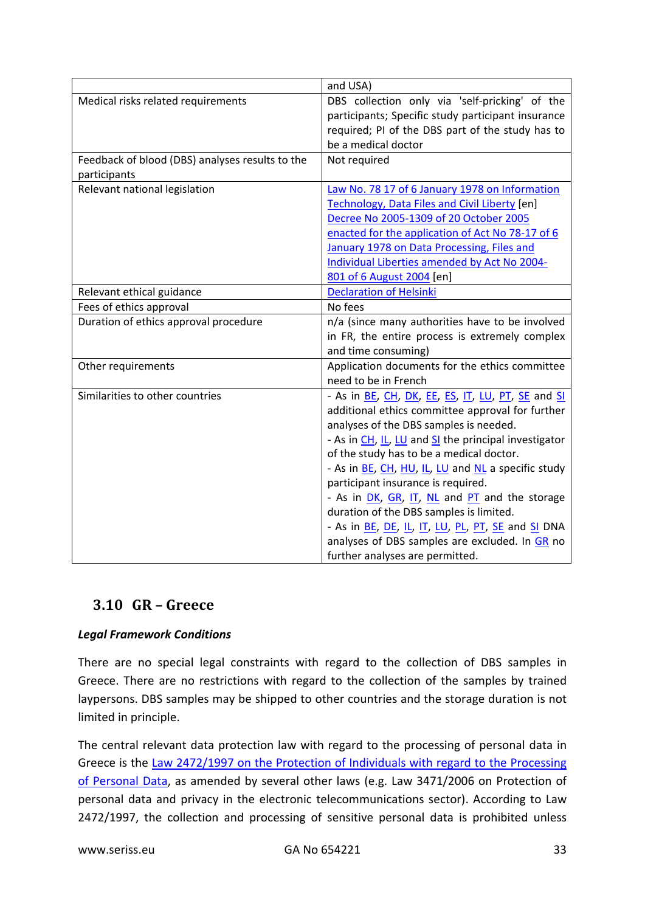| | |
|---|---|
| | and USA) |
| Medical risks related requirements | DBS collection only via 'self-pricking' of the participants; Specific study participant insurance required; PI of the DBS part of the study has to be a medical doctor |
| Feedback of blood (DBS) analyses results to the participants | Not required |
| Relevant national legislation | Law No. 78 17 of 6 January 1978 on Information Technology, Data Files and Civil Liberty [en] Decree No 2005-1309 of 20 October 2005 enacted for the application of Act No 78-17 of 6 January 1978 on Data Processing, Files and Individual Liberties amended by Act No 2004-801 of 6 August 2004 [en] |
| Relevant ethical guidance | Declaration of Helsinki |
| Fees of ethics approval | No fees |
| Duration of ethics approval procedure | n/a (since many authorities have to be involved in FR, the entire process is extremely complex and time consuming) |
| Other requirements | Application documents for the ethics committee need to be in French |
| Similarities to other countries | - As in BE, CH, DK, EE, ES, IT, LU, PT, SE and SI additional ethics committee approval for further analyses of the DBS samples is needed.<br>- As in CH, IL, LU and SI the principal investigator of the study has to be a medical doctor.<br>- As in BE, CH, HU, IL, LU and NL a specific study participant insurance is required.<br>- As in DK, GR, IT, NL and PT and the storage duration of the DBS samples is limited.<br>- As in BE, DE, IL, IT, LU, PL, PT, SE and SI DNA analyses of DBS samples are excluded. In GR no further analyses are permitted. |

## 3.10 GR – Greece

***Legal Framework Conditions***

There are no special legal constraints with regard to the collection of DBS samples in Greece. There are no restrictions with regard to the collection of the samples by trained laypersons. DBS samples may be shipped to other countries and the storage duration is not limited in principle.

The central relevant data protection law with regard to the processing of personal data in Greece is the Law 2472/1997 on the Protection of Individuals with regard to the Processing of Personal Data, as amended by several other laws (e.g. Law 3471/2006 on Protection of personal data and privacy in the electronic telecommunications sector). According to Law 2472/1997, the collection and processing of sensitive personal data is prohibited unless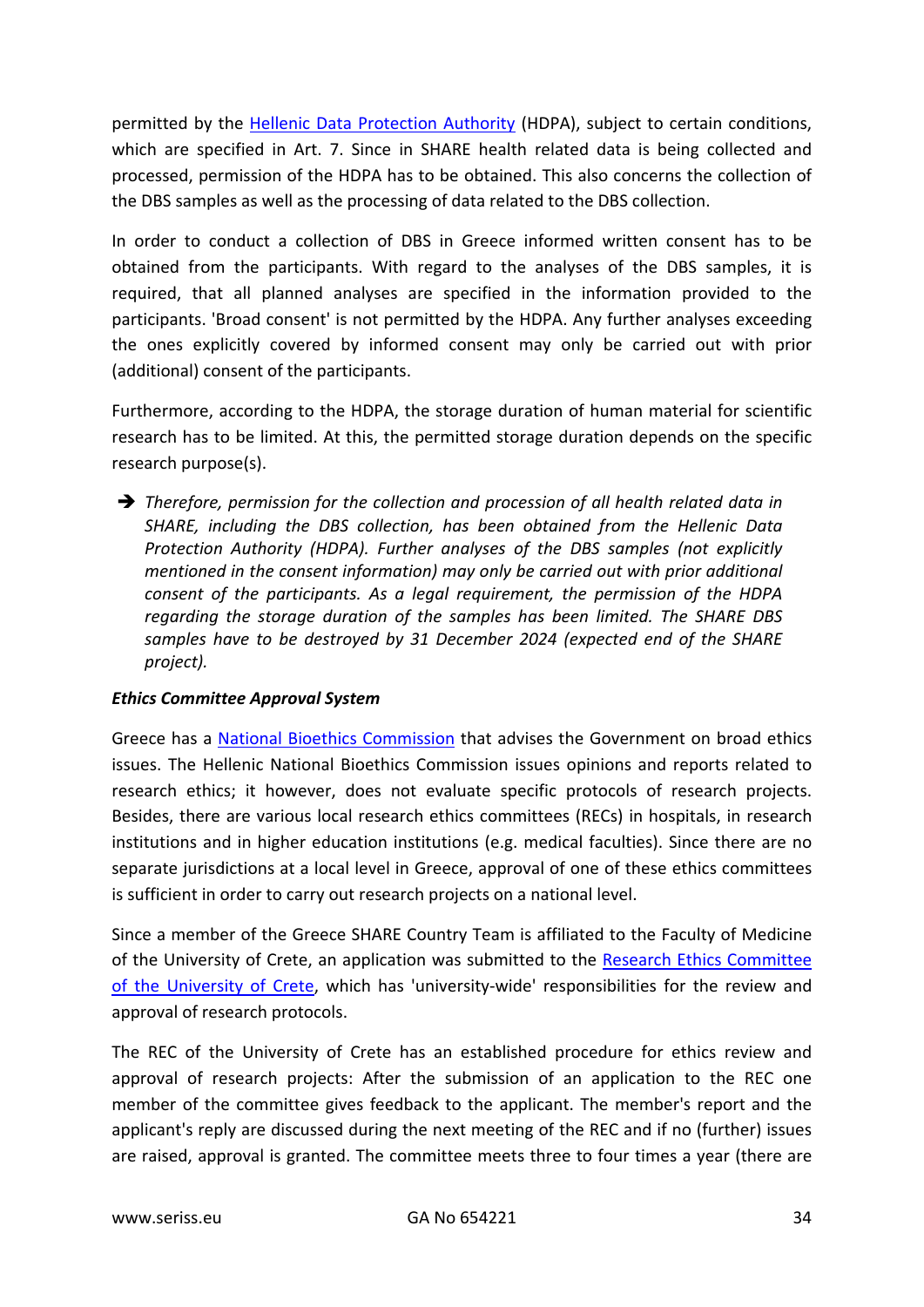permitted by the Hellenic Data Protection Authority (HDPA), subject to certain conditions, which are specified in Art. 7. Since in SHARE health related data is being collected and processed, permission of the HDPA has to be obtained. This also concerns the collection of the DBS samples as well as the processing of data related to the DBS collection.

In order to conduct a collection of DBS in Greece informed written consent has to be obtained from the participants. With regard to the analyses of the DBS samples, it is required, that all planned analyses are specified in the information provided to the participants. 'Broad consent' is not permitted by the HDPA. Any further analyses exceeding the ones explicitly covered by informed consent may only be carried out with prior (additional) consent of the participants.

Furthermore, according to the HDPA, the storage duration of human material for scientific research has to be limited. At this, the permitted storage duration depends on the specific research purpose(s).

➔ *Therefore, permission for the collection and procession of all health related data in SHARE, including the DBS collection, has been obtained from the Hellenic Data Protection Authority (HDPA). Further analyses of the DBS samples (not explicitly mentioned in the consent information) may only be carried out with prior additional consent of the participants. As a legal requirement, the permission of the HDPA regarding the storage duration of the samples has been limited. The SHARE DBS samples have to be destroyed by 31 December 2024 (expected end of the SHARE project).*

***Ethics Committee Approval System***

Greece has a National Bioethics Commission that advises the Government on broad ethics issues. The Hellenic National Bioethics Commission issues opinions and reports related to research ethics; it however, does not evaluate specific protocols of research projects. Besides, there are various local research ethics committees (RECs) in hospitals, in research institutions and in higher education institutions (e.g. medical faculties). Since there are no separate jurisdictions at a local level in Greece, approval of one of these ethics committees is sufficient in order to carry out research projects on a national level.

Since a member of the Greece SHARE Country Team is affiliated to the Faculty of Medicine of the University of Crete, an application was submitted to the Research Ethics Committee of the University of Crete, which has 'university-wide' responsibilities for the review and approval of research protocols.

The REC of the University of Crete has an established procedure for ethics review and approval of research projects: After the submission of an application to the REC one member of the committee gives feedback to the applicant. The member's report and the applicant's reply are discussed during the next meeting of the REC and if no (further) issues are raised, approval is granted. The committee meets three to four times a year (there are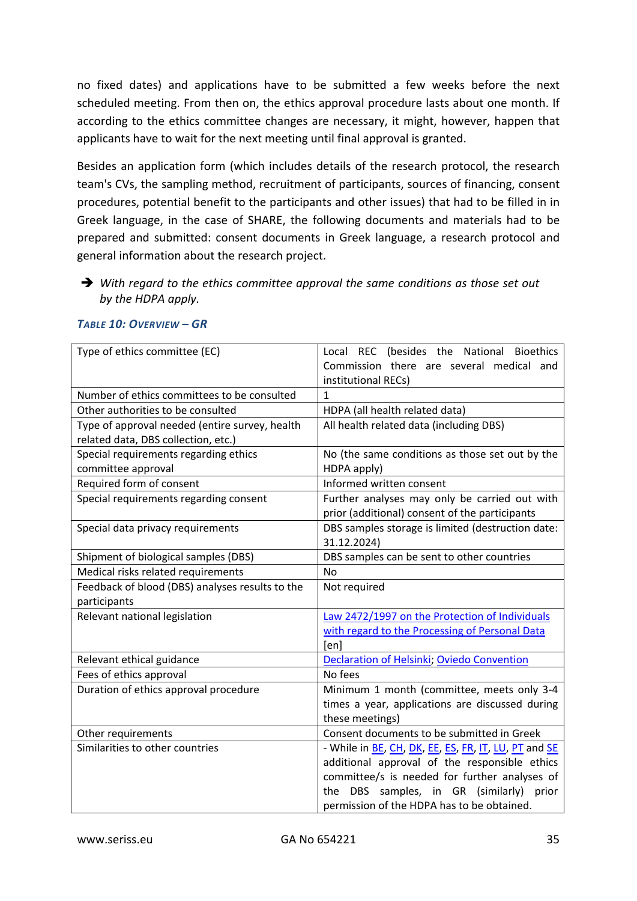no fixed dates) and applications have to be submitted a few weeks before the next scheduled meeting. From then on, the ethics approval procedure lasts about one month. If according to the ethics committee changes are necessary, it might, however, happen that applicants have to wait for the next meeting until final approval is granted.

Besides an application form (which includes details of the research protocol, the research team's CVs, the sampling method, recruitment of participants, sources of financing, consent procedures, potential benefit to the participants and other issues) that had to be filled in in Greek language, in the case of SHARE, the following documents and materials had to be prepared and submitted: consent documents in Greek language, a research protocol and general information about the research project.

➔ *With regard to the ethics committee approval the same conditions as those set out by the HDPA apply.*

***Table 10: Overview – GR***

| Type of ethics committee (EC) | Local REC (besides the National Bioethics Commission there are several medical and institutional RECs) |
|---|---|
| Number of ethics committees to be consulted | 1 |
| Other authorities to be consulted | HDPA (all health related data) |
| Type of approval needed (entire survey, health related data, DBS collection, etc.) | All health related data (including DBS) |
| Special requirements regarding ethics committee approval | No (the same conditions as those set out by the HDPA apply) |
| Required form of consent | Informed written consent |
| Special requirements regarding consent | Further analyses may only be carried out with prior (additional) consent of the participants |
| Special data privacy requirements | DBS samples storage is limited (destruction date: 31.12.2024) |
| Shipment of biological samples (DBS) | DBS samples can be sent to other countries |
| Medical risks related requirements | No |
| Feedback of blood (DBS) analyses results to the participants | Not required |
| Relevant national legislation | Law 2472/1997 on the Protection of Individuals with regard to the Processing of Personal Data [en] |
| Relevant ethical guidance | Declaration of Helsinki; Oviedo Convention |
| Fees of ethics approval | No fees |
| Duration of ethics approval procedure | Minimum 1 month (committee, meets only 3-4 times a year, applications are discussed during these meetings) |
| Other requirements | Consent documents to be submitted in Greek |
| Similarities to other countries | - While in BE, CH, DK, EE, ES, FR, IT, LU, PT and SE additional approval of the responsible ethics committee/s is needed for further analyses of the DBS samples, in GR (similarly) prior permission of the HDPA has to be obtained. |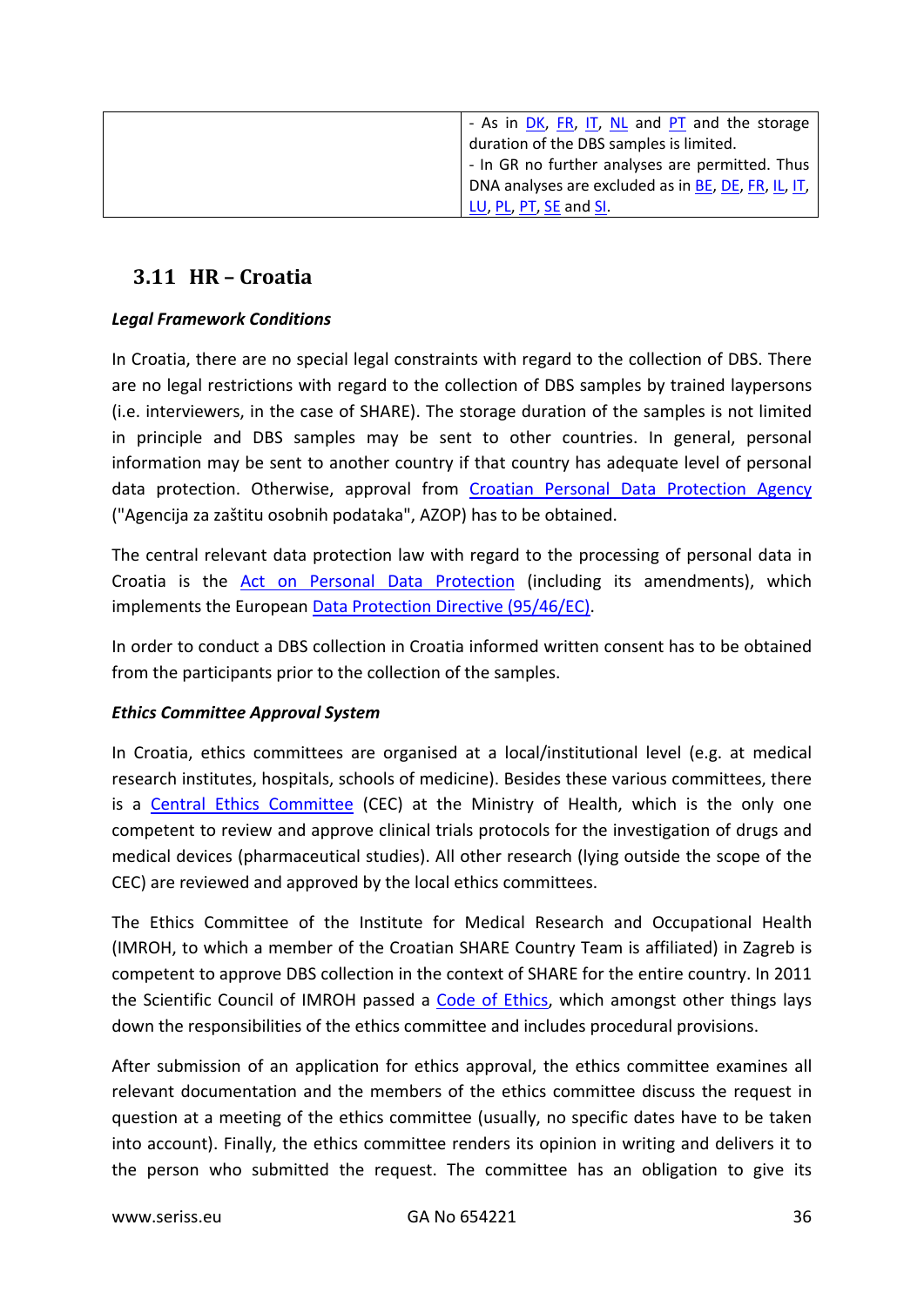| | - As in DK, FR, IT, NL and PT and the storage duration of the DBS samples is limited.<br>- In GR no further analyses are permitted. Thus DNA analyses are excluded as in BE, DE, FR, IL, IT, LU, PL, PT, SE and SI. |
|---|---|

## 3.11 HR – Croatia

***Legal Framework Conditions***

In Croatia, there are no special legal constraints with regard to the collection of DBS. There are no legal restrictions with regard to the collection of DBS samples by trained laypersons (i.e. interviewers, in the case of SHARE). The storage duration of the samples is not limited in principle and DBS samples may be sent to other countries. In general, personal information may be sent to another country if that country has adequate level of personal data protection. Otherwise, approval from Croatian Personal Data Protection Agency ("Agencija za zaštitu osobnih podataka", AZOP) has to be obtained.

The central relevant data protection law with regard to the processing of personal data in Croatia is the Act on Personal Data Protection (including its amendments), which implements the European Data Protection Directive (95/46/EC).

In order to conduct a DBS collection in Croatia informed written consent has to be obtained from the participants prior to the collection of the samples.

***Ethics Committee Approval System***

In Croatia, ethics committees are organised at a local/institutional level (e.g. at medical research institutes, hospitals, schools of medicine). Besides these various committees, there is a Central Ethics Committee (CEC) at the Ministry of Health, which is the only one competent to review and approve clinical trials protocols for the investigation of drugs and medical devices (pharmaceutical studies). All other research (lying outside the scope of the CEC) are reviewed and approved by the local ethics committees.

The Ethics Committee of the Institute for Medical Research and Occupational Health (IMROH, to which a member of the Croatian SHARE Country Team is affiliated) in Zagreb is competent to approve DBS collection in the context of SHARE for the entire country. In 2011 the Scientific Council of IMROH passed a Code of Ethics, which amongst other things lays down the responsibilities of the ethics committee and includes procedural provisions.

After submission of an application for ethics approval, the ethics committee examines all relevant documentation and the members of the ethics committee discuss the request in question at a meeting of the ethics committee (usually, no specific dates have to be taken into account). Finally, the ethics committee renders its opinion in writing and delivers it to the person who submitted the request. The committee has an obligation to give its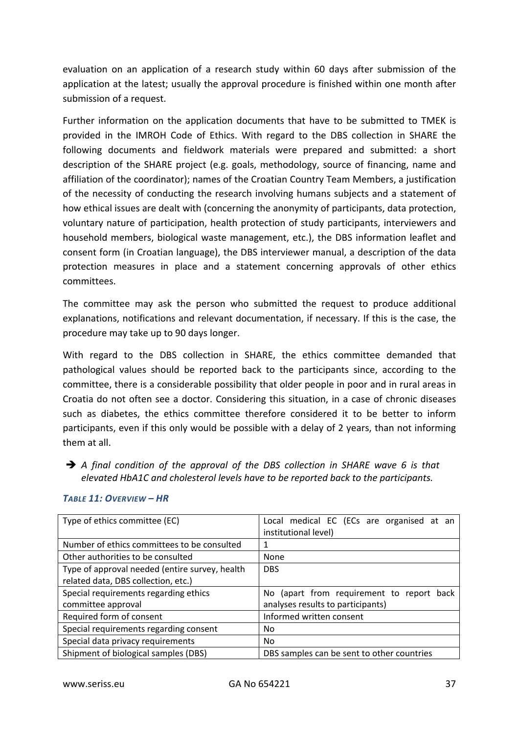evaluation on an application of a research study within 60 days after submission of the application at the latest; usually the approval procedure is finished within one month after submission of a request.

Further information on the application documents that have to be submitted to TMEK is provided in the IMROH Code of Ethics. With regard to the DBS collection in SHARE the following documents and fieldwork materials were prepared and submitted: a short description of the SHARE project (e.g. goals, methodology, source of financing, name and affiliation of the coordinator); names of the Croatian Country Team Members, a justification of the necessity of conducting the research involving humans subjects and a statement of how ethical issues are dealt with (concerning the anonymity of participants, data protection, voluntary nature of participation, health protection of study participants, interviewers and household members, biological waste management, etc.), the DBS information leaflet and consent form (in Croatian language), the DBS interviewer manual, a description of the data protection measures in place and a statement concerning approvals of other ethics committees.

The committee may ask the person who submitted the request to produce additional explanations, notifications and relevant documentation, if necessary. If this is the case, the procedure may take up to 90 days longer.

With regard to the DBS collection in SHARE, the ethics committee demanded that pathological values should be reported back to the participants since, according to the committee, there is a considerable possibility that older people in poor and in rural areas in Croatia do not often see a doctor. Considering this situation, in a case of chronic diseases such as diabetes, the ethics committee therefore considered it to be better to inform participants, even if this only would be possible with a delay of 2 years, than not informing them at all.

➔ *A final condition of the approval of the DBS collection in SHARE wave 6 is that elevated HbA1C and cholesterol levels have to be reported back to the participants.*

***Table 11: Overview – HR***

| Type of ethics committee (EC) | Local medical EC (ECs are organised at an institutional level) |
|---|---|
| Number of ethics committees to be consulted | 1 |
| Other authorities to be consulted | None |
| Type of approval needed (entire survey, health related data, DBS collection, etc.) | DBS |
| Special requirements regarding ethics committee approval | No (apart from requirement to report back analyses results to participants) |
| Required form of consent | Informed written consent |
| Special requirements regarding consent | No |
| Special data privacy requirements | No |
| Shipment of biological samples (DBS) | DBS samples can be sent to other countries |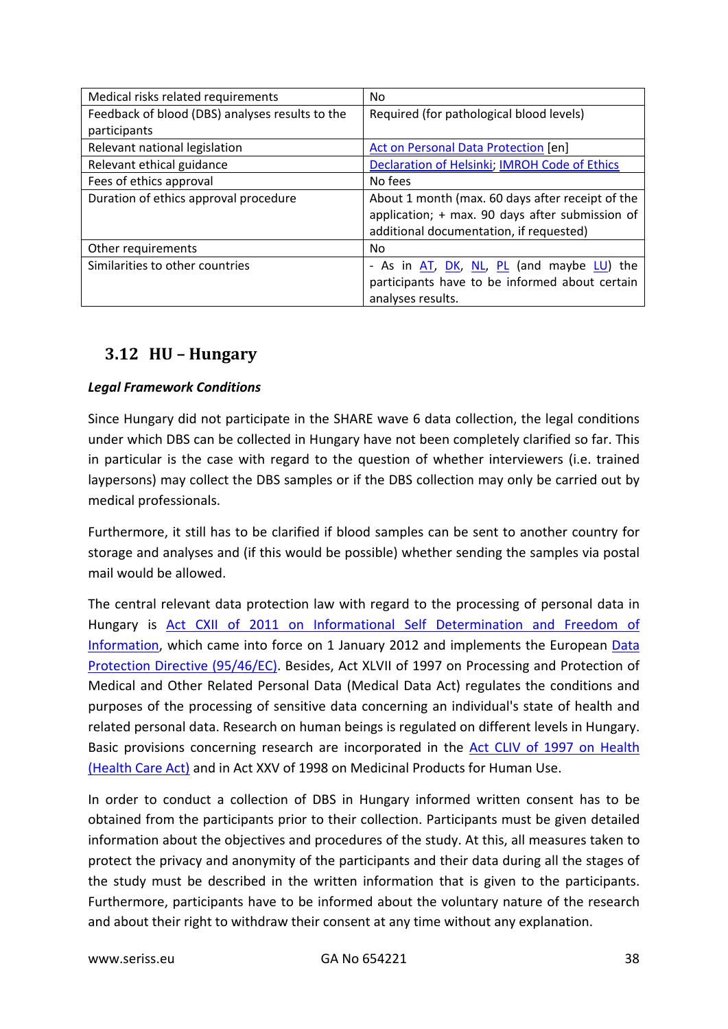| | |
|---|---|
| Medical risks related requirements | No |
| Feedback of blood (DBS) analyses results to the participants | Required (for pathological blood levels) |
| Relevant national legislation | Act on Personal Data Protection [en] |
| Relevant ethical guidance | Declaration of Helsinki; IMROH Code of Ethics |
| Fees of ethics approval | No fees |
| Duration of ethics approval procedure | About 1 month (max. 60 days after receipt of the application; + max. 90 days after submission of additional documentation, if requested) |
| Other requirements | No |
| Similarities to other countries | - As in AT, DK, NL, PL (and maybe LU) the participants have to be informed about certain analyses results. |

## 3.12 HU – Hungary

***Legal Framework Conditions***

Since Hungary did not participate in the SHARE wave 6 data collection, the legal conditions under which DBS can be collected in Hungary have not been completely clarified so far. This in particular is the case with regard to the question of whether interviewers (i.e. trained laypersons) may collect the DBS samples or if the DBS collection may only be carried out by medical professionals.

Furthermore, it still has to be clarified if blood samples can be sent to another country for storage and analyses and (if this would be possible) whether sending the samples via postal mail would be allowed.

The central relevant data protection law with regard to the processing of personal data in Hungary is Act CXII of 2011 on Informational Self Determination and Freedom of Information, which came into force on 1 January 2012 and implements the European Data Protection Directive (95/46/EC). Besides, Act XLVII of 1997 on Processing and Protection of Medical and Other Related Personal Data (Medical Data Act) regulates the conditions and purposes of the processing of sensitive data concerning an individual's state of health and related personal data. Research on human beings is regulated on different levels in Hungary. Basic provisions concerning research are incorporated in the Act CLIV of 1997 on Health (Health Care Act) and in Act XXV of 1998 on Medicinal Products for Human Use.

In order to conduct a collection of DBS in Hungary informed written consent has to be obtained from the participants prior to their collection. Participants must be given detailed information about the objectives and procedures of the study. At this, all measures taken to protect the privacy and anonymity of the participants and their data during all the stages of the study must be described in the written information that is given to the participants. Furthermore, participants have to be informed about the voluntary nature of the research and about their right to withdraw their consent at any time without any explanation.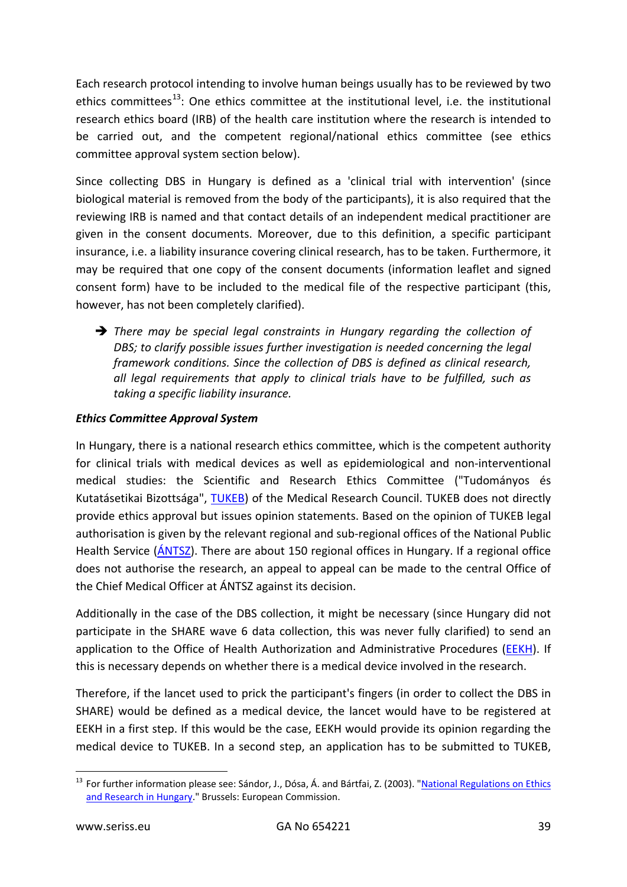Each research protocol intending to involve human beings usually has to be reviewed by two ethics committees[13]: One ethics committee at the institutional level, i.e. the institutional research ethics board (IRB) of the health care institution where the research is intended to be carried out, and the competent regional/national ethics committee (see ethics committee approval system section below).

Since collecting DBS in Hungary is defined as a 'clinical trial with intervention' (since biological material is removed from the body of the participants), it is also required that the reviewing IRB is named and that contact details of an independent medical practitioner are given in the consent documents. Moreover, due to this definition, a specific participant insurance, i.e. a liability insurance covering clinical research, has to be taken. Furthermore, it may be required that one copy of the consent documents (information leaflet and signed consent form) have to be included to the medical file of the respective participant (this, however, has not been completely clarified).

➔ *There may be special legal constraints in Hungary regarding the collection of DBS; to clarify possible issues further investigation is needed concerning the legal framework conditions. Since the collection of DBS is defined as clinical research, all legal requirements that apply to clinical trials have to be fulfilled, such as taking a specific liability insurance.*

***Ethics Committee Approval System***

In Hungary, there is a national research ethics committee, which is the competent authority for clinical trials with medical devices as well as epidemiological and non-interventional medical studies: the Scientific and Research Ethics Committee ("Tudományos és Kutatásetikai Bizottsága", TUKEB) of the Medical Research Council. TUKEB does not directly provide ethics approval but issues opinion statements. Based on the opinion of TUKEB legal authorisation is given by the relevant regional and sub-regional offices of the National Public Health Service (ÁNTSZ). There are about 150 regional offices in Hungary. If a regional office does not authorise the research, an appeal to appeal can be made to the central Office of the Chief Medical Officer at ÁNTSZ against its decision.

Additionally in the case of the DBS collection, it might be necessary (since Hungary did not participate in the SHARE wave 6 data collection, this was never fully clarified) to send an application to the Office of Health Authorization and Administrative Procedures (EEKH). If this is necessary depends on whether there is a medical device involved in the research.

Therefore, if the lancet used to prick the participant's fingers (in order to collect the DBS in SHARE) would be defined as a medical device, the lancet would have to be registered at EEKH in a first step. If this would be the case, EEKH would provide its opinion regarding the medical device to TUKEB. In a second step, an application has to be submitted to TUKEB,

---

[13] For further information please see: Sándor, J., Dósa, Á. and Bártfai, Z. (2003). "National Regulations on Ethics and Research in Hungary." Brussels: European Commission.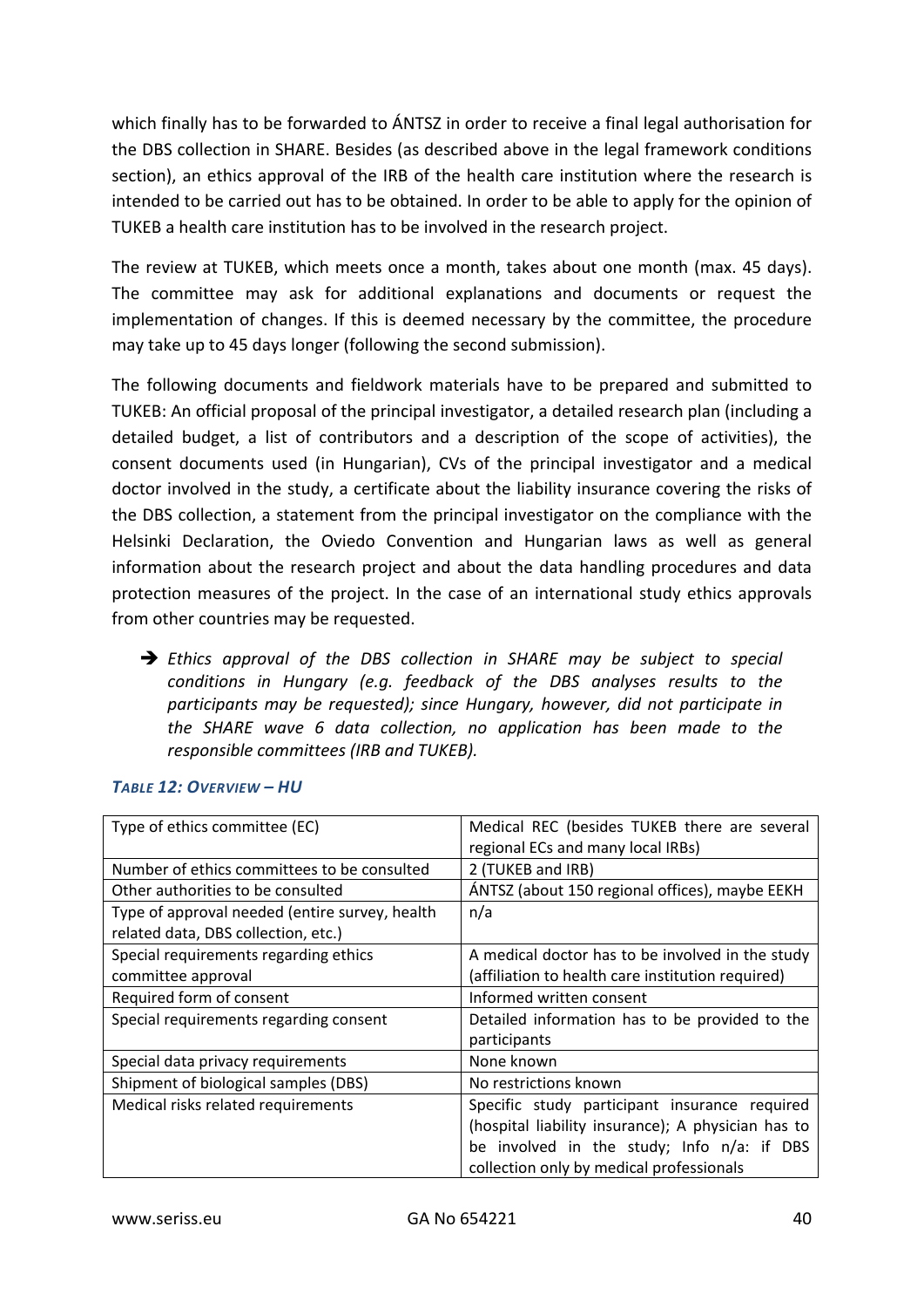which finally has to be forwarded to ÁNTSZ in order to receive a final legal authorisation for the DBS collection in SHARE. Besides (as described above in the legal framework conditions section), an ethics approval of the IRB of the health care institution where the research is intended to be carried out has to be obtained. In order to be able to apply for the opinion of TUKEB a health care institution has to be involved in the research project.

The review at TUKEB, which meets once a month, takes about one month (max. 45 days). The committee may ask for additional explanations and documents or request the implementation of changes. If this is deemed necessary by the committee, the procedure may take up to 45 days longer (following the second submission).

The following documents and fieldwork materials have to be prepared and submitted to TUKEB: An official proposal of the principal investigator, a detailed research plan (including a detailed budget, a list of contributors and a description of the scope of activities), the consent documents used (in Hungarian), CVs of the principal investigator and a medical doctor involved in the study, a certificate about the liability insurance covering the risks of the DBS collection, a statement from the principal investigator on the compliance with the Helsinki Declaration, the Oviedo Convention and Hungarian laws as well as general information about the research project and about the data handling procedures and data protection measures of the project. In the case of an international study ethics approvals from other countries may be requested.

➔ *Ethics approval of the DBS collection in SHARE may be subject to special conditions in Hungary (e.g. feedback of the DBS analyses results to the participants may be requested); since Hungary, however, did not participate in the SHARE wave 6 data collection, no application has been made to the responsible committees (IRB and TUKEB).*

***TABLE 12: OVERVIEW – HU***

| Type of ethics committee (EC) | Medical REC (besides TUKEB there are several regional ECs and many local IRBs) |
|---|---|
| Number of ethics committees to be consulted | 2 (TUKEB and IRB) |
| Other authorities to be consulted | ÁNTSZ (about 150 regional offices), maybe EEKH |
| Type of approval needed (entire survey, health related data, DBS collection, etc.) | n/a |
| Special requirements regarding ethics committee approval | A medical doctor has to be involved in the study (affiliation to health care institution required) |
| Required form of consent | Informed written consent |
| Special requirements regarding consent | Detailed information has to be provided to the participants |
| Special data privacy requirements | None known |
| Shipment of biological samples (DBS) | No restrictions known |
| Medical risks related requirements | Specific study participant insurance required (hospital liability insurance); A physician has to be involved in the study; Info n/a: if DBS collection only by medical professionals |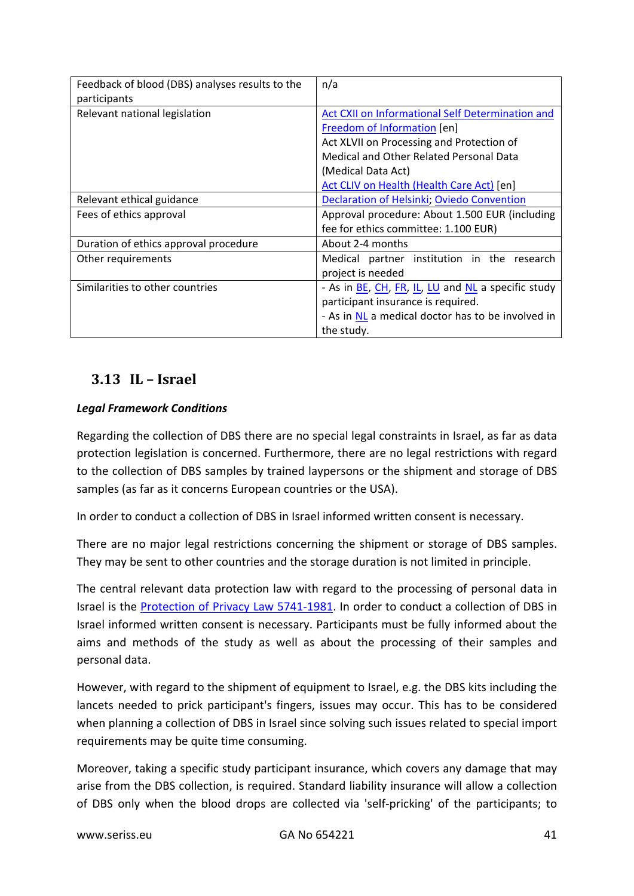| | |
|---|---|
| Feedback of blood (DBS) analyses results to the participants | n/a |
| Relevant national legislation | Act CXII on Informational Self Determination and Freedom of Information [en]<br>Act XLVII on Processing and Protection of Medical and Other Related Personal Data (Medical Data Act)<br>Act CLIV on Health (Health Care Act) [en] |
| Relevant ethical guidance | Declaration of Helsinki; Oviedo Convention |
| Fees of ethics approval | Approval procedure: About 1.500 EUR (including fee for ethics committee: 1.100 EUR) |
| Duration of ethics approval procedure | About 2-4 months |
| Other requirements | Medical partner institution in the research project is needed |
| Similarities to other countries | - As in BE, CH, FR, IL, LU and NL a specific study participant insurance is required.<br>- As in NL a medical doctor has to be involved in the study. |

## 3.13 IL – Israel

***Legal Framework Conditions***

Regarding the collection of DBS there are no special legal constraints in Israel, as far as data protection legislation is concerned. Furthermore, there are no legal restrictions with regard to the collection of DBS samples by trained laypersons or the shipment and storage of DBS samples (as far as it concerns European countries or the USA).

In order to conduct a collection of DBS in Israel informed written consent is necessary.

There are no major legal restrictions concerning the shipment or storage of DBS samples. They may be sent to other countries and the storage duration is not limited in principle.

The central relevant data protection law with regard to the processing of personal data in Israel is the Protection of Privacy Law 5741-1981. In order to conduct a collection of DBS in Israel informed written consent is necessary. Participants must be fully informed about the aims and methods of the study as well as about the processing of their samples and personal data.

However, with regard to the shipment of equipment to Israel, e.g. the DBS kits including the lancets needed to prick participant's fingers, issues may occur. This has to be considered when planning a collection of DBS in Israel since solving such issues related to special import requirements may be quite time consuming.

Moreover, taking a specific study participant insurance, which covers any damage that may arise from the DBS collection, is required. Standard liability insurance will allow a collection of DBS only when the blood drops are collected via 'self-pricking' of the participants; to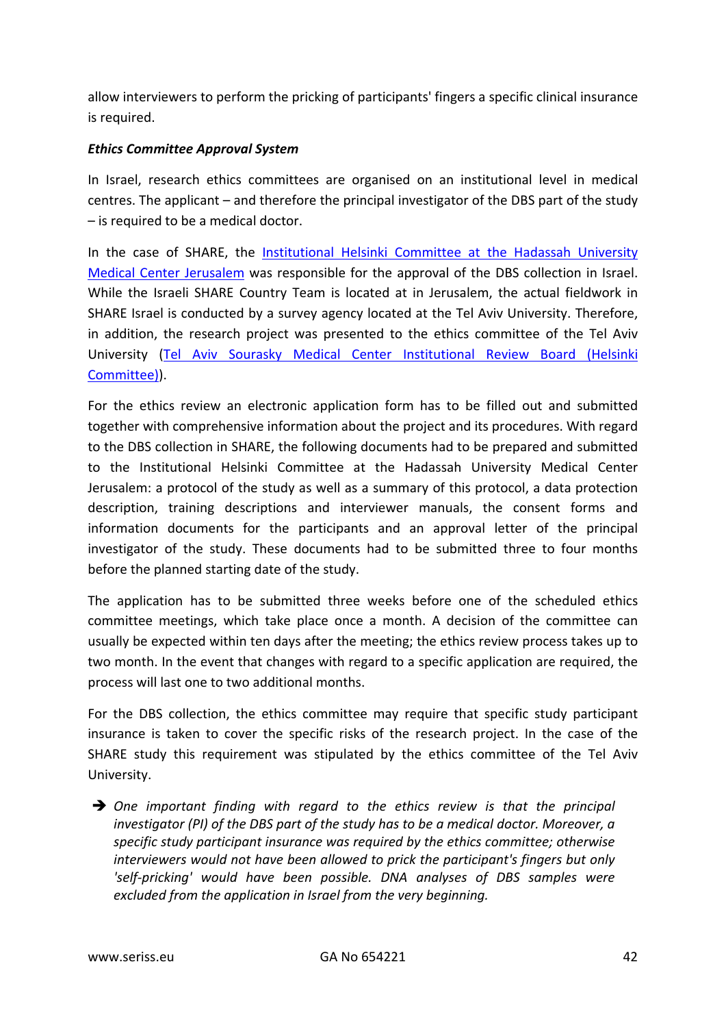allow interviewers to perform the pricking of participants' fingers a specific clinical insurance is required.

***Ethics Committee Approval System***

In Israel, research ethics committees are organised on an institutional level in medical centres. The applicant – and therefore the principal investigator of the DBS part of the study – is required to be a medical doctor.

In the case of SHARE, the Institutional Helsinki Committee at the Hadassah University Medical Center Jerusalem was responsible for the approval of the DBS collection in Israel. While the Israeli SHARE Country Team is located at in Jerusalem, the actual fieldwork in SHARE Israel is conducted by a survey agency located at the Tel Aviv University. Therefore, in addition, the research project was presented to the ethics committee of the Tel Aviv University (Tel Aviv Sourasky Medical Center Institutional Review Board (Helsinki Committee)).

For the ethics review an electronic application form has to be filled out and submitted together with comprehensive information about the project and its procedures. With regard to the DBS collection in SHARE, the following documents had to be prepared and submitted to the Institutional Helsinki Committee at the Hadassah University Medical Center Jerusalem: a protocol of the study as well as a summary of this protocol, a data protection description, training descriptions and interviewer manuals, the consent forms and information documents for the participants and an approval letter of the principal investigator of the study. These documents had to be submitted three to four months before the planned starting date of the study.

The application has to be submitted three weeks before one of the scheduled ethics committee meetings, which take place once a month. A decision of the committee can usually be expected within ten days after the meeting; the ethics review process takes up to two month. In the event that changes with regard to a specific application are required, the process will last one to two additional months.

For the DBS collection, the ethics committee may require that specific study participant insurance is taken to cover the specific risks of the research project. In the case of the SHARE study this requirement was stipulated by the ethics committee of the Tel Aviv University.

➔ *One important finding with regard to the ethics review is that the principal investigator (PI) of the DBS part of the study has to be a medical doctor. Moreover, a specific study participant insurance was required by the ethics committee; otherwise interviewers would not have been allowed to prick the participant's fingers but only 'self-pricking' would have been possible. DNA analyses of DBS samples were excluded from the application in Israel from the very beginning.*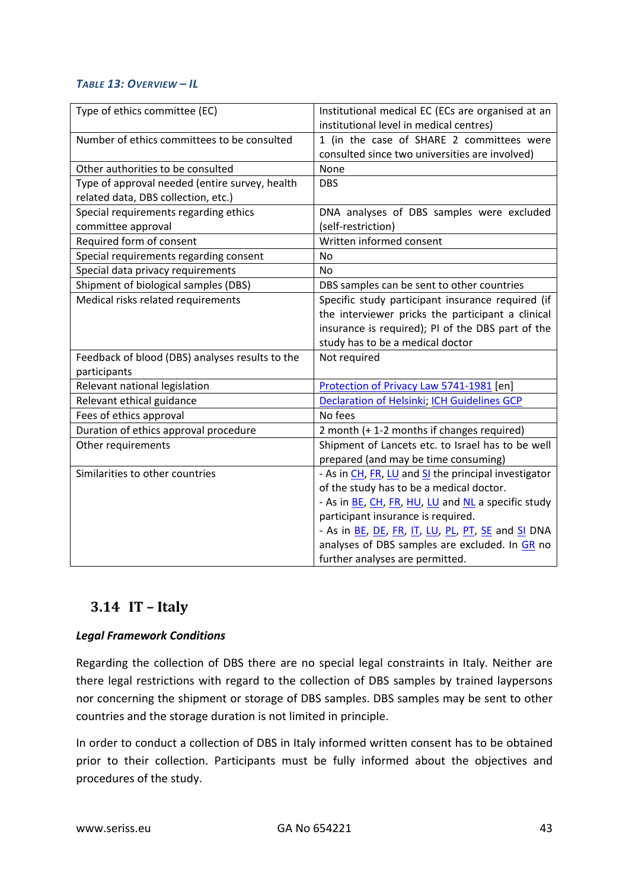*TABLE 13: OVERVIEW – IL*

| Type of ethics committee (EC) | Institutional medical EC (ECs are organised at an institutional level in medical centres) |
|---|---|
| Number of ethics committees to be consulted | 1 (in the case of SHARE 2 committees were consulted since two universities are involved) |
| Other authorities to be consulted | None |
| Type of approval needed (entire survey, health related data, DBS collection, etc.) | DBS |
| Special requirements regarding ethics committee approval | DNA analyses of DBS samples were excluded (self-restriction) |
| Required form of consent | Written informed consent |
| Special requirements regarding consent | No |
| Special data privacy requirements | No |
| Shipment of biological samples (DBS) | DBS samples can be sent to other countries |
| Medical risks related requirements | Specific study participant insurance required (if the interviewer pricks the participant a clinical insurance is required); PI of the DBS part of the study has to be a medical doctor |
| Feedback of blood (DBS) analyses results to the participants | Not required |
| Relevant national legislation | Protection of Privacy Law 5741-1981 [en] |
| Relevant ethical guidance | Declaration of Helsinki; ICH Guidelines GCP |
| Fees of ethics approval | No fees |
| Duration of ethics approval procedure | 2 month (+ 1-2 months if changes required) |
| Other requirements | Shipment of Lancets etc. to Israel has to be well prepared (and may be time consuming) |
| Similarities to other countries | - As in CH, FR, LU and SI the principal investigator of the study has to be a medical doctor.<br>- As in BE, CH, FR, HU, LU and NL a specific study participant insurance is required.<br>- As in BE, DE, FR, IT, LU, PL, PT, SE and SI DNA analyses of DBS samples are excluded. In GR no further analyses are permitted. |

## 3.14 IT – Italy

***Legal Framework Conditions***

Regarding the collection of DBS there are no special legal constraints in Italy. Neither are there legal restrictions with regard to the collection of DBS samples by trained laypersons nor concerning the shipment or storage of DBS samples. DBS samples may be sent to other countries and the storage duration is not limited in principle.

In order to conduct a collection of DBS in Italy informed written consent has to be obtained prior to their collection. Participants must be fully informed about the objectives and procedures of the study.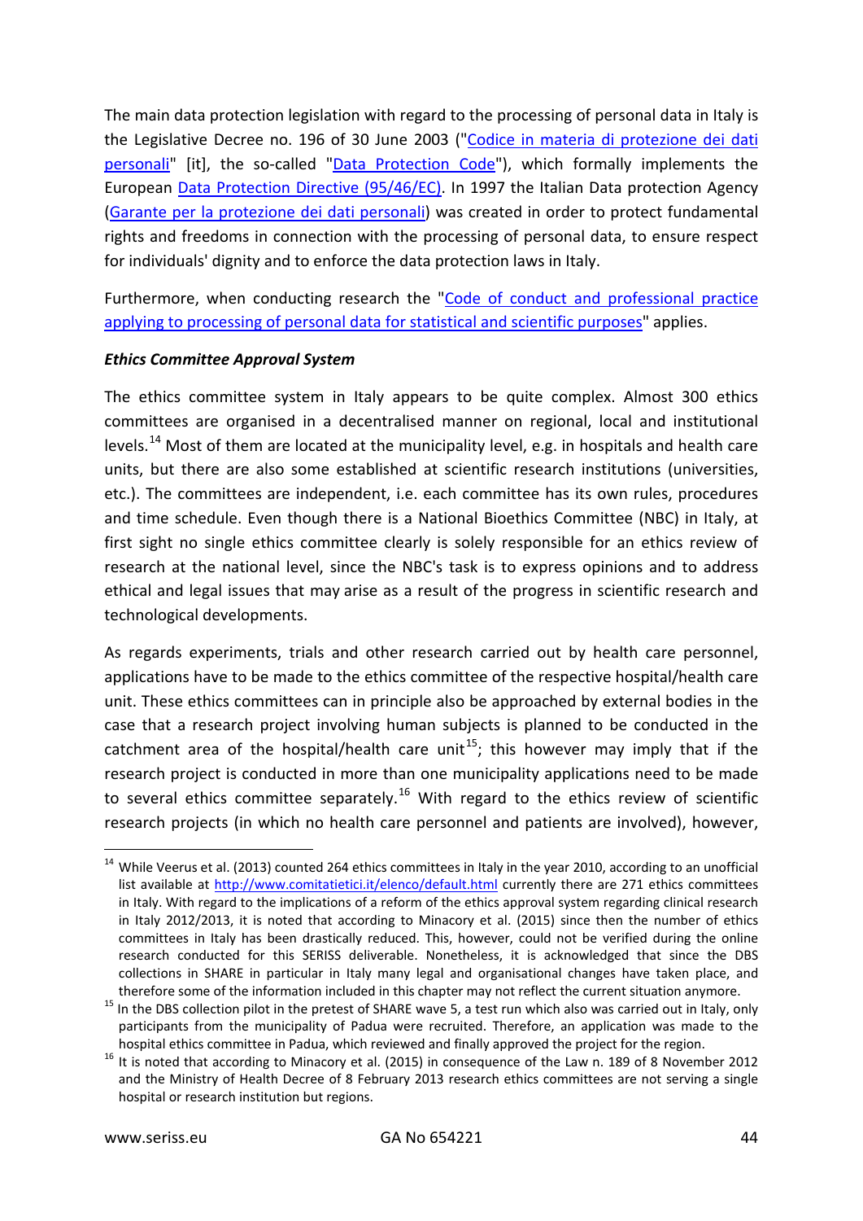The main data protection legislation with regard to the processing of personal data in Italy is the Legislative Decree no. 196 of 30 June 2003 ("Codice in materia di protezione dei dati personali" [it], the so-called "Data Protection Code"), which formally implements the European Data Protection Directive (95/46/EC). In 1997 the Italian Data protection Agency (Garante per la protezione dei dati personali) was created in order to protect fundamental rights and freedoms in connection with the processing of personal data, to ensure respect for individuals' dignity and to enforce the data protection laws in Italy.

Furthermore, when conducting research the "Code of conduct and professional practice applying to processing of personal data for statistical and scientific purposes" applies.

***Ethics Committee Approval System***

The ethics committee system in Italy appears to be quite complex. Almost 300 ethics committees are organised in a decentralised manner on regional, local and institutional levels.[14] Most of them are located at the municipality level, e.g. in hospitals and health care units, but there are also some established at scientific research institutions (universities, etc.). The committees are independent, i.e. each committee has its own rules, procedures and time schedule. Even though there is a National Bioethics Committee (NBC) in Italy, at first sight no single ethics committee clearly is solely responsible for an ethics review of research at the national level, since the NBC's task is to express opinions and to address ethical and legal issues that may arise as a result of the progress in scientific research and technological developments.

As regards experiments, trials and other research carried out by health care personnel, applications have to be made to the ethics committee of the respective hospital/health care unit. These ethics committees can in principle also be approached by external bodies in the case that a research project involving human subjects is planned to be conducted in the catchment area of the hospital/health care unit[15]; this however may imply that if the research project is conducted in more than one municipality applications need to be made to several ethics committee separately.[16] With regard to the ethics review of scientific research projects (in which no health care personnel and patients are involved), however,

---

[14] While Veerus et al. (2013) counted 264 ethics committees in Italy in the year 2010, according to an unofficial list available at http://www.comitatietici.it/elenco/default.html currently there are 271 ethics committees in Italy. With regard to the implications of a reform of the ethics approval system regarding clinical research in Italy 2012/2013, it is noted that according to Minacory et al. (2015) since then the number of ethics committees in Italy has been drastically reduced. This, however, could not be verified during the online research conducted for this SERISS deliverable. Nonetheless, it is acknowledged that since the DBS collections in SHARE in particular in Italy many legal and organisational changes have taken place, and therefore some of the information included in this chapter may not reflect the current situation anymore.

[15] In the DBS collection pilot in the pretest of SHARE wave 5, a test run which also was carried out in Italy, only participants from the municipality of Padua were recruited. Therefore, an application was made to the hospital ethics committee in Padua, which reviewed and finally approved the project for the region.

[16] It is noted that according to Minacory et al. (2015) in consequence of the Law n. 189 of 8 November 2012 and the Ministry of Health Decree of 8 February 2013 research ethics committees are not serving a single hospital or research institution but regions.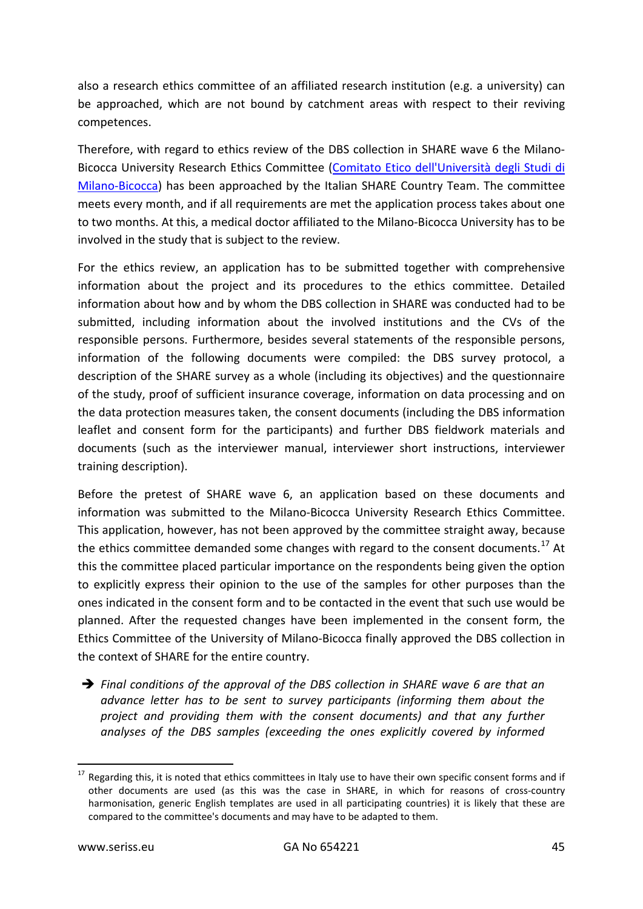also a research ethics committee of an affiliated research institution (e.g. a university) can be approached, which are not bound by catchment areas with respect to their reviving competences.

Therefore, with regard to ethics review of the DBS collection in SHARE wave 6 the Milano-Bicocca University Research Ethics Committee ([Comitato Etico dell'Università degli Studi di Milano-Bicocca]()) has been approached by the Italian SHARE Country Team. The committee meets every month, and if all requirements are met the application process takes about one to two months. At this, a medical doctor affiliated to the Milano-Bicocca University has to be involved in the study that is subject to the review.

For the ethics review, an application has to be submitted together with comprehensive information about the project and its procedures to the ethics committee. Detailed information about how and by whom the DBS collection in SHARE was conducted had to be submitted, including information about the involved institutions and the CVs of the responsible persons. Furthermore, besides several statements of the responsible persons, information of the following documents were compiled: the DBS survey protocol, a description of the SHARE survey as a whole (including its objectives) and the questionnaire of the study, proof of sufficient insurance coverage, information on data processing and on the data protection measures taken, the consent documents (including the DBS information leaflet and consent form for the participants) and further DBS fieldwork materials and documents (such as the interviewer manual, interviewer short instructions, interviewer training description).

Before the pretest of SHARE wave 6, an application based on these documents and information was submitted to the Milano-Bicocca University Research Ethics Committee. This application, however, has not been approved by the committee straight away, because the ethics committee demanded some changes with regard to the consent documents.[17] At this the committee placed particular importance on the respondents being given the option to explicitly express their opinion to the use of the samples for other purposes than the ones indicated in the consent form and to be contacted in the event that such use would be planned. After the requested changes have been implemented in the consent form, the Ethics Committee of the University of Milano-Bicocca finally approved the DBS collection in the context of SHARE for the entire country.

➔ *Final conditions of the approval of the DBS collection in SHARE wave 6 are that an advance letter has to be sent to survey participants (informing them about the project and providing them with the consent documents) and that any further analyses of the DBS samples (exceeding the ones explicitly covered by informed*

---

[17] Regarding this, it is noted that ethics committees in Italy use to have their own specific consent forms and if other documents are used (as this was the case in SHARE, in which for reasons of cross-country harmonisation, generic English templates are used in all participating countries) it is likely that these are compared to the committee's documents and may have to be adapted to them.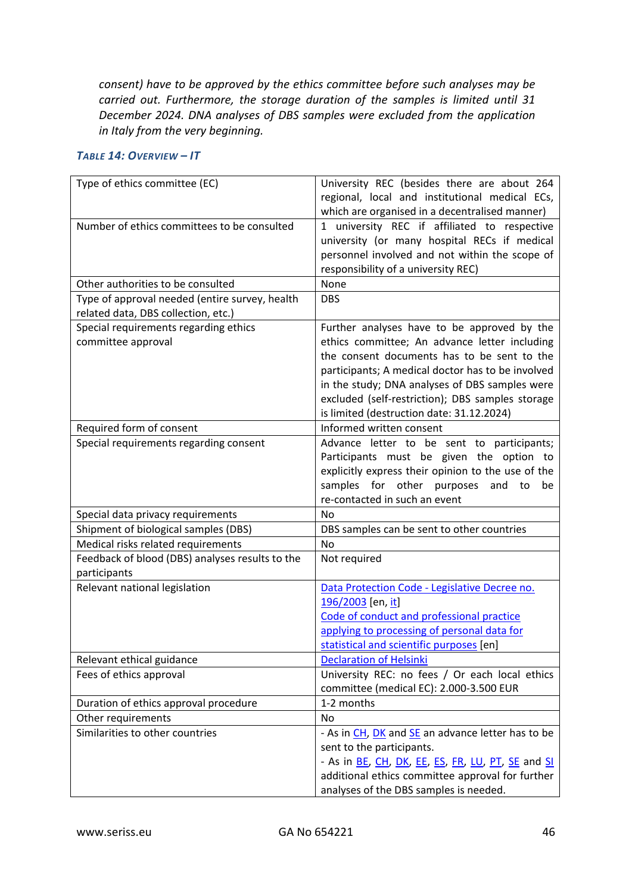*consent) have to be approved by the ethics committee before such analyses may be carried out. Furthermore, the storage duration of the samples is limited until 31 December 2024. DNA analyses of DBS samples were excluded from the application in Italy from the very beginning.*

#### *Table 14: Overview – IT*

| | |
|---|---|
| Type of ethics committee (EC) | University REC (besides there are about 264 regional, local and institutional medical ECs, which are organised in a decentralised manner) |
| Number of ethics committees to be consulted | 1 university REC if affiliated to respective university (or many hospital RECs if medical personnel involved and not within the scope of responsibility of a university REC) |
| Other authorities to be consulted | None |
| Type of approval needed (entire survey, health related data, DBS collection, etc.) | DBS |
| Special requirements regarding ethics committee approval | Further analyses have to be approved by the ethics committee; An advance letter including the consent documents has to be sent to the participants; A medical doctor has to be involved in the study; DNA analyses of DBS samples were excluded (self-restriction); DBS samples storage is limited (destruction date: 31.12.2024) |
| Required form of consent | Informed written consent |
| Special requirements regarding consent | Advance letter to be sent to participants; Participants must be given the option to explicitly express their opinion to the use of the samples for other purposes and to be re-contacted in such an event |
| Special data privacy requirements | No |
| Shipment of biological samples (DBS) | DBS samples can be sent to other countries |
| Medical risks related requirements | No |
| Feedback of blood (DBS) analyses results to the participants | Not required |
| Relevant national legislation | Data Protection Code - Legislative Decree no. 196/2003 [en, it]<br>Code of conduct and professional practice applying to processing of personal data for statistical and scientific purposes [en] |
| Relevant ethical guidance | Declaration of Helsinki |
| Fees of ethics approval | University REC: no fees / Or each local ethics committee (medical EC): 2.000-3.500 EUR |
| Duration of ethics approval procedure | 1-2 months |
| Other requirements | No |
| Similarities to other countries | - As in CH, DK and SE an advance letter has to be sent to the participants.<br>- As in BE, CH, DK, EE, ES, FR, LU, PT, SE and SI additional ethics committee approval for further analyses of the DBS samples is needed. |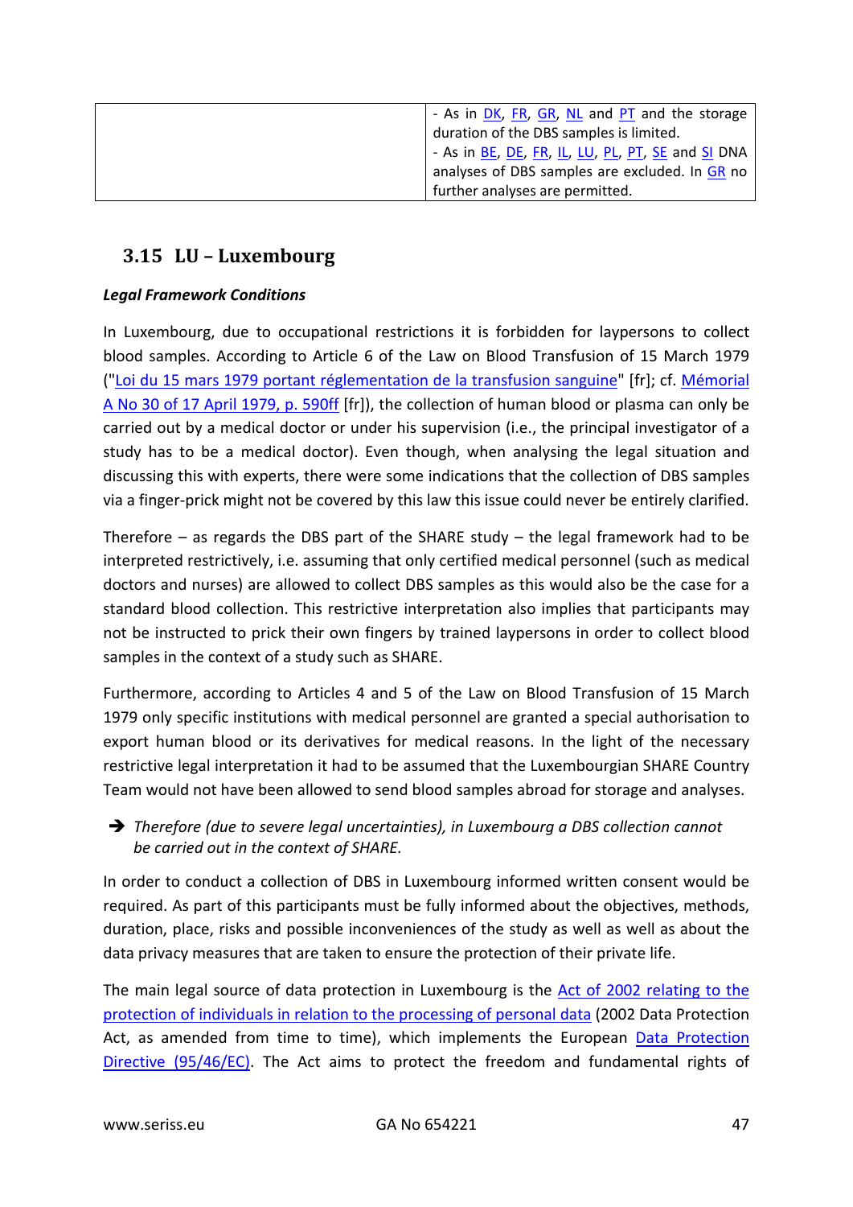| | - As in DK, FR, GR, NL and PT and the storage duration of the DBS samples is limited.<br>- As in BE, DE, FR, IL, LU, PL, PT, SE and SI DNA analyses of DBS samples are excluded. In GR no further analyses are permitted. |
|---|---|

## 3.15 LU – Luxembourg

***Legal Framework Conditions***

In Luxembourg, due to occupational restrictions it is forbidden for laypersons to collect blood samples. According to Article 6 of the Law on Blood Transfusion of 15 March 1979 ("Loi du 15 mars 1979 portant réglementation de la transfusion sanguine" [fr]; cf. Mémorial A No 30 of 17 April 1979, p. 590ff [fr]), the collection of human blood or plasma can only be carried out by a medical doctor or under his supervision (i.e., the principal investigator of a study has to be a medical doctor). Even though, when analysing the legal situation and discussing this with experts, there were some indications that the collection of DBS samples via a finger-prick might not be covered by this law this issue could never be entirely clarified.

Therefore – as regards the DBS part of the SHARE study – the legal framework had to be interpreted restrictively, i.e. assuming that only certified medical personnel (such as medical doctors and nurses) are allowed to collect DBS samples as this would also be the case for a standard blood collection. This restrictive interpretation also implies that participants may not be instructed to prick their own fingers by trained laypersons in order to collect blood samples in the context of a study such as SHARE.

Furthermore, according to Articles 4 and 5 of the Law on Blood Transfusion of 15 March 1979 only specific institutions with medical personnel are granted a special authorisation to export human blood or its derivatives for medical reasons. In the light of the necessary restrictive legal interpretation it had to be assumed that the Luxembourgian SHARE Country Team would not have been allowed to send blood samples abroad for storage and analyses.

➔ *Therefore (due to severe legal uncertainties), in Luxembourg a DBS collection cannot be carried out in the context of SHARE.*

In order to conduct a collection of DBS in Luxembourg informed written consent would be required. As part of this participants must be fully informed about the objectives, methods, duration, place, risks and possible inconveniences of the study as well as well as about the data privacy measures that are taken to ensure the protection of their private life.

The main legal source of data protection in Luxembourg is the Act of 2002 relating to the protection of individuals in relation to the processing of personal data (2002 Data Protection Act, as amended from time to time), which implements the European Data Protection Directive (95/46/EC). The Act aims to protect the freedom and fundamental rights of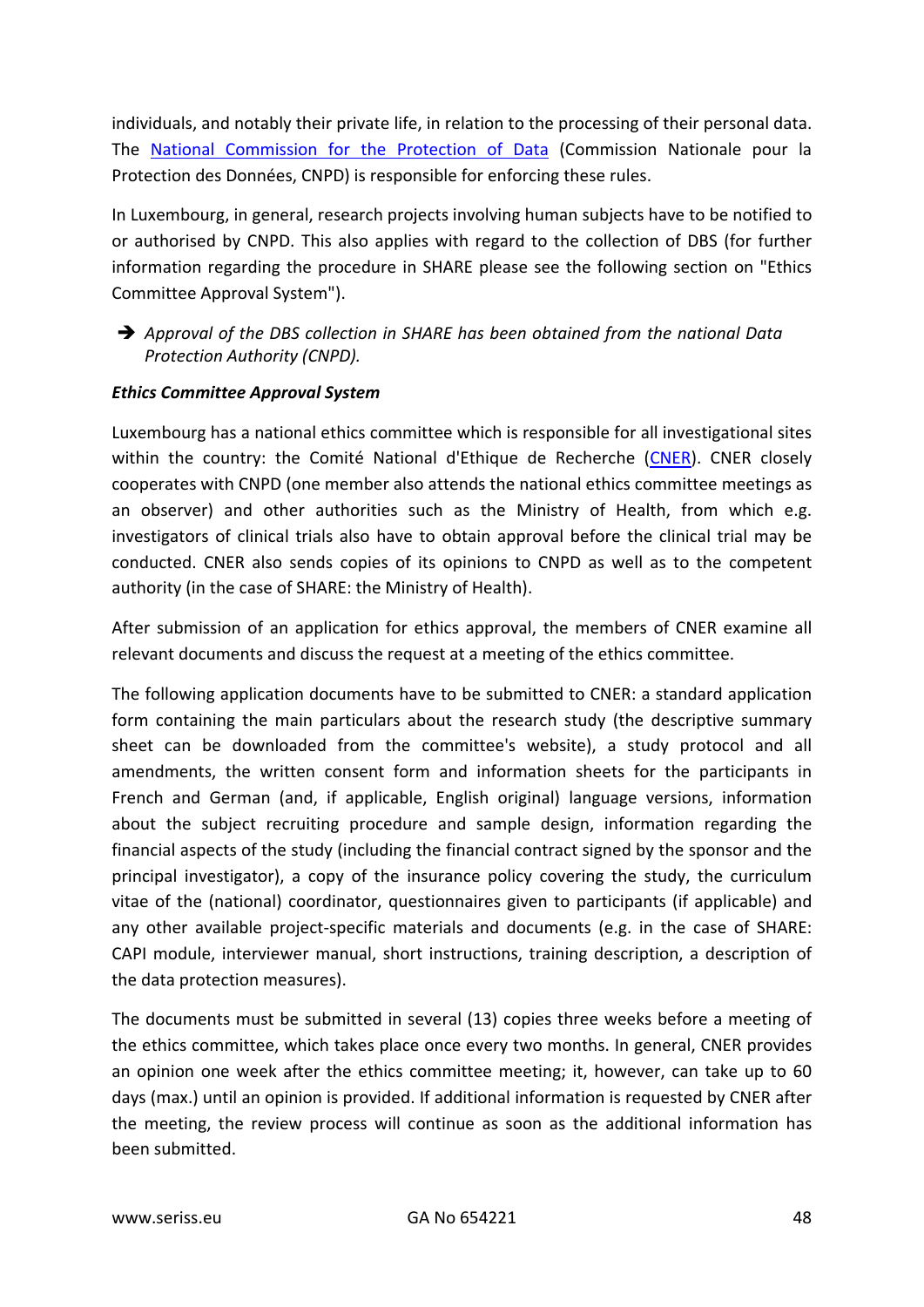individuals, and notably their private life, in relation to the processing of their personal data. The [National Commission for the Protection of Data](#) (Commission Nationale pour la Protection des Données, CNPD) is responsible for enforcing these rules.

In Luxembourg, in general, research projects involving human subjects have to be notified to or authorised by CNPD. This also applies with regard to the collection of DBS (for further information regarding the procedure in SHARE please see the following section on "Ethics Committee Approval System").

➔ *Approval of the DBS collection in SHARE has been obtained from the national Data Protection Authority (CNPD).*

***Ethics Committee Approval System***

Luxembourg has a national ethics committee which is responsible for all investigational sites within the country: the Comité National d'Ethique de Recherche ([CNER](#)). CNER closely cooperates with CNPD (one member also attends the national ethics committee meetings as an observer) and other authorities such as the Ministry of Health, from which e.g. investigators of clinical trials also have to obtain approval before the clinical trial may be conducted. CNER also sends copies of its opinions to CNPD as well as to the competent authority (in the case of SHARE: the Ministry of Health).

After submission of an application for ethics approval, the members of CNER examine all relevant documents and discuss the request at a meeting of the ethics committee.

The following application documents have to be submitted to CNER: a standard application form containing the main particulars about the research study (the descriptive summary sheet can be downloaded from the committee's website), a study protocol and all amendments, the written consent form and information sheets for the participants in French and German (and, if applicable, English original) language versions, information about the subject recruiting procedure and sample design, information regarding the financial aspects of the study (including the financial contract signed by the sponsor and the principal investigator), a copy of the insurance policy covering the study, the curriculum vitae of the (national) coordinator, questionnaires given to participants (if applicable) and any other available project-specific materials and documents (e.g. in the case of SHARE: CAPI module, interviewer manual, short instructions, training description, a description of the data protection measures).

The documents must be submitted in several (13) copies three weeks before a meeting of the ethics committee, which takes place once every two months. In general, CNER provides an opinion one week after the ethics committee meeting; it, however, can take up to 60 days (max.) until an opinion is provided. If additional information is requested by CNER after the meeting, the review process will continue as soon as the additional information has been submitted.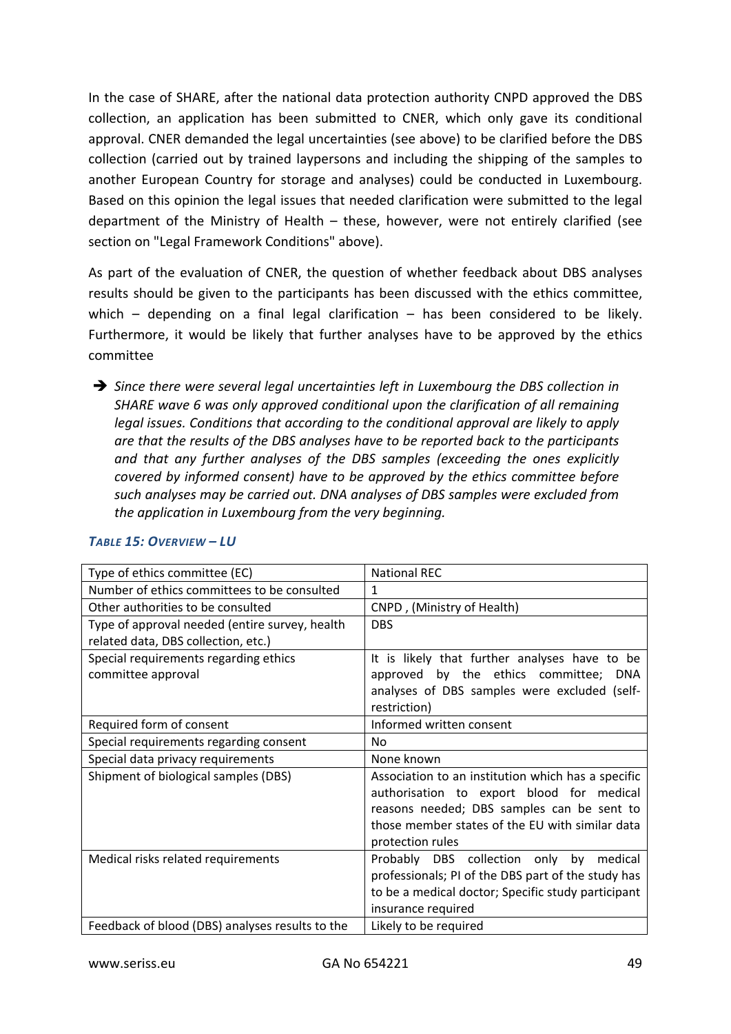In the case of SHARE, after the national data protection authority CNPD approved the DBS collection, an application has been submitted to CNER, which only gave its conditional approval. CNER demanded the legal uncertainties (see above) to be clarified before the DBS collection (carried out by trained laypersons and including the shipping of the samples to another European Country for storage and analyses) could be conducted in Luxembourg. Based on this opinion the legal issues that needed clarification were submitted to the legal department of the Ministry of Health – these, however, were not entirely clarified (see section on "Legal Framework Conditions" above).

As part of the evaluation of CNER, the question of whether feedback about DBS analyses results should be given to the participants has been discussed with the ethics committee, which – depending on a final legal clarification – has been considered to be likely. Furthermore, it would be likely that further analyses have to be approved by the ethics committee

➔ *Since there were several legal uncertainties left in Luxembourg the DBS collection in SHARE wave 6 was only approved conditional upon the clarification of all remaining legal issues. Conditions that according to the conditional approval are likely to apply are that the results of the DBS analyses have to be reported back to the participants and that any further analyses of the DBS samples (exceeding the ones explicitly covered by informed consent) have to be approved by the ethics committee before such analyses may be carried out. DNA analyses of DBS samples were excluded from the application in Luxembourg from the very beginning.*

***Table 15: Overview – LU***

| | |
|---|---|
| Type of ethics committee (EC) | National REC |
| Number of ethics committees to be consulted | 1 |
| Other authorities to be consulted | CNPD , (Ministry of Health) |
| Type of approval needed (entire survey, health related data, DBS collection, etc.) | DBS |
| Special requirements regarding ethics committee approval | It is likely that further analyses have to be approved by the ethics committee; DNA analyses of DBS samples were excluded (self-restriction) |
| Required form of consent | Informed written consent |
| Special requirements regarding consent | No |
| Special data privacy requirements | None known |
| Shipment of biological samples (DBS) | Association to an institution which has a specific authorisation to export blood for medical reasons needed; DBS samples can be sent to those member states of the EU with similar data protection rules |
| Medical risks related requirements | Probably DBS collection only by medical professionals; PI of the DBS part of the study has to be a medical doctor; Specific study participant insurance required |
| Feedback of blood (DBS) analyses results to the | Likely to be required |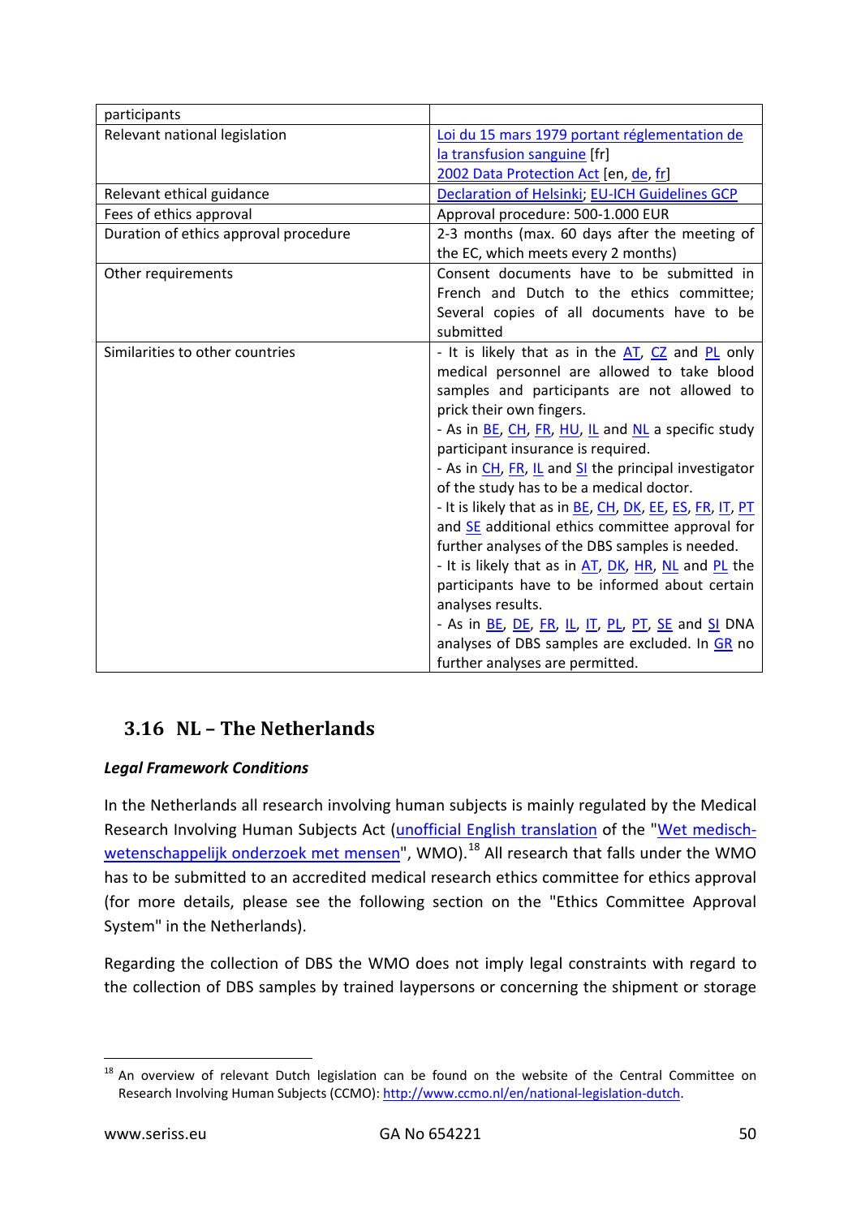| participants | |
|---|---|
| Relevant national legislation | Loi du 15 mars 1979 portant réglementation de la transfusion sanguine [fr]<br>2002 Data Protection Act [en, de, fr] |
| Relevant ethical guidance | Declaration of Helsinki; EU-ICH Guidelines GCP |
| Fees of ethics approval | Approval procedure: 500-1.000 EUR |
| Duration of ethics approval procedure | 2-3 months (max. 60 days after the meeting of the EC, which meets every 2 months) |
| Other requirements | Consent documents have to be submitted in French and Dutch to the ethics committee; Several copies of all documents have to be submitted |
| Similarities to other countries | - It is likely that as in the AT, CZ and PL only medical personnel are allowed to take blood samples and participants are not allowed to prick their own fingers.<br>- As in BE, CH, FR, HU, IL and NL a specific study participant insurance is required.<br>- As in CH, FR, IL and SI the principal investigator of the study has to be a medical doctor.<br>- It is likely that as in BE, CH, DK, EE, ES, FR, IT, PT and SE additional ethics committee approval for further analyses of the DBS samples is needed.<br>- It is likely that as in AT, DK, HR, NL and PL the participants have to be informed about certain analyses results.<br>- As in BE, DE, FR, IL, IT, PL, PT, SE and SI DNA analyses of DBS samples are excluded. In GR no further analyses are permitted. |

## 3.16 NL – The Netherlands

***Legal Framework Conditions***

In the Netherlands all research involving human subjects is mainly regulated by the Medical Research Involving Human Subjects Act (unofficial English translation of the "Wet medisch-wetenschappelijk onderzoek met mensen", WMO).[18] All research that falls under the WMO has to be submitted to an accredited medical research ethics committee for ethics approval (for more details, please see the following section on the "Ethics Committee Approval System" in the Netherlands).

Regarding the collection of DBS the WMO does not imply legal constraints with regard to the collection of DBS samples by trained laypersons or concerning the shipment or storage

[18] An overview of relevant Dutch legislation can be found on the website of the Central Committee on Research Involving Human Subjects (CCMO): http://www.ccmo.nl/en/national-legislation-dutch.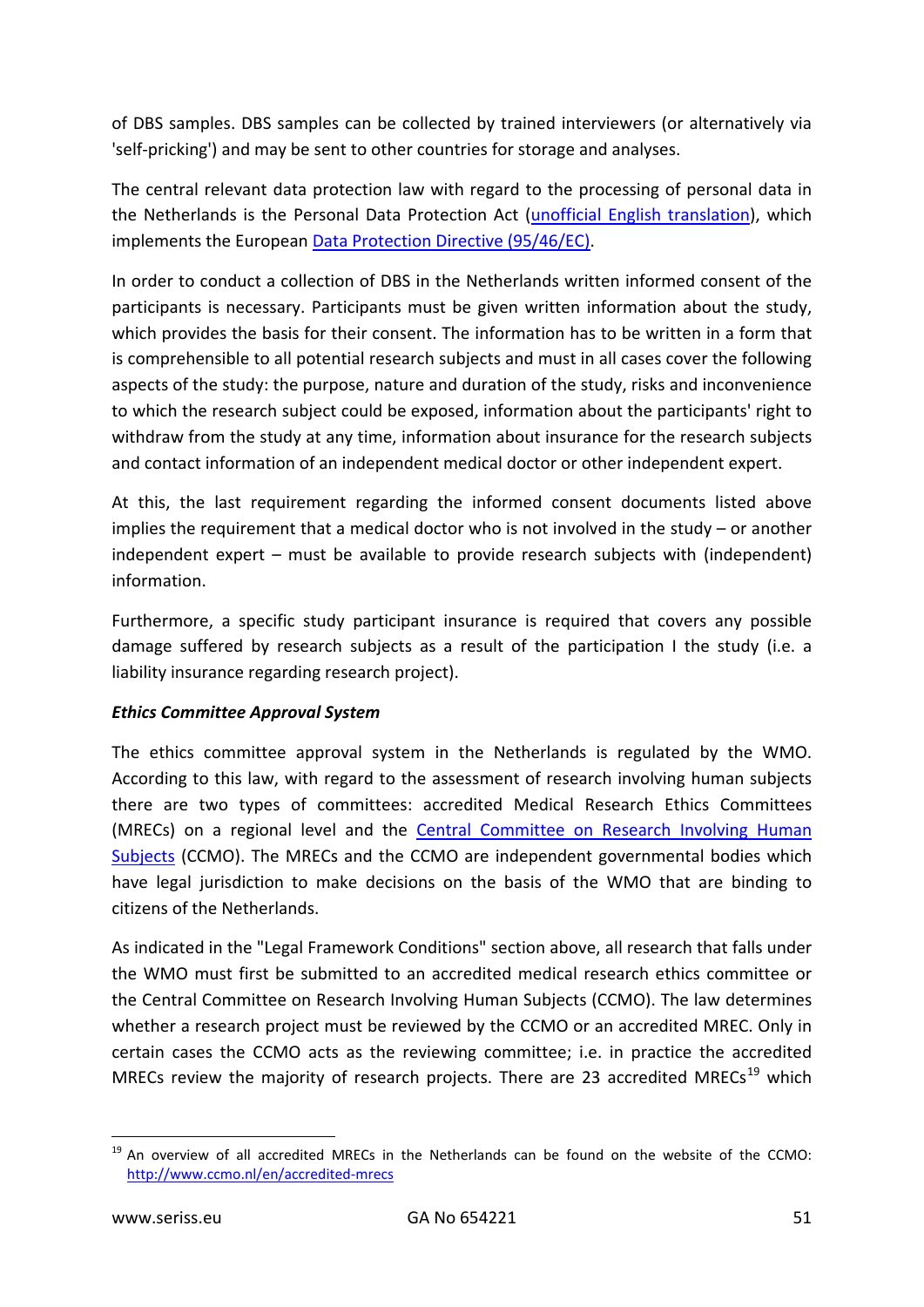of DBS samples. DBS samples can be collected by trained interviewers (or alternatively via 'self-pricking') and may be sent to other countries for storage and analyses.

The central relevant data protection law with regard to the processing of personal data in the Netherlands is the Personal Data Protection Act (unofficial English translation), which implements the European Data Protection Directive (95/46/EC).

In order to conduct a collection of DBS in the Netherlands written informed consent of the participants is necessary. Participants must be given written information about the study, which provides the basis for their consent. The information has to be written in a form that is comprehensible to all potential research subjects and must in all cases cover the following aspects of the study: the purpose, nature and duration of the study, risks and inconvenience to which the research subject could be exposed, information about the participants' right to withdraw from the study at any time, information about insurance for the research subjects and contact information of an independent medical doctor or other independent expert.

At this, the last requirement regarding the informed consent documents listed above implies the requirement that a medical doctor who is not involved in the study – or another independent expert – must be available to provide research subjects with (independent) information.

Furthermore, a specific study participant insurance is required that covers any possible damage suffered by research subjects as a result of the participation I the study (i.e. a liability insurance regarding research project).

***Ethics Committee Approval System***

The ethics committee approval system in the Netherlands is regulated by the WMO. According to this law, with regard to the assessment of research involving human subjects there are two types of committees: accredited Medical Research Ethics Committees (MRECs) on a regional level and the Central Committee on Research Involving Human Subjects (CCMO). The MRECs and the CCMO are independent governmental bodies which have legal jurisdiction to make decisions on the basis of the WMO that are binding to citizens of the Netherlands.

As indicated in the "Legal Framework Conditions" section above, all research that falls under the WMO must first be submitted to an accredited medical research ethics committee or the Central Committee on Research Involving Human Subjects (CCMO). The law determines whether a research project must be reviewed by the CCMO or an accredited MREC. Only in certain cases the CCMO acts as the reviewing committee; i.e. in practice the accredited MRECs review the majority of research projects. There are 23 accredited MRECs[19] which

[19] An overview of all accredited MRECs in the Netherlands can be found on the website of the CCMO: http://www.ccmo.nl/en/accredited-mrecs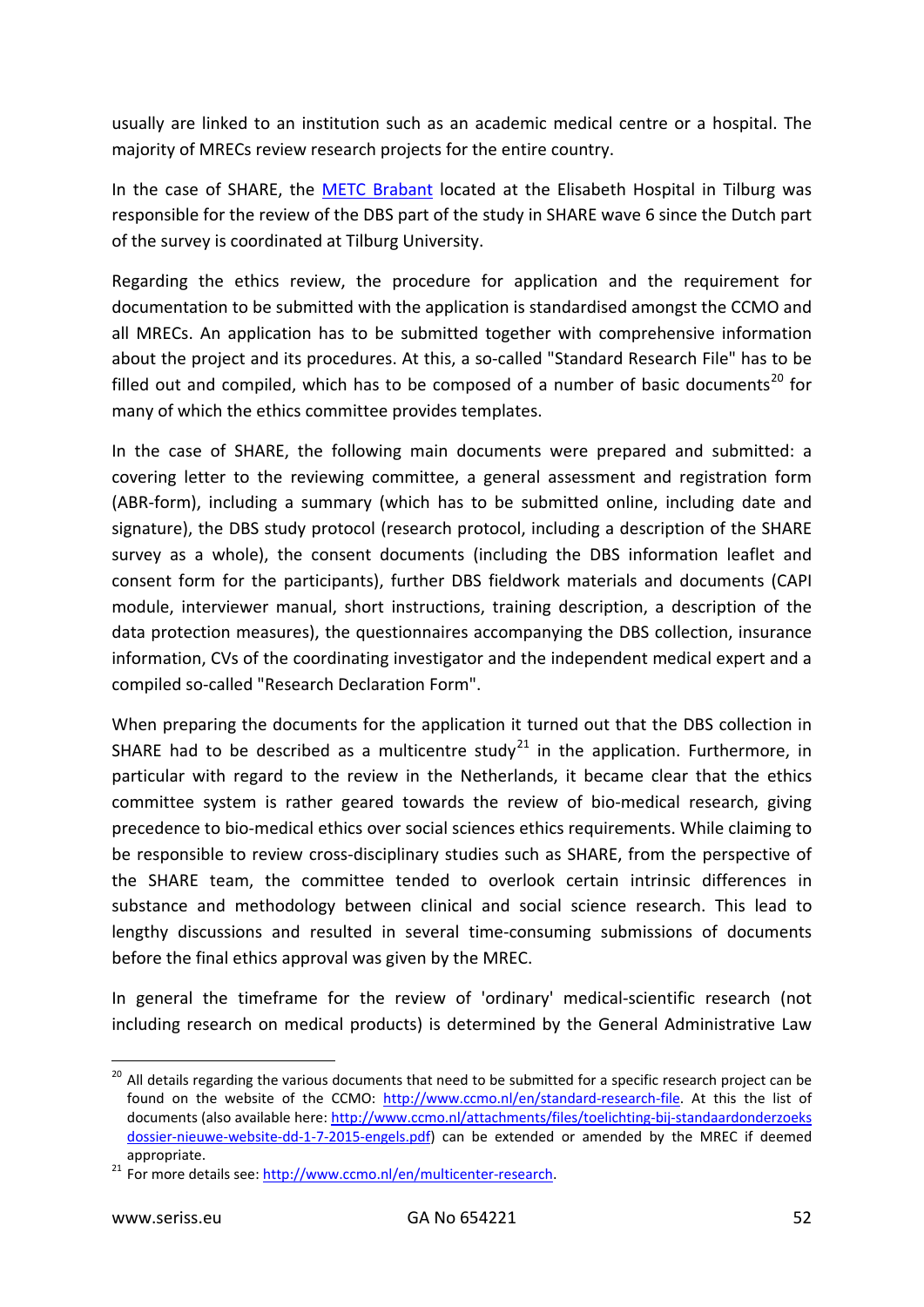usually are linked to an institution such as an academic medical centre or a hospital. The majority of MRECs review research projects for the entire country.

In the case of SHARE, the METC Brabant located at the Elisabeth Hospital in Tilburg was responsible for the review of the DBS part of the study in SHARE wave 6 since the Dutch part of the survey is coordinated at Tilburg University.

Regarding the ethics review, the procedure for application and the requirement for documentation to be submitted with the application is standardised amongst the CCMO and all MRECs. An application has to be submitted together with comprehensive information about the project and its procedures. At this, a so-called "Standard Research File" has to be filled out and compiled, which has to be composed of a number of basic documents[20] for many of which the ethics committee provides templates.

In the case of SHARE, the following main documents were prepared and submitted: a covering letter to the reviewing committee, a general assessment and registration form (ABR-form), including a summary (which has to be submitted online, including date and signature), the DBS study protocol (research protocol, including a description of the SHARE survey as a whole), the consent documents (including the DBS information leaflet and consent form for the participants), further DBS fieldwork materials and documents (CAPI module, interviewer manual, short instructions, training description, a description of the data protection measures), the questionnaires accompanying the DBS collection, insurance information, CVs of the coordinating investigator and the independent medical expert and a compiled so-called "Research Declaration Form".

When preparing the documents for the application it turned out that the DBS collection in SHARE had to be described as a multicentre study[21] in the application. Furthermore, in particular with regard to the review in the Netherlands, it became clear that the ethics committee system is rather geared towards the review of bio-medical research, giving precedence to bio-medical ethics over social sciences ethics requirements. While claiming to be responsible to review cross-disciplinary studies such as SHARE, from the perspective of the SHARE team, the committee tended to overlook certain intrinsic differences in substance and methodology between clinical and social science research. This lead to lengthy discussions and resulted in several time-consuming submissions of documents before the final ethics approval was given by the MREC.

In general the timeframe for the review of 'ordinary' medical-scientific research (not including research on medical products) is determined by the General Administrative Law

---

[20] All details regarding the various documents that need to be submitted for a specific research project can be found on the website of the CCMO: http://www.ccmo.nl/en/standard-research-file. At this the list of documents (also available here: http://www.ccmo.nl/attachments/files/toelichting-bij-standaardonderzoeksdossier-nieuwe-website-dd-1-7-2015-engels.pdf) can be extended or amended by the MREC if deemed appropriate.

[21] For more details see: http://www.ccmo.nl/en/multicenter-research.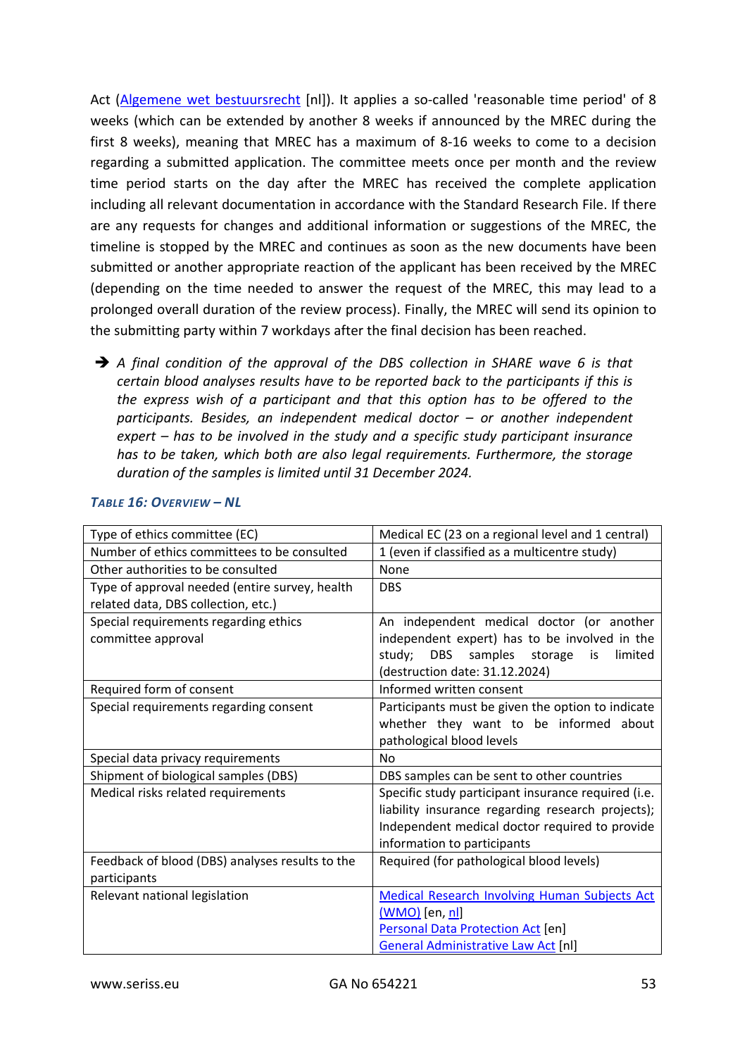Act (Algemene wet bestuursrecht [nl]). It applies a so-called 'reasonable time period' of 8 weeks (which can be extended by another 8 weeks if announced by the MREC during the first 8 weeks), meaning that MREC has a maximum of 8-16 weeks to come to a decision regarding a submitted application. The committee meets once per month and the review time period starts on the day after the MREC has received the complete application including all relevant documentation in accordance with the Standard Research File. If there are any requests for changes and additional information or suggestions of the MREC, the timeline is stopped by the MREC and continues as soon as the new documents have been submitted or another appropriate reaction of the applicant has been received by the MREC (depending on the time needed to answer the request of the MREC, this may lead to a prolonged overall duration of the review process). Finally, the MREC will send its opinion to the submitting party within 7 workdays after the final decision has been reached.

➔ *A final condition of the approval of the DBS collection in SHARE wave 6 is that certain blood analyses results have to be reported back to the participants if this is the express wish of a participant and that this option has to be offered to the participants. Besides, an independent medical doctor – or another independent expert – has to be involved in the study and a specific study participant insurance has to be taken, which both are also legal requirements. Furthermore, the storage duration of the samples is limited until 31 December 2024.*

***Table 16: Overview – NL***

| | |
|---|---|
| Type of ethics committee (EC) | Medical EC (23 on a regional level and 1 central) |
| Number of ethics committees to be consulted | 1 (even if classified as a multicentre study) |
| Other authorities to be consulted | None |
| Type of approval needed (entire survey, health related data, DBS collection, etc.) | DBS |
| Special requirements regarding ethics committee approval | An independent medical doctor (or another independent expert) has to be involved in the study; DBS samples storage is limited (destruction date: 31.12.2024) |
| Required form of consent | Informed written consent |
| Special requirements regarding consent | Participants must be given the option to indicate whether they want to be informed about pathological blood levels |
| Special data privacy requirements | No |
| Shipment of biological samples (DBS) | DBS samples can be sent to other countries |
| Medical risks related requirements | Specific study participant insurance required (i.e. liability insurance regarding research projects); Independent medical doctor required to provide information to participants |
| Feedback of blood (DBS) analyses results to the participants | Required (for pathological blood levels) |
| Relevant national legislation | Medical Research Involving Human Subjects Act (WMO) [en, nl]<br>Personal Data Protection Act [en]<br>General Administrative Law Act [nl] |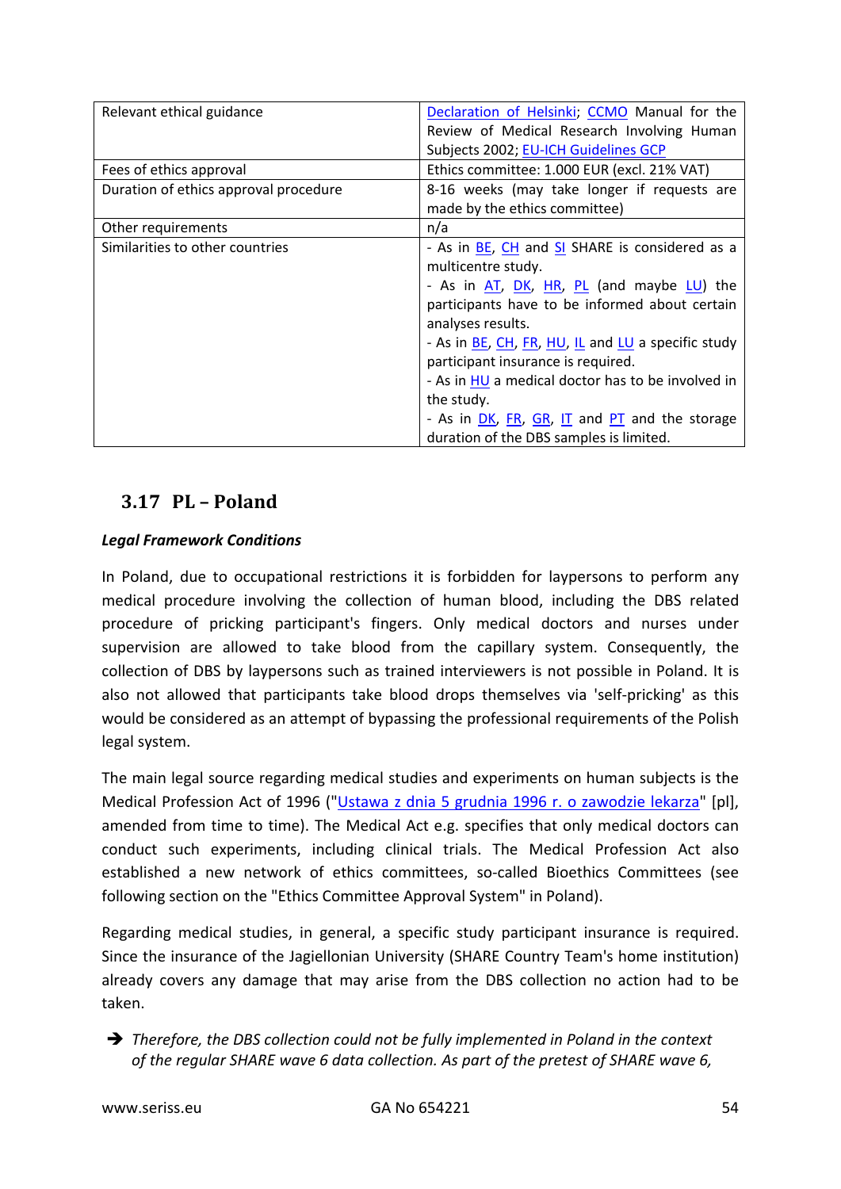| Relevant ethical guidance | Declaration of Helsinki; CCMO Manual for the Review of Medical Research Involving Human Subjects 2002; EU-ICH Guidelines GCP |
|---|---|
| Fees of ethics approval | Ethics committee: 1.000 EUR (excl. 21% VAT) |
| Duration of ethics approval procedure | 8-16 weeks (may take longer if requests are made by the ethics committee) |
| Other requirements | n/a |
| Similarities to other countries | - As in BE, CH and SI SHARE is considered as a multicentre study.<br>- As in AT, DK, HR, PL (and maybe LU) the participants have to be informed about certain analyses results.<br>- As in BE, CH, FR, HU, IL and LU a specific study participant insurance is required.<br>- As in HU a medical doctor has to be involved in the study.<br>- As in DK, FR, GR, IT and PT and the storage duration of the DBS samples is limited. |

## 3.17 PL – Poland

***Legal Framework Conditions***

In Poland, due to occupational restrictions it is forbidden for laypersons to perform any medical procedure involving the collection of human blood, including the DBS related procedure of pricking participant's fingers. Only medical doctors and nurses under supervision are allowed to take blood from the capillary system. Consequently, the collection of DBS by laypersons such as trained interviewers is not possible in Poland. It is also not allowed that participants take blood drops themselves via 'self-pricking' as this would be considered as an attempt of bypassing the professional requirements of the Polish legal system.

The main legal source regarding medical studies and experiments on human subjects is the Medical Profession Act of 1996 ("Ustawa z dnia 5 grudnia 1996 r. o zawodzie lekarza" [pl], amended from time to time). The Medical Act e.g. specifies that only medical doctors can conduct such experiments, including clinical trials. The Medical Profession Act also established a new network of ethics committees, so-called Bioethics Committees (see following section on the "Ethics Committee Approval System" in Poland).

Regarding medical studies, in general, a specific study participant insurance is required. Since the insurance of the Jagiellonian University (SHARE Country Team's home institution) already covers any damage that may arise from the DBS collection no action had to be taken.

➔ *Therefore, the DBS collection could not be fully implemented in Poland in the context of the regular SHARE wave 6 data collection. As part of the pretest of SHARE wave 6,*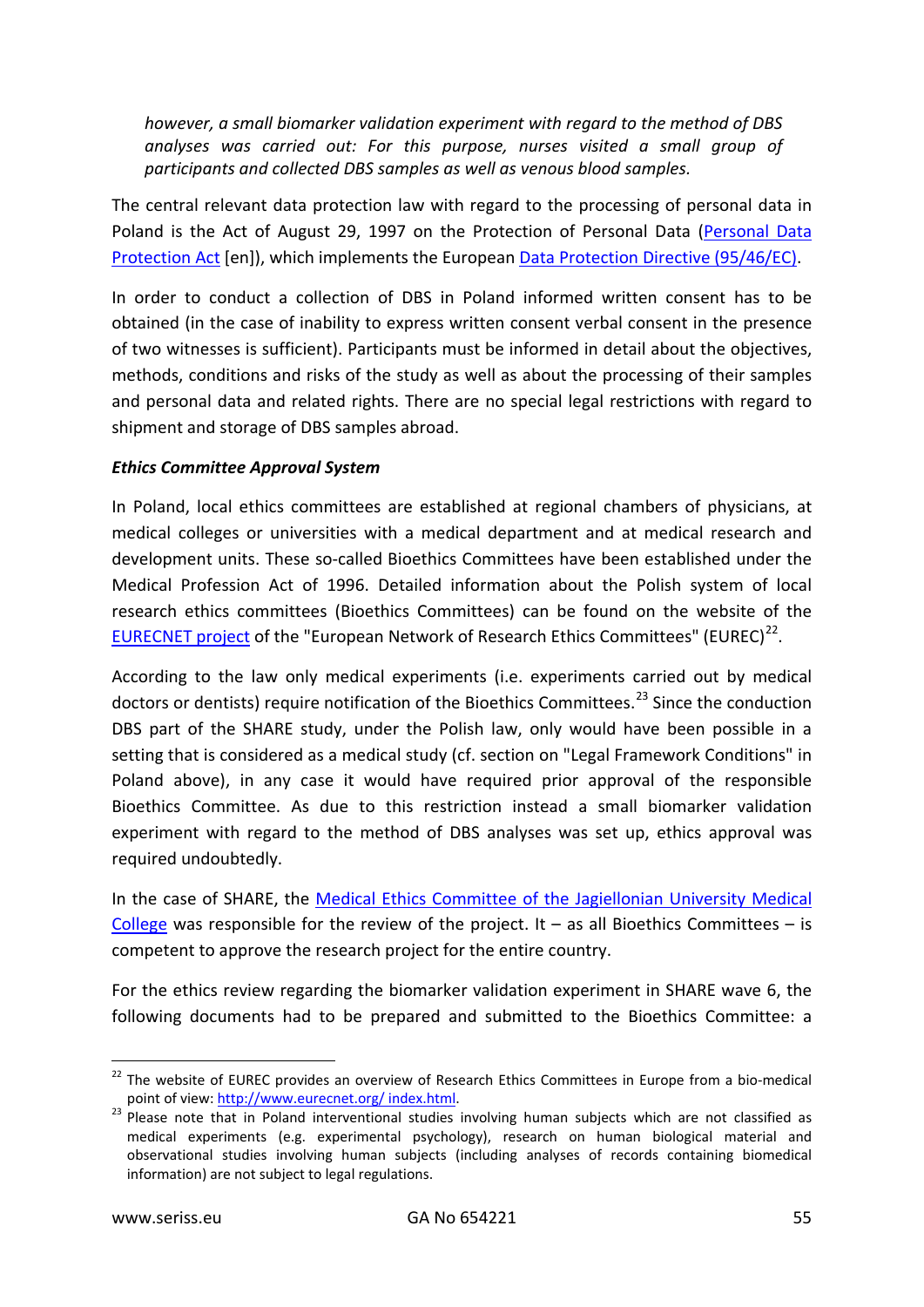*however, a small biomarker validation experiment with regard to the method of DBS analyses was carried out: For this purpose, nurses visited a small group of participants and collected DBS samples as well as venous blood samples.*

The central relevant data protection law with regard to the processing of personal data in Poland is the Act of August 29, 1997 on the Protection of Personal Data (Personal Data Protection Act [en]), which implements the European Data Protection Directive (95/46/EC).

In order to conduct a collection of DBS in Poland informed written consent has to be obtained (in the case of inability to express written consent verbal consent in the presence of two witnesses is sufficient). Participants must be informed in detail about the objectives, methods, conditions and risks of the study as well as about the processing of their samples and personal data and related rights. There are no special legal restrictions with regard to shipment and storage of DBS samples abroad.

***Ethics Committee Approval System***

In Poland, local ethics committees are established at regional chambers of physicians, at medical colleges or universities with a medical department and at medical research and development units. These so-called Bioethics Committees have been established under the Medical Profession Act of 1996. Detailed information about the Polish system of local research ethics committees (Bioethics Committees) can be found on the website of the EURECNET project of the "European Network of Research Ethics Committees" (EUREC)[22].

According to the law only medical experiments (i.e. experiments carried out by medical doctors or dentists) require notification of the Bioethics Committees.[23] Since the conduction DBS part of the SHARE study, under the Polish law, only would have been possible in a setting that is considered as a medical study (cf. section on "Legal Framework Conditions" in Poland above), in any case it would have required prior approval of the responsible Bioethics Committee. As due to this restriction instead a small biomarker validation experiment with regard to the method of DBS analyses was set up, ethics approval was required undoubtedly.

In the case of SHARE, the Medical Ethics Committee of the Jagiellonian University Medical College was responsible for the review of the project. It – as all Bioethics Committees – is competent to approve the research project for the entire country.

For the ethics review regarding the biomarker validation experiment in SHARE wave 6, the following documents had to be prepared and submitted to the Bioethics Committee: a

---

[22] The website of EUREC provides an overview of Research Ethics Committees in Europe from a bio-medical point of view: http://www.eurecnet.org/ index.html.

[23] Please note that in Poland interventional studies involving human subjects which are not classified as medical experiments (e.g. experimental psychology), research on human biological material and observational studies involving human subjects (including analyses of records containing biomedical information) are not subject to legal regulations.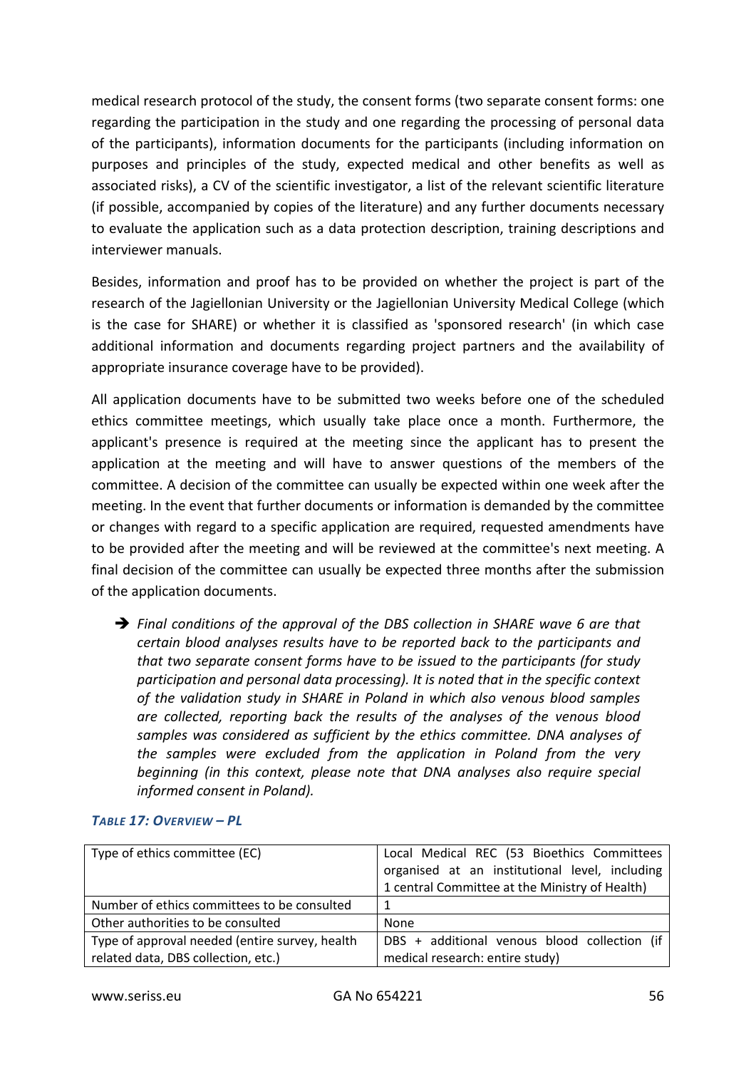medical research protocol of the study, the consent forms (two separate consent forms: one regarding the participation in the study and one regarding the processing of personal data of the participants), information documents for the participants (including information on purposes and principles of the study, expected medical and other benefits as well as associated risks), a CV of the scientific investigator, a list of the relevant scientific literature (if possible, accompanied by copies of the literature) and any further documents necessary to evaluate the application such as a data protection description, training descriptions and interviewer manuals.

Besides, information and proof has to be provided on whether the project is part of the research of the Jagiellonian University or the Jagiellonian University Medical College (which is the case for SHARE) or whether it is classified as 'sponsored research' (in which case additional information and documents regarding project partners and the availability of appropriate insurance coverage have to be provided).

All application documents have to be submitted two weeks before one of the scheduled ethics committee meetings, which usually take place once a month. Furthermore, the applicant's presence is required at the meeting since the applicant has to present the application at the meeting and will have to answer questions of the members of the committee. A decision of the committee can usually be expected within one week after the meeting. In the event that further documents or information is demanded by the committee or changes with regard to a specific application are required, requested amendments have to be provided after the meeting and will be reviewed at the committee's next meeting. A final decision of the committee can usually be expected three months after the submission of the application documents.

➔ *Final conditions of the approval of the DBS collection in SHARE wave 6 are that certain blood analyses results have to be reported back to the participants and that two separate consent forms have to be issued to the participants (for study participation and personal data processing). It is noted that in the specific context of the validation study in SHARE in Poland in which also venous blood samples are collected, reporting back the results of the analyses of the venous blood samples was considered as sufficient by the ethics committee. DNA analyses of the samples were excluded from the application in Poland from the very beginning (in this context, please note that DNA analyses also require special informed consent in Poland).*

***TABLE 17: OVERVIEW – PL***

| | |
|---|---|
| Type of ethics committee (EC) | Local Medical REC (53 Bioethics Committees organised at an institutional level, including 1 central Committee at the Ministry of Health) |
| Number of ethics committees to be consulted | 1 |
| Other authorities to be consulted | None |
| Type of approval needed (entire survey, health related data, DBS collection, etc.) | DBS + additional venous blood collection (if medical research: entire study) |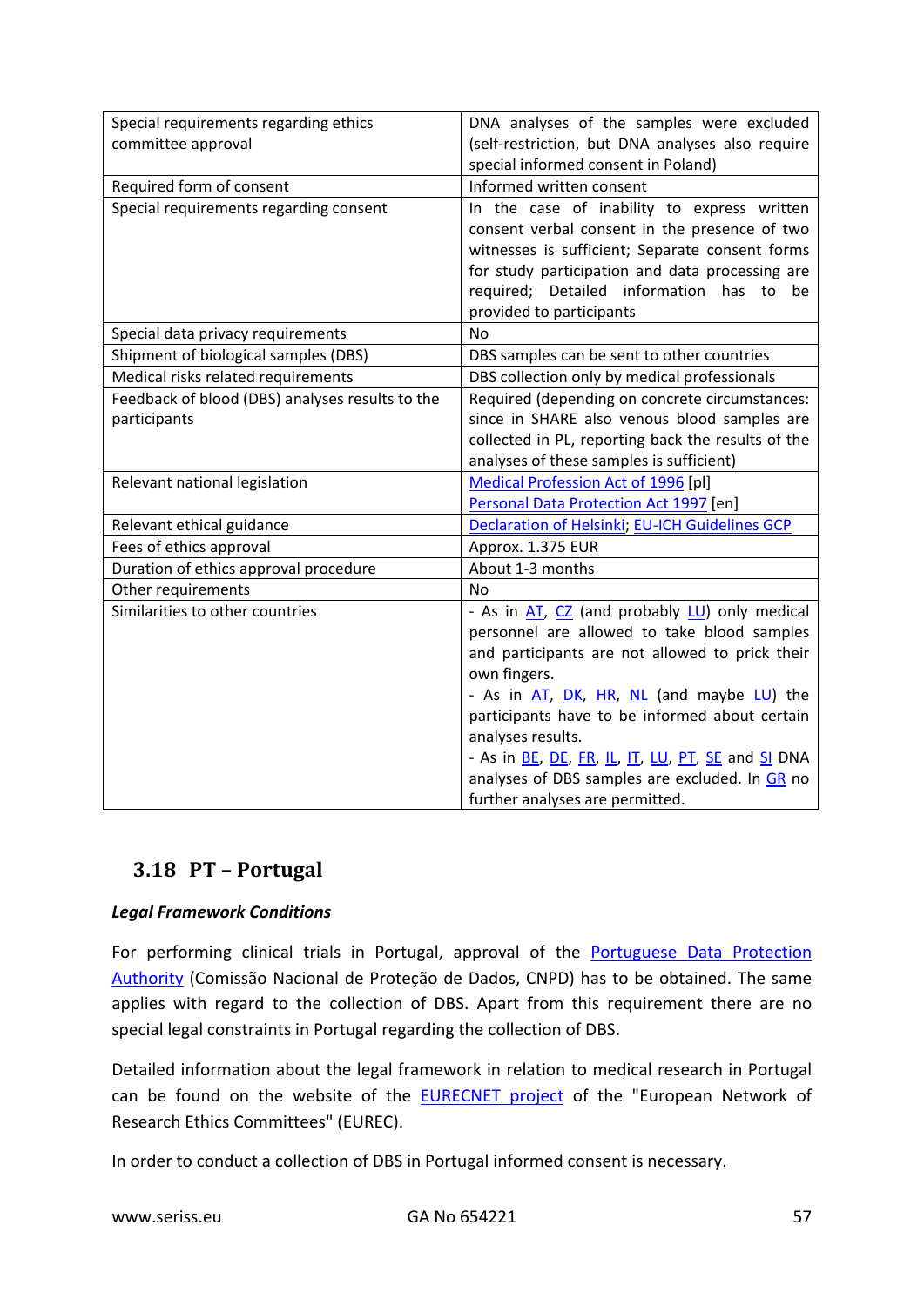| Special requirements regarding ethics committee approval | DNA analyses of the samples were excluded (self-restriction, but DNA analyses also require special informed consent in Poland) |
|---|---|
| Required form of consent | Informed written consent |
| Special requirements regarding consent | In the case of inability to express written consent verbal consent in the presence of two witnesses is sufficient; Separate consent forms for study participation and data processing are required; Detailed information has to be provided to participants |
| Special data privacy requirements | No |
| Shipment of biological samples (DBS) | DBS samples can be sent to other countries |
| Medical risks related requirements | DBS collection only by medical professionals |
| Feedback of blood (DBS) analyses results to the participants | Required (depending on concrete circumstances: since in SHARE also venous blood samples are collected in PL, reporting back the results of the analyses of these samples is sufficient) |
| Relevant national legislation | Medical Profession Act of 1996 [pl]<br>Personal Data Protection Act 1997 [en] |
| Relevant ethical guidance | Declaration of Helsinki; EU-ICH Guidelines GCP |
| Fees of ethics approval | Approx. 1.375 EUR |
| Duration of ethics approval procedure | About 1-3 months |
| Other requirements | No |
| Similarities to other countries | - As in AT, CZ (and probably LU) only medical personnel are allowed to take blood samples and participants are not allowed to prick their own fingers.<br>- As in AT, DK, HR, NL (and maybe LU) the participants have to be informed about certain analyses results.<br>- As in BE, DE, FR, IL, IT, LU, PT, SE and SI DNA analyses of DBS samples are excluded. In GR no further analyses are permitted. |

## 3.18 PT – Portugal

***Legal Framework Conditions***

For performing clinical trials in Portugal, approval of the Portuguese Data Protection Authority (Comissão Nacional de Proteção de Dados, CNPD) has to be obtained. The same applies with regard to the collection of DBS. Apart from this requirement there are no special legal constraints in Portugal regarding the collection of DBS.

Detailed information about the legal framework in relation to medical research in Portugal can be found on the website of the EURECNET project of the "European Network of Research Ethics Committees" (EUREC).

In order to conduct a collection of DBS in Portugal informed consent is necessary.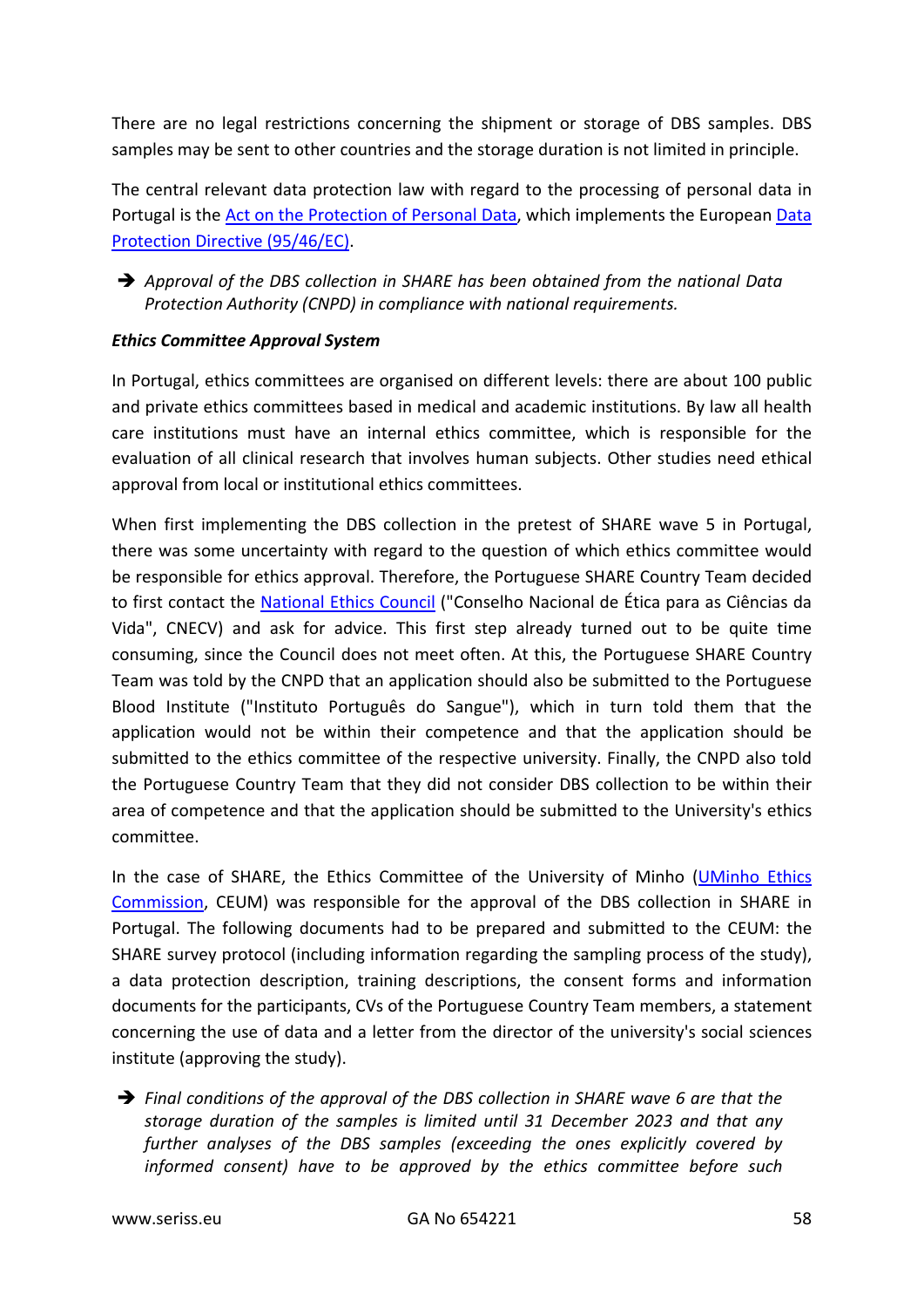There are no legal restrictions concerning the shipment or storage of DBS samples. DBS samples may be sent to other countries and the storage duration is not limited in principle.

The central relevant data protection law with regard to the processing of personal data in Portugal is the Act on the Protection of Personal Data, which implements the European Data Protection Directive (95/46/EC).

➔ *Approval of the DBS collection in SHARE has been obtained from the national Data Protection Authority (CNPD) in compliance with national requirements.*

***Ethics Committee Approval System***

In Portugal, ethics committees are organised on different levels: there are about 100 public and private ethics committees based in medical and academic institutions. By law all health care institutions must have an internal ethics committee, which is responsible for the evaluation of all clinical research that involves human subjects. Other studies need ethical approval from local or institutional ethics committees.

When first implementing the DBS collection in the pretest of SHARE wave 5 in Portugal, there was some uncertainty with regard to the question of which ethics committee would be responsible for ethics approval. Therefore, the Portuguese SHARE Country Team decided to first contact the National Ethics Council ("Conselho Nacional de Ética para as Ciências da Vida", CNECV) and ask for advice. This first step already turned out to be quite time consuming, since the Council does not meet often. At this, the Portuguese SHARE Country Team was told by the CNPD that an application should also be submitted to the Portuguese Blood Institute ("Instituto Português do Sangue"), which in turn told them that the application would not be within their competence and that the application should be submitted to the ethics committee of the respective university. Finally, the CNPD also told the Portuguese Country Team that they did not consider DBS collection to be within their area of competence and that the application should be submitted to the University's ethics committee.

In the case of SHARE, the Ethics Committee of the University of Minho (UMinho Ethics Commission, CEUM) was responsible for the approval of the DBS collection in SHARE in Portugal. The following documents had to be prepared and submitted to the CEUM: the SHARE survey protocol (including information regarding the sampling process of the study), a data protection description, training descriptions, the consent forms and information documents for the participants, CVs of the Portuguese Country Team members, a statement concerning the use of data and a letter from the director of the university's social sciences institute (approving the study).

➔ *Final conditions of the approval of the DBS collection in SHARE wave 6 are that the storage duration of the samples is limited until 31 December 2023 and that any further analyses of the DBS samples (exceeding the ones explicitly covered by informed consent) have to be approved by the ethics committee before such*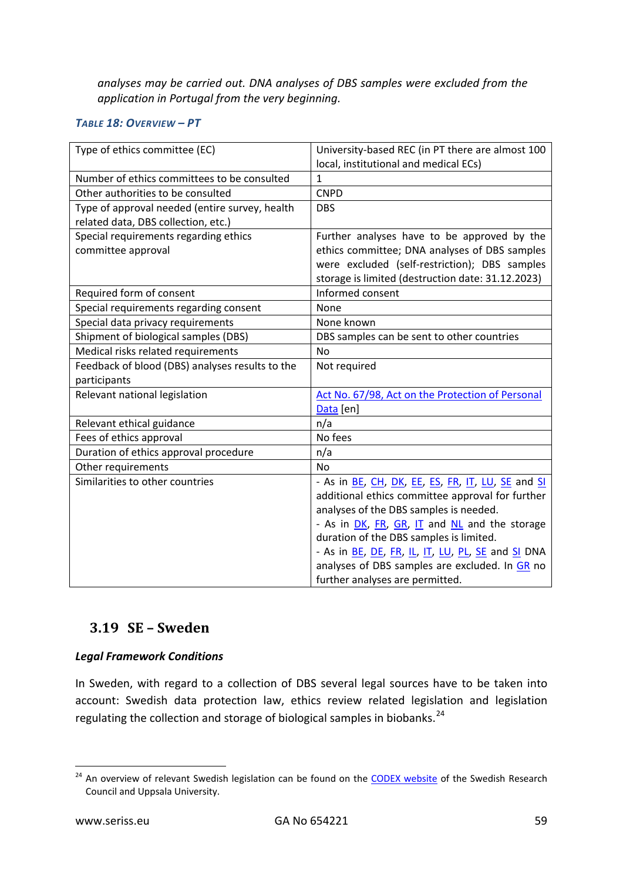*analyses may be carried out. DNA analyses of DBS samples were excluded from the application in Portugal from the very beginning.*

***Table 18: Overview – PT***

| Type of ethics committee (EC) | University-based REC (in PT there are almost 100 local, institutional and medical ECs) |
|---|---|
| Number of ethics committees to be consulted | 1 |
| Other authorities to be consulted | CNPD |
| Type of approval needed (entire survey, health related data, DBS collection, etc.) | DBS |
| Special requirements regarding ethics committee approval | Further analyses have to be approved by the ethics committee; DNA analyses of DBS samples were excluded (self-restriction); DBS samples storage is limited (destruction date: 31.12.2023) |
| Required form of consent | Informed consent |
| Special requirements regarding consent | None |
| Special data privacy requirements | None known |
| Shipment of biological samples (DBS) | DBS samples can be sent to other countries |
| Medical risks related requirements | No |
| Feedback of blood (DBS) analyses results to the participants | Not required |
| Relevant national legislation | Act No. 67/98, Act on the Protection of Personal Data [en] |
| Relevant ethical guidance | n/a |
| Fees of ethics approval | No fees |
| Duration of ethics approval procedure | n/a |
| Other requirements | No |
| Similarities to other countries | - As in BE, CH, DK, EE, ES, FR, IT, LU, SE and SI additional ethics committee approval for further analyses of the DBS samples is needed.<br>- As in DK, FR, GR, IT and NL and the storage duration of the DBS samples is limited.<br>- As in BE, DE, FR, IL, IT, LU, PL, SE and SI DNA analyses of DBS samples are excluded. In GR no further analyses are permitted. |

## 3.19 SE – Sweden

***Legal Framework Conditions***

In Sweden, with regard to a collection of DBS several legal sources have to be taken into account: Swedish data protection law, ethics review related legislation and legislation regulating the collection and storage of biological samples in biobanks.[24]

[24] An overview of relevant Swedish legislation can be found on the CODEX website of the Swedish Research Council and Uppsala University.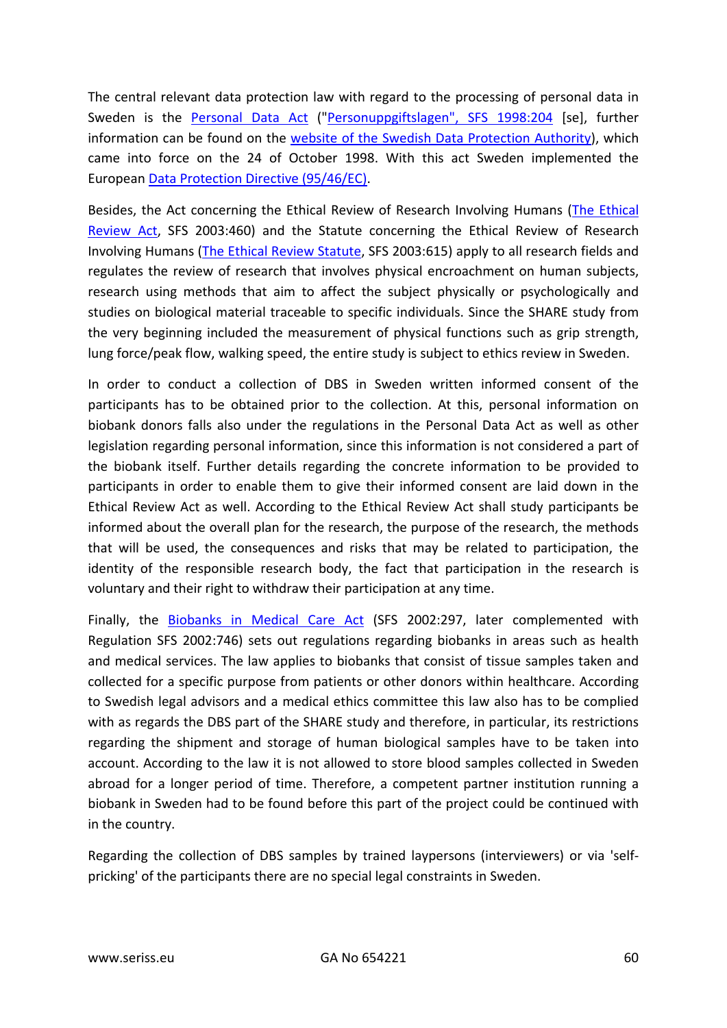The central relevant data protection law with regard to the processing of personal data in Sweden is the Personal Data Act ("Personuppgiftslagen", SFS 1998:204 [se], further information can be found on the website of the Swedish Data Protection Authority), which came into force on the 24 of October 1998. With this act Sweden implemented the European Data Protection Directive (95/46/EC).

Besides, the Act concerning the Ethical Review of Research Involving Humans (The Ethical Review Act, SFS 2003:460) and the Statute concerning the Ethical Review of Research Involving Humans (The Ethical Review Statute, SFS 2003:615) apply to all research fields and regulates the review of research that involves physical encroachment on human subjects, research using methods that aim to affect the subject physically or psychologically and studies on biological material traceable to specific individuals. Since the SHARE study from the very beginning included the measurement of physical functions such as grip strength, lung force/peak flow, walking speed, the entire study is subject to ethics review in Sweden.

In order to conduct a collection of DBS in Sweden written informed consent of the participants has to be obtained prior to the collection. At this, personal information on biobank donors falls also under the regulations in the Personal Data Act as well as other legislation regarding personal information, since this information is not considered a part of the biobank itself. Further details regarding the concrete information to be provided to participants in order to enable them to give their informed consent are laid down in the Ethical Review Act as well. According to the Ethical Review Act shall study participants be informed about the overall plan for the research, the purpose of the research, the methods that will be used, the consequences and risks that may be related to participation, the identity of the responsible research body, the fact that participation in the research is voluntary and their right to withdraw their participation at any time.

Finally, the Biobanks in Medical Care Act (SFS 2002:297, later complemented with Regulation SFS 2002:746) sets out regulations regarding biobanks in areas such as health and medical services. The law applies to biobanks that consist of tissue samples taken and collected for a specific purpose from patients or other donors within healthcare. According to Swedish legal advisors and a medical ethics committee this law also has to be complied with as regards the DBS part of the SHARE study and therefore, in particular, its restrictions regarding the shipment and storage of human biological samples have to be taken into account. According to the law it is not allowed to store blood samples collected in Sweden abroad for a longer period of time. Therefore, a competent partner institution running a biobank in Sweden had to be found before this part of the project could be continued with in the country.

Regarding the collection of DBS samples by trained laypersons (interviewers) or via 'self-pricking' of the participants there are no special legal constraints in Sweden.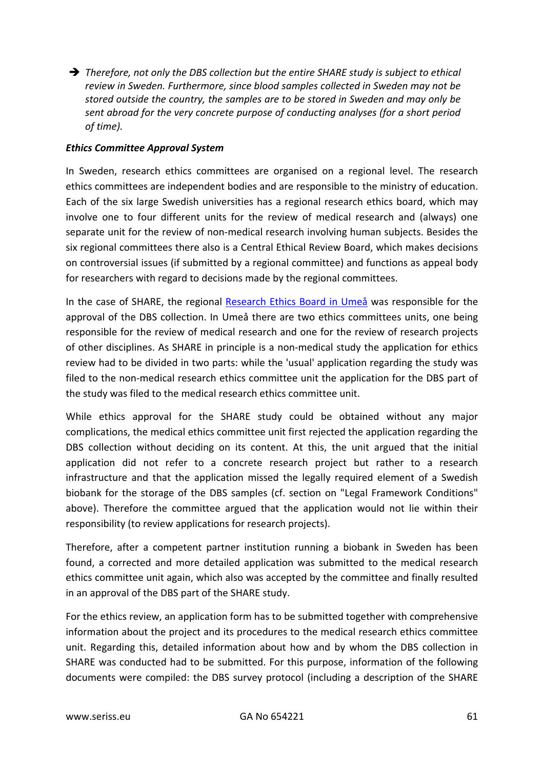➔ *Therefore, not only the DBS collection but the entire SHARE study is subject to ethical review in Sweden. Furthermore, since blood samples collected in Sweden may not be stored outside the country, the samples are to be stored in Sweden and may only be sent abroad for the very concrete purpose of conducting analyses (for a short period of time).*

***Ethics Committee Approval System***

In Sweden, research ethics committees are organised on a regional level. The research ethics committees are independent bodies and are responsible to the ministry of education. Each of the six large Swedish universities has a regional research ethics board, which may involve one to four different units for the review of medical research and (always) one separate unit for the review of non-medical research involving human subjects. Besides the six regional committees there also is a Central Ethical Review Board, which makes decisions on controversial issues (if submitted by a regional committee) and functions as appeal body for researchers with regard to decisions made by the regional committees.

In the case of SHARE, the regional Research Ethics Board in Umeå was responsible for the approval of the DBS collection. In Umeå there are two ethics committees units, one being responsible for the review of medical research and one for the review of research projects of other disciplines. As SHARE in principle is a non-medical study the application for ethics review had to be divided in two parts: while the 'usual' application regarding the study was filed to the non-medical research ethics committee unit the application for the DBS part of the study was filed to the medical research ethics committee unit.

While ethics approval for the SHARE study could be obtained without any major complications, the medical ethics committee unit first rejected the application regarding the DBS collection without deciding on its content. At this, the unit argued that the initial application did not refer to a concrete research project but rather to a research infrastructure and that the application missed the legally required element of a Swedish biobank for the storage of the DBS samples (cf. section on "Legal Framework Conditions" above). Therefore the committee argued that the application would not lie within their responsibility (to review applications for research projects).

Therefore, after a competent partner institution running a biobank in Sweden has been found, a corrected and more detailed application was submitted to the medical research ethics committee unit again, which also was accepted by the committee and finally resulted in an approval of the DBS part of the SHARE study.

For the ethics review, an application form has to be submitted together with comprehensive information about the project and its procedures to the medical research ethics committee unit. Regarding this, detailed information about how and by whom the DBS collection in SHARE was conducted had to be submitted. For this purpose, information of the following documents were compiled: the DBS survey protocol (including a description of the SHARE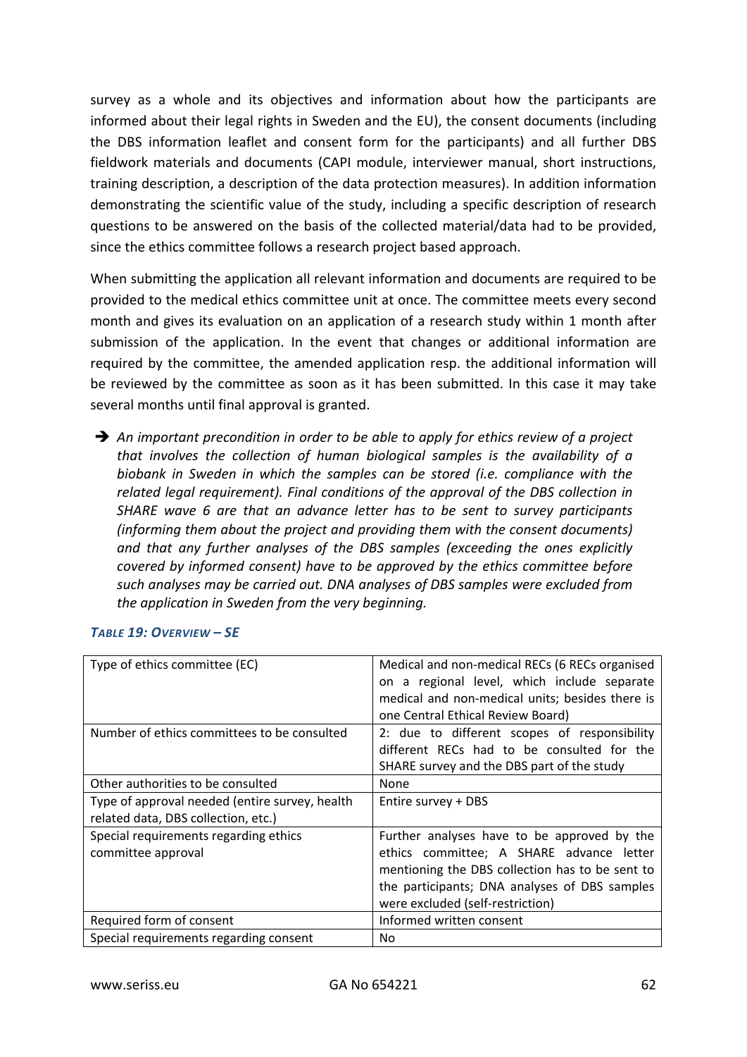survey as a whole and its objectives and information about how the participants are informed about their legal rights in Sweden and the EU), the consent documents (including the DBS information leaflet and consent form for the participants) and all further DBS fieldwork materials and documents (CAPI module, interviewer manual, short instructions, training description, a description of the data protection measures). In addition information demonstrating the scientific value of the study, including a specific description of research questions to be answered on the basis of the collected material/data had to be provided, since the ethics committee follows a research project based approach.

When submitting the application all relevant information and documents are required to be provided to the medical ethics committee unit at once. The committee meets every second month and gives its evaluation on an application of a research study within 1 month after submission of the application. In the event that changes or additional information are required by the committee, the amended application resp. the additional information will be reviewed by the committee as soon as it has been submitted. In this case it may take several months until final approval is granted.

➔ *An important precondition in order to be able to apply for ethics review of a project that involves the collection of human biological samples is the availability of a biobank in Sweden in which the samples can be stored (i.e. compliance with the related legal requirement). Final conditions of the approval of the DBS collection in SHARE wave 6 are that an advance letter has to be sent to survey participants (informing them about the project and providing them with the consent documents) and that any further analyses of the DBS samples (exceeding the ones explicitly covered by informed consent) have to be approved by the ethics committee before such analyses may be carried out. DNA analyses of DBS samples were excluded from the application in Sweden from the very beginning.*

***TABLE 19: OVERVIEW – SE***

| | |
|---|---|
| Type of ethics committee (EC) | Medical and non-medical RECs (6 RECs organised on a regional level, which include separate medical and non-medical units; besides there is one Central Ethical Review Board) |
| Number of ethics committees to be consulted | 2: due to different scopes of responsibility different RECs had to be consulted for the SHARE survey and the DBS part of the study |
| Other authorities to be consulted | None |
| Type of approval needed (entire survey, health related data, DBS collection, etc.) | Entire survey + DBS |
| Special requirements regarding ethics committee approval | Further analyses have to be approved by the ethics committee; A SHARE advance letter mentioning the DBS collection has to be sent to the participants; DNA analyses of DBS samples were excluded (self-restriction) |
| Required form of consent | Informed written consent |
| Special requirements regarding consent | No |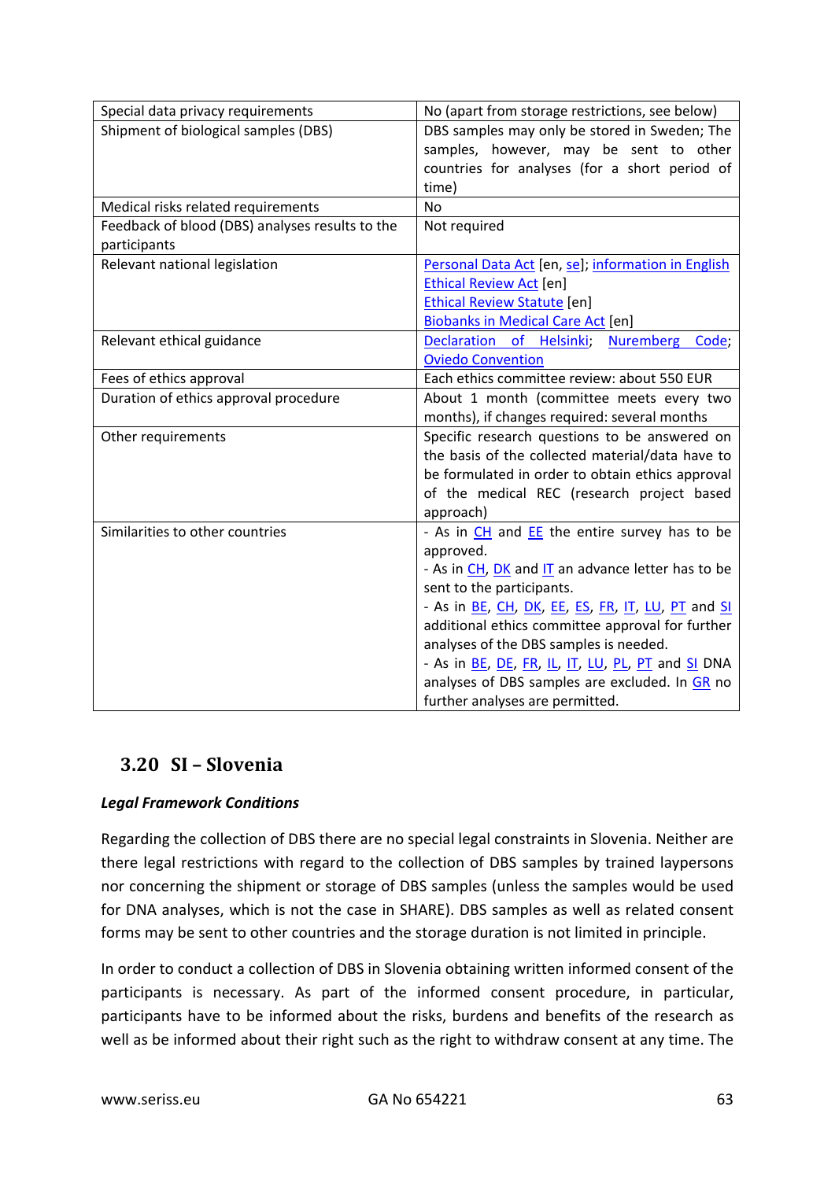| Special data privacy requirements | No (apart from storage restrictions, see below) |
|---|---|
| Shipment of biological samples (DBS) | DBS samples may only be stored in Sweden; The samples, however, may be sent to other countries for analyses (for a short period of time) |
| Medical risks related requirements | No |
| Feedback of blood (DBS) analyses results to the participants | Not required |
| Relevant national legislation | Personal Data Act [en, se]; information in English<br>Ethical Review Act [en]<br>Ethical Review Statute [en]<br>Biobanks in Medical Care Act [en] |
| Relevant ethical guidance | Declaration of Helsinki; Nuremberg Code; Oviedo Convention |
| Fees of ethics approval | Each ethics committee review: about 550 EUR |
| Duration of ethics approval procedure | About 1 month (committee meets every two months), if changes required: several months |
| Other requirements | Specific research questions to be answered on the basis of the collected material/data have to be formulated in order to obtain ethics approval of the medical REC (research project based approach) |
| Similarities to other countries | - As in CH and EE the entire survey has to be approved.<br>- As in CH, DK and IT an advance letter has to be sent to the participants.<br>- As in BE, CH, DK, EE, ES, FR, IT, LU, PT and SI additional ethics committee approval for further analyses of the DBS samples is needed.<br>- As in BE, DE, FR, IL, IT, LU, PL, PT and SI DNA analyses of DBS samples are excluded. In GR no further analyses are permitted. |

## 3.20 SI – Slovenia

***Legal Framework Conditions***

Regarding the collection of DBS there are no special legal constraints in Slovenia. Neither are there legal restrictions with regard to the collection of DBS samples by trained laypersons nor concerning the shipment or storage of DBS samples (unless the samples would be used for DNA analyses, which is not the case in SHARE). DBS samples as well as related consent forms may be sent to other countries and the storage duration is not limited in principle.

In order to conduct a collection of DBS in Slovenia obtaining written informed consent of the participants is necessary. As part of the informed consent procedure, in particular, participants have to be informed about the risks, burdens and benefits of the research as well as be informed about their right such as the right to withdraw consent at any time. The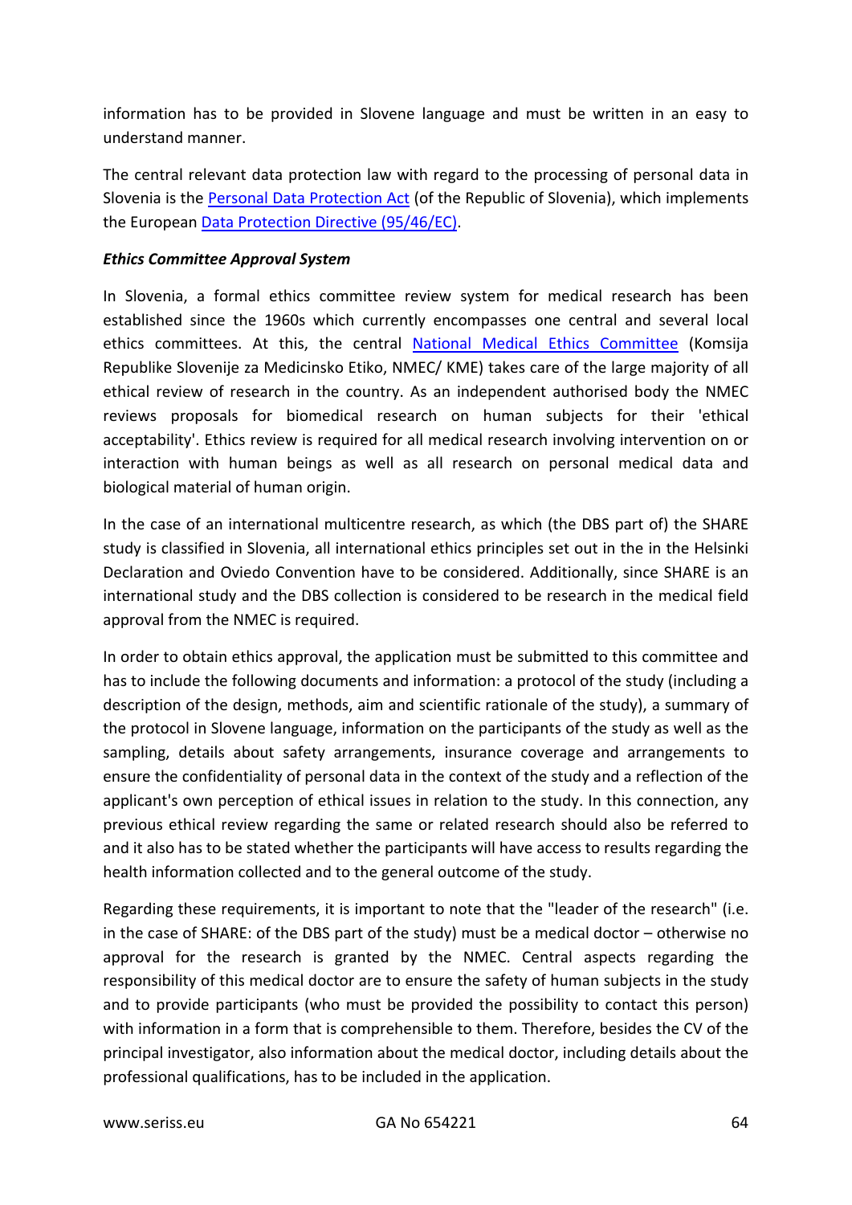information has to be provided in Slovene language and must be written in an easy to understand manner.

The central relevant data protection law with regard to the processing of personal data in Slovenia is the Personal Data Protection Act (of the Republic of Slovenia), which implements the European Data Protection Directive (95/46/EC).

***Ethics Committee Approval System***

In Slovenia, a formal ethics committee review system for medical research has been established since the 1960s which currently encompasses one central and several local ethics committees. At this, the central National Medical Ethics Committee (Komsija Republike Slovenije za Medicinsko Etiko, NMEC/ KME) takes care of the large majority of all ethical review of research in the country. As an independent authorised body the NMEC reviews proposals for biomedical research on human subjects for their 'ethical acceptability'. Ethics review is required for all medical research involving intervention on or interaction with human beings as well as all research on personal medical data and biological material of human origin.

In the case of an international multicentre research, as which (the DBS part of) the SHARE study is classified in Slovenia, all international ethics principles set out in the in the Helsinki Declaration and Oviedo Convention have to be considered. Additionally, since SHARE is an international study and the DBS collection is considered to be research in the medical field approval from the NMEC is required.

In order to obtain ethics approval, the application must be submitted to this committee and has to include the following documents and information: a protocol of the study (including a description of the design, methods, aim and scientific rationale of the study), a summary of the protocol in Slovene language, information on the participants of the study as well as the sampling, details about safety arrangements, insurance coverage and arrangements to ensure the confidentiality of personal data in the context of the study and a reflection of the applicant's own perception of ethical issues in relation to the study. In this connection, any previous ethical review regarding the same or related research should also be referred to and it also has to be stated whether the participants will have access to results regarding the health information collected and to the general outcome of the study.

Regarding these requirements, it is important to note that the "leader of the research" (i.e. in the case of SHARE: of the DBS part of the study) must be a medical doctor – otherwise no approval for the research is granted by the NMEC. Central aspects regarding the responsibility of this medical doctor are to ensure the safety of human subjects in the study and to provide participants (who must be provided the possibility to contact this person) with information in a form that is comprehensible to them. Therefore, besides the CV of the principal investigator, also information about the medical doctor, including details about the professional qualifications, has to be included in the application.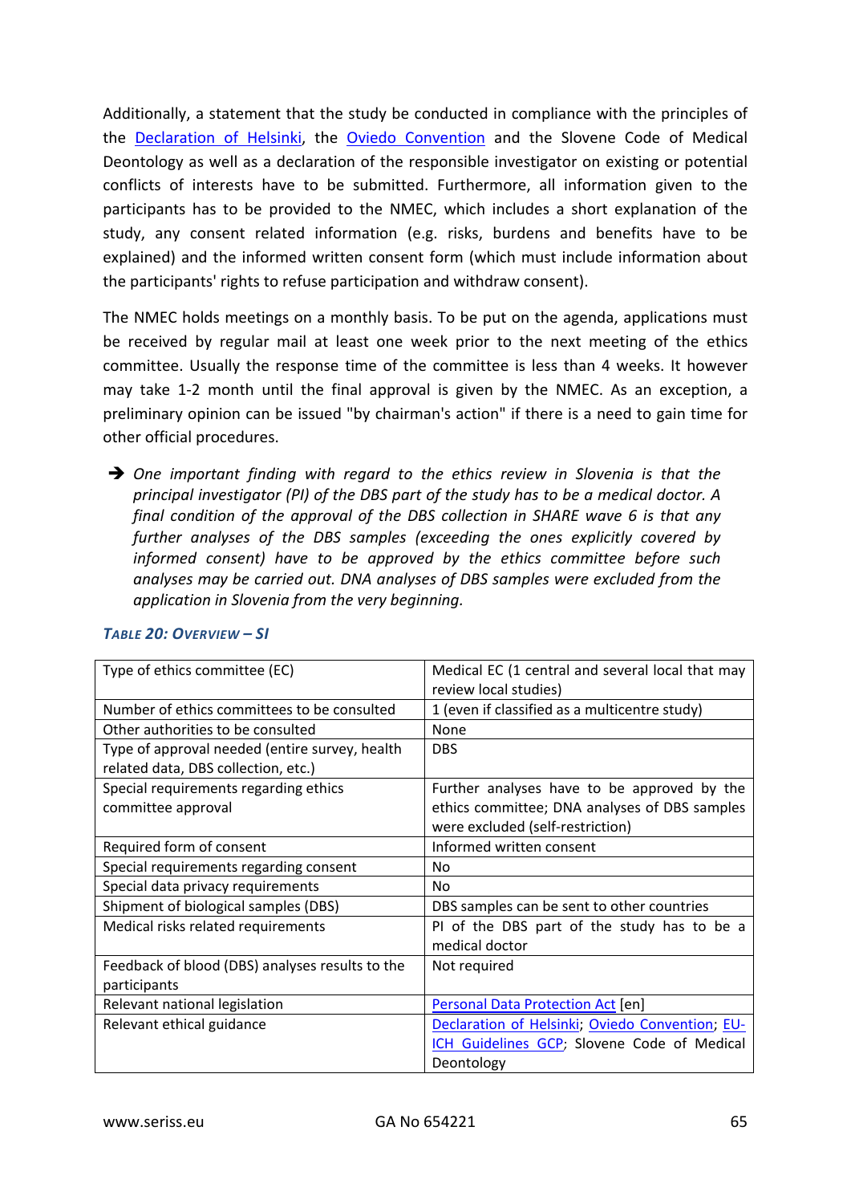Additionally, a statement that the study be conducted in compliance with the principles of the Declaration of Helsinki, the Oviedo Convention and the Slovene Code of Medical Deontology as well as a declaration of the responsible investigator on existing or potential conflicts of interests have to be submitted. Furthermore, all information given to the participants has to be provided to the NMEC, which includes a short explanation of the study, any consent related information (e.g. risks, burdens and benefits have to be explained) and the informed written consent form (which must include information about the participants' rights to refuse participation and withdraw consent).

The NMEC holds meetings on a monthly basis. To be put on the agenda, applications must be received by regular mail at least one week prior to the next meeting of the ethics committee. Usually the response time of the committee is less than 4 weeks. It however may take 1-2 month until the final approval is given by the NMEC. As an exception, a preliminary opinion can be issued "by chairman's action" if there is a need to gain time for other official procedures.

➔ *One important finding with regard to the ethics review in Slovenia is that the principal investigator (PI) of the DBS part of the study has to be a medical doctor. A final condition of the approval of the DBS collection in SHARE wave 6 is that any further analyses of the DBS samples (exceeding the ones explicitly covered by informed consent) have to be approved by the ethics committee before such analyses may be carried out. DNA analyses of DBS samples were excluded from the application in Slovenia from the very beginning.*

***Table 20: Overview – SI***

| | |
|---|---|
| Type of ethics committee (EC) | Medical EC (1 central and several local that may review local studies) |
| Number of ethics committees to be consulted | 1 (even if classified as a multicentre study) |
| Other authorities to be consulted | None |
| Type of approval needed (entire survey, health related data, DBS collection, etc.) | DBS |
| Special requirements regarding ethics committee approval | Further analyses have to be approved by the ethics committee; DNA analyses of DBS samples were excluded (self-restriction) |
| Required form of consent | Informed written consent |
| Special requirements regarding consent | No |
| Special data privacy requirements | No |
| Shipment of biological samples (DBS) | DBS samples can be sent to other countries |
| Medical risks related requirements | PI of the DBS part of the study has to be a medical doctor |
| Feedback of blood (DBS) analyses results to the participants | Not required |
| Relevant national legislation | Personal Data Protection Act [en] |
| Relevant ethical guidance | Declaration of Helsinki; Oviedo Convention; EU-ICH Guidelines GCP; Slovene Code of Medical Deontology |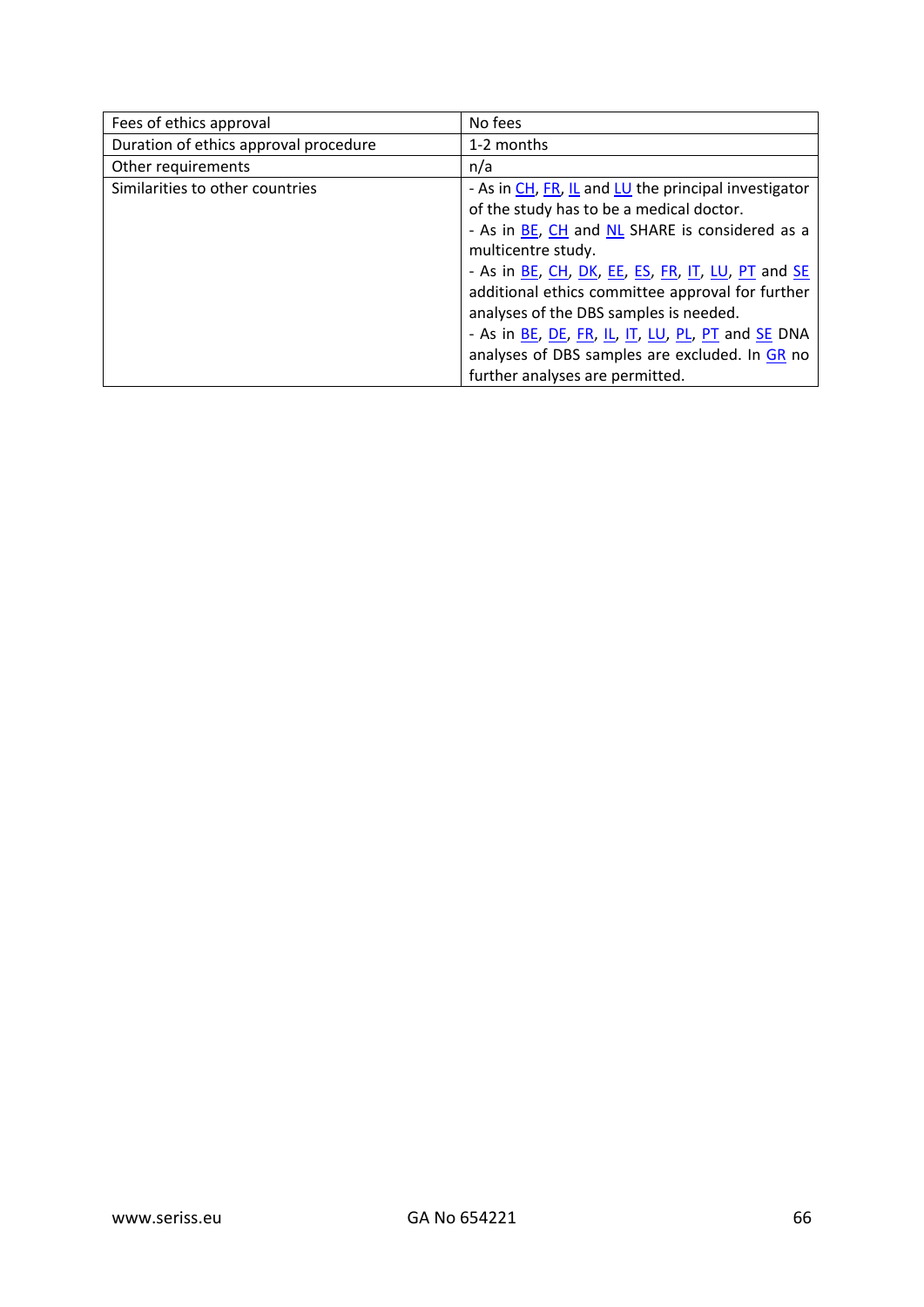| Fees of ethics approval | No fees |
|---|---|
| Duration of ethics approval procedure | 1-2 months |
| Other requirements | n/a |
| Similarities to other countries | - As in CH, FR, IL and LU the principal investigator of the study has to be a medical doctor.<br>- As in BE, CH and NL SHARE is considered as a multicentre study.<br>- As in BE, CH, DK, EE, ES, FR, IT, LU, PT and SE additional ethics committee approval for further analyses of the DBS samples is needed.<br>- As in BE, DE, FR, IL, IT, LU, PL, PT and SE DNA analyses of DBS samples are excluded. In GR no further analyses are permitted. |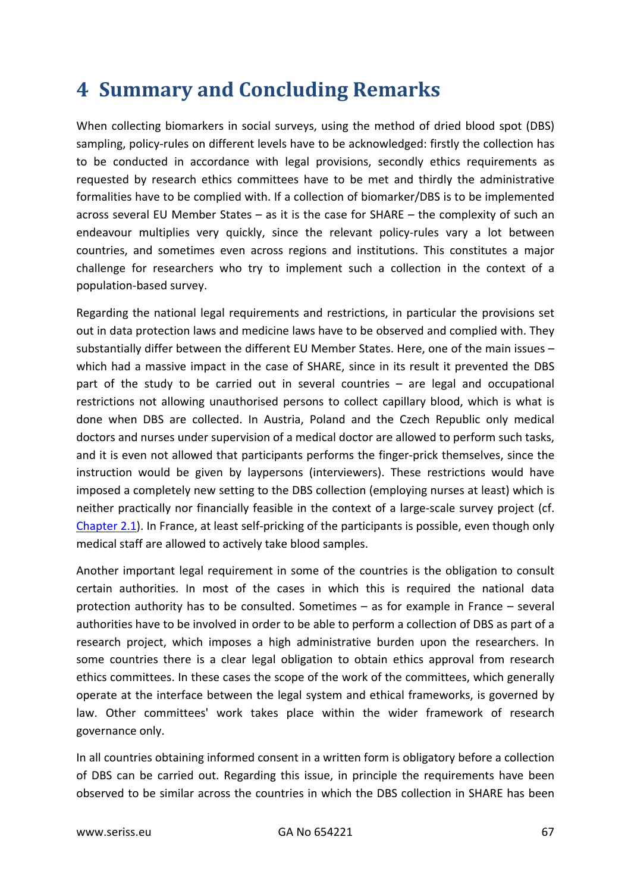# 4 Summary and Concluding Remarks

When collecting biomarkers in social surveys, using the method of dried blood spot (DBS) sampling, policy-rules on different levels have to be acknowledged: firstly the collection has to be conducted in accordance with legal provisions, secondly ethics requirements as requested by research ethics committees have to be met and thirdly the administrative formalities have to be complied with. If a collection of biomarker/DBS is to be implemented across several EU Member States – as it is the case for SHARE – the complexity of such an endeavour multiplies very quickly, since the relevant policy-rules vary a lot between countries, and sometimes even across regions and institutions. This constitutes a major challenge for researchers who try to implement such a collection in the context of a population-based survey.

Regarding the national legal requirements and restrictions, in particular the provisions set out in data protection laws and medicine laws have to be observed and complied with. They substantially differ between the different EU Member States. Here, one of the main issues – which had a massive impact in the case of SHARE, since in its result it prevented the DBS part of the study to be carried out in several countries – are legal and occupational restrictions not allowing unauthorised persons to collect capillary blood, which is what is done when DBS are collected. In Austria, Poland and the Czech Republic only medical doctors and nurses under supervision of a medical doctor are allowed to perform such tasks, and it is even not allowed that participants performs the finger-prick themselves, since the instruction would be given by laypersons (interviewers). These restrictions would have imposed a completely new setting to the DBS collection (employing nurses at least) which is neither practically nor financially feasible in the context of a large-scale survey project (cf. Chapter 2.1). In France, at least self-pricking of the participants is possible, even though only medical staff are allowed to actively take blood samples.

Another important legal requirement in some of the countries is the obligation to consult certain authorities. In most of the cases in which this is required the national data protection authority has to be consulted. Sometimes – as for example in France – several authorities have to be involved in order to be able to perform a collection of DBS as part of a research project, which imposes a high administrative burden upon the researchers. In some countries there is a clear legal obligation to obtain ethics approval from research ethics committees. In these cases the scope of the work of the committees, which generally operate at the interface between the legal system and ethical frameworks, is governed by law. Other committees' work takes place within the wider framework of research governance only.

In all countries obtaining informed consent in a written form is obligatory before a collection of DBS can be carried out. Regarding this issue, in principle the requirements have been observed to be similar across the countries in which the DBS collection in SHARE has been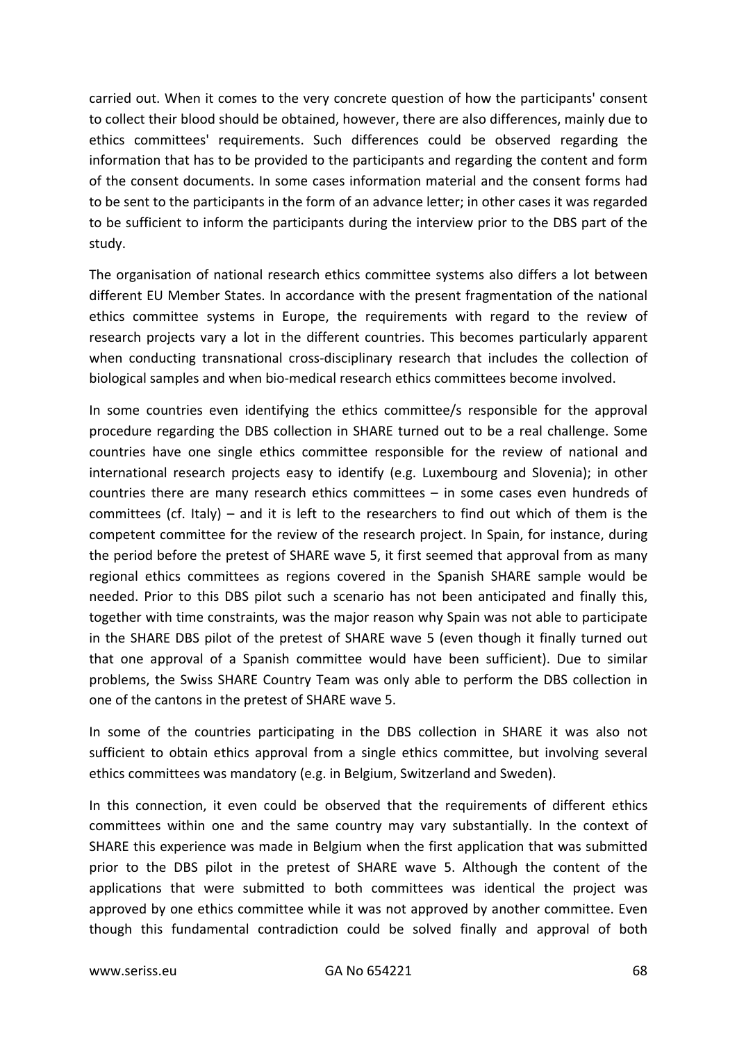carried out. When it comes to the very concrete question of how the participants' consent to collect their blood should be obtained, however, there are also differences, mainly due to ethics committees' requirements. Such differences could be observed regarding the information that has to be provided to the participants and regarding the content and form of the consent documents. In some cases information material and the consent forms had to be sent to the participants in the form of an advance letter; in other cases it was regarded to be sufficient to inform the participants during the interview prior to the DBS part of the study.

The organisation of national research ethics committee systems also differs a lot between different EU Member States. In accordance with the present fragmentation of the national ethics committee systems in Europe, the requirements with regard to the review of research projects vary a lot in the different countries. This becomes particularly apparent when conducting transnational cross-disciplinary research that includes the collection of biological samples and when bio-medical research ethics committees become involved.

In some countries even identifying the ethics committee/s responsible for the approval procedure regarding the DBS collection in SHARE turned out to be a real challenge. Some countries have one single ethics committee responsible for the review of national and international research projects easy to identify (e.g. Luxembourg and Slovenia); in other countries there are many research ethics committees – in some cases even hundreds of committees (cf. Italy) – and it is left to the researchers to find out which of them is the competent committee for the review of the research project. In Spain, for instance, during the period before the pretest of SHARE wave 5, it first seemed that approval from as many regional ethics committees as regions covered in the Spanish SHARE sample would be needed. Prior to this DBS pilot such a scenario has not been anticipated and finally this, together with time constraints, was the major reason why Spain was not able to participate in the SHARE DBS pilot of the pretest of SHARE wave 5 (even though it finally turned out that one approval of a Spanish committee would have been sufficient). Due to similar problems, the Swiss SHARE Country Team was only able to perform the DBS collection in one of the cantons in the pretest of SHARE wave 5.

In some of the countries participating in the DBS collection in SHARE it was also not sufficient to obtain ethics approval from a single ethics committee, but involving several ethics committees was mandatory (e.g. in Belgium, Switzerland and Sweden).

In this connection, it even could be observed that the requirements of different ethics committees within one and the same country may vary substantially. In the context of SHARE this experience was made in Belgium when the first application that was submitted prior to the DBS pilot in the pretest of SHARE wave 5. Although the content of the applications that were submitted to both committees was identical the project was approved by one ethics committee while it was not approved by another committee. Even though this fundamental contradiction could be solved finally and approval of both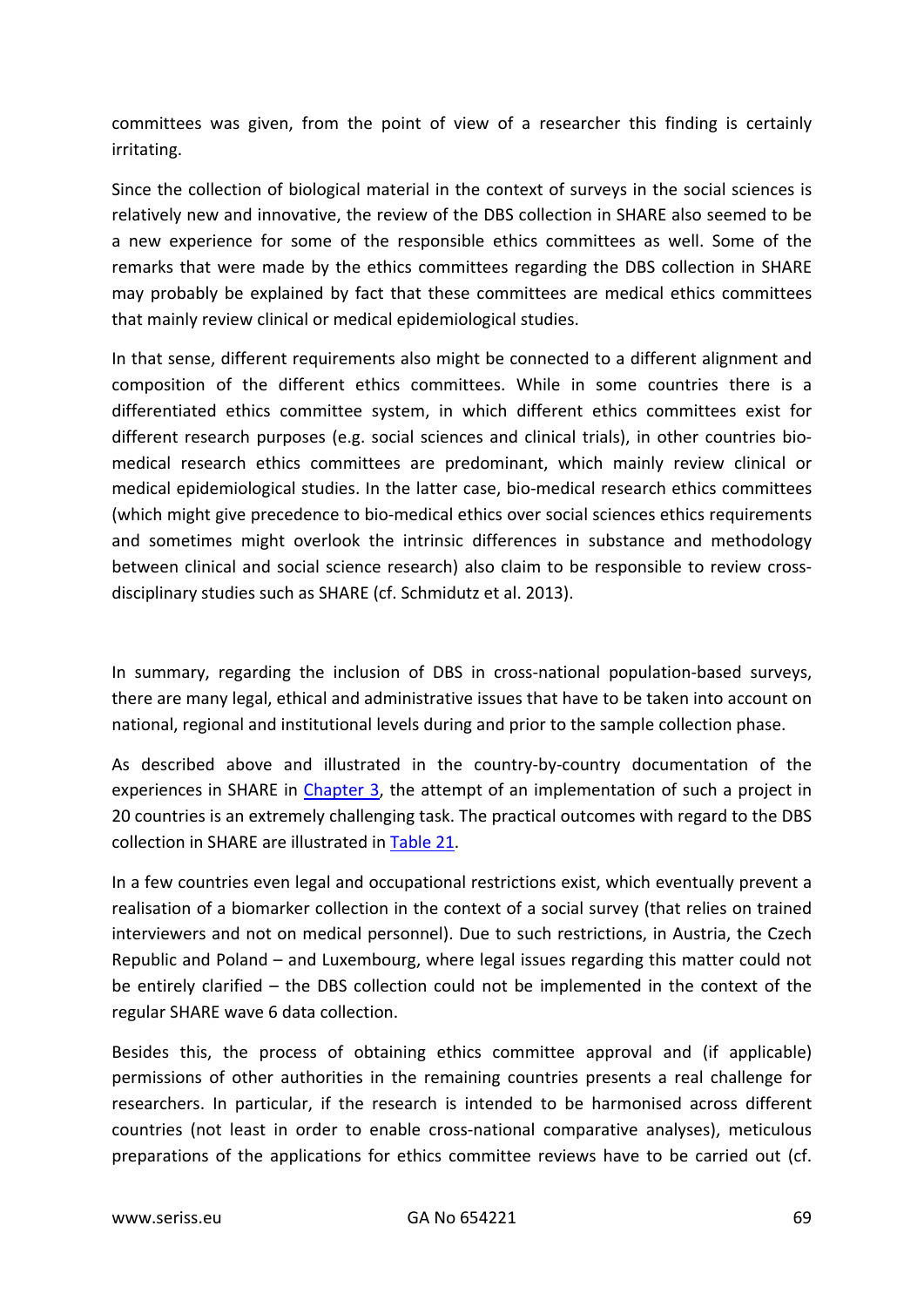committees was given, from the point of view of a researcher this finding is certainly irritating.

Since the collection of biological material in the context of surveys in the social sciences is relatively new and innovative, the review of the DBS collection in SHARE also seemed to be a new experience for some of the responsible ethics committees as well. Some of the remarks that were made by the ethics committees regarding the DBS collection in SHARE may probably be explained by fact that these committees are medical ethics committees that mainly review clinical or medical epidemiological studies.

In that sense, different requirements also might be connected to a different alignment and composition of the different ethics committees. While in some countries there is a differentiated ethics committee system, in which different ethics committees exist for different research purposes (e.g. social sciences and clinical trials), in other countries bio-medical research ethics committees are predominant, which mainly review clinical or medical epidemiological studies. In the latter case, bio-medical research ethics committees (which might give precedence to bio-medical ethics over social sciences ethics requirements and sometimes might overlook the intrinsic differences in substance and methodology between clinical and social science research) also claim to be responsible to review cross-disciplinary studies such as SHARE (cf. Schmidutz et al. 2013).

In summary, regarding the inclusion of DBS in cross-national population-based surveys, there are many legal, ethical and administrative issues that have to be taken into account on national, regional and institutional levels during and prior to the sample collection phase.

As described above and illustrated in the country-by-country documentation of the experiences in SHARE in Chapter 3, the attempt of an implementation of such a project in 20 countries is an extremely challenging task. The practical outcomes with regard to the DBS collection in SHARE are illustrated in Table 21.

In a few countries even legal and occupational restrictions exist, which eventually prevent a realisation of a biomarker collection in the context of a social survey (that relies on trained interviewers and not on medical personnel). Due to such restrictions, in Austria, the Czech Republic and Poland – and Luxembourg, where legal issues regarding this matter could not be entirely clarified – the DBS collection could not be implemented in the context of the regular SHARE wave 6 data collection.

Besides this, the process of obtaining ethics committee approval and (if applicable) permissions of other authorities in the remaining countries presents a real challenge for researchers. In particular, if the research is intended to be harmonised across different countries (not least in order to enable cross-national comparative analyses), meticulous preparations of the applications for ethics committee reviews have to be carried out (cf.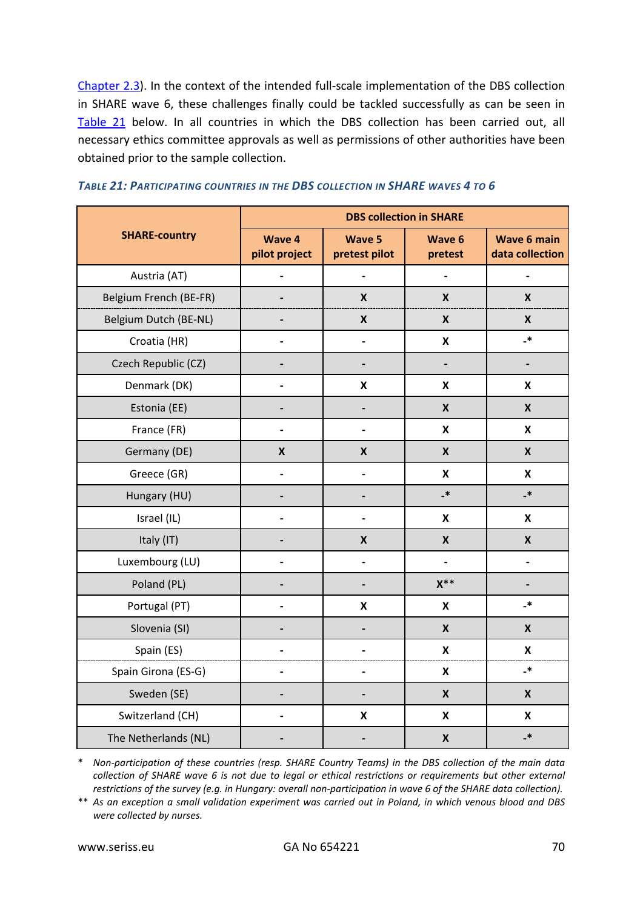Chapter 2.3). In the context of the intended full-scale implementation of the DBS collection in SHARE wave 6, these challenges finally could be tackled successfully as can be seen in Table 21 below. In all countries in which the DBS collection has been carried out, all necessary ethics committee approvals as well as permissions of other authorities have been obtained prior to the sample collection.

*TABLE 21: PARTICIPATING COUNTRIES IN THE DBS COLLECTION IN SHARE WAVES 4 TO 6*

| SHARE-country | DBS collection in SHARE | | | |
|---|---|---|---|---|
| | Wave 4 pilot project | Wave 5 pretest pilot | Wave 6 pretest | Wave 6 main data collection |
| Austria (AT) | - | - | - | - |
| Belgium French (BE-FR) | - | X | X | X |
| Belgium Dutch (BE-NL) | - | X | X | X |
| Croatia (HR) | - | - | X | -* |
| Czech Republic (CZ) | - | - | - | - |
| Denmark (DK) | - | X | X | X |
| Estonia (EE) | - | - | X | X |
| France (FR) | - | - | X | X |
| Germany (DE) | X | X | X | X |
| Greece (GR) | - | - | X | X |
| Hungary (HU) | - | - | -* | -* |
| Israel (IL) | - | - | X | X |
| Italy (IT) | - | X | X | X |
| Luxembourg (LU) | - | - | - | - |
| Poland (PL) | - | - | X** | - |
| Portugal (PT) | - | X | X | -* |
| Slovenia (SI) | - | - | X | X |
| Spain (ES) | - | - | X | X |
| Spain Girona (ES-G) | - | - | X | -* |
| Sweden (SE) | - | - | X | X |
| Switzerland (CH) | - | X | X | X |
| The Netherlands (NL) | - | - | X | -* |

\* *Non-participation of these countries (resp. SHARE Country Teams) in the DBS collection of the main data collection of SHARE wave 6 is not due to legal or ethical restrictions or requirements but other external restrictions of the survey (e.g. in Hungary: overall non-participation in wave 6 of the SHARE data collection).*

\*\* *As an exception a small validation experiment was carried out in Poland, in which venous blood and DBS were collected by nurses.*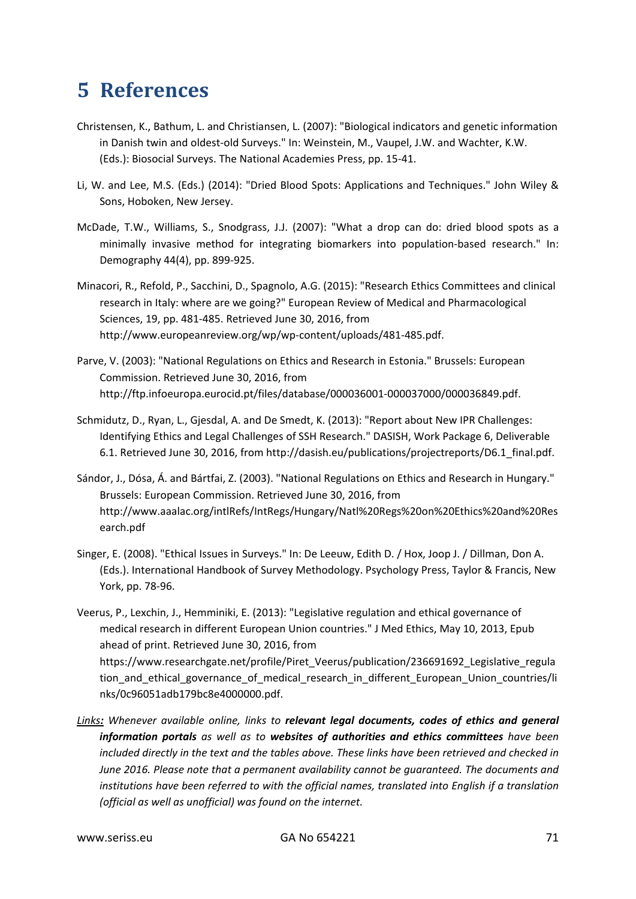# 5 References

Christensen, K., Bathum, L. and Christiansen, L. (2007): "Biological indicators and genetic information in Danish twin and oldest-old Surveys." In: Weinstein, M., Vaupel, J.W. and Wachter, K.W. (Eds.): Biosocial Surveys. The National Academies Press, pp. 15-41.

Li, W. and Lee, M.S. (Eds.) (2014): "Dried Blood Spots: Applications and Techniques." John Wiley & Sons, Hoboken, New Jersey.

McDade, T.W., Williams, S., Snodgrass, J.J. (2007): "What a drop can do: dried blood spots as a minimally invasive method for integrating biomarkers into population-based research." In: Demography 44(4), pp. 899-925.

Minacori, R., Refold, P., Sacchini, D., Spagnolo, A.G. (2015): "Research Ethics Committees and clinical research in Italy: where are we going?" European Review of Medical and Pharmacological Sciences, 19, pp. 481-485. Retrieved June 30, 2016, from http://www.europeanreview.org/wp/wp-content/uploads/481-485.pdf.

Parve, V. (2003): "National Regulations on Ethics and Research in Estonia." Brussels: European Commission. Retrieved June 30, 2016, from http://ftp.infoeuropa.eurocid.pt/files/database/000036001-000037000/000036849.pdf.

Schmidutz, D., Ryan, L., Gjesdal, A. and De Smedt, K. (2013): "Report about New IPR Challenges: Identifying Ethics and Legal Challenges of SSH Research." DASISH, Work Package 6, Deliverable 6.1. Retrieved June 30, 2016, from http://dasish.eu/publications/projectreports/D6.1_final.pdf.

Sándor, J., Dósa, Á. and Bártfai, Z. (2003). "National Regulations on Ethics and Research in Hungary." Brussels: European Commission. Retrieved June 30, 2016, from http://www.aaalac.org/intlRefs/IntRegs/Hungary/Natl%20Regs%20on%20Ethics%20and%20Research.pdf

Singer, E. (2008). "Ethical Issues in Surveys." In: De Leeuw, Edith D. / Hox, Joop J. / Dillman, Don A. (Eds.). International Handbook of Survey Methodology. Psychology Press, Taylor & Francis, New York, pp. 78-96.

Veerus, P., Lexchin, J., Hemminiki, E. (2013): "Legislative regulation and ethical governance of medical research in different European Union countries." J Med Ethics, May 10, 2013, Epub ahead of print. Retrieved June 30, 2016, from https://www.researchgate.net/profile/Piret_Veerus/publication/236691692_Legislative_regulation_and_ethical_governance_of_medical_research_in_different_European_Union_countries/links/0c96051adb179bc8e4000000.pdf.

*Links: Whenever available online, links to **relevant legal documents, codes of ethics and general information portals** as well as to **websites of authorities and ethics committees** have been included directly in the text and the tables above. These links have been retrieved and checked in June 2016. Please note that a permanent availability cannot be guaranteed. The documents and institutions have been referred to with the official names, translated into English if a translation (official as well as unofficial) was found on the internet.*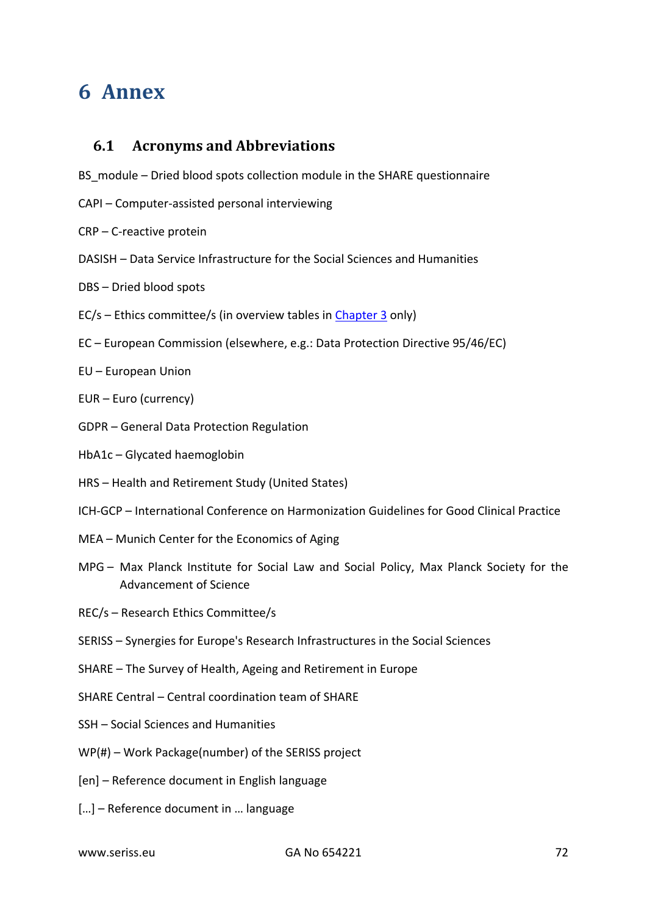# 6 Annex

## 6.1 Acronyms and Abbreviations

BS_module – Dried blood spots collection module in the SHARE questionnaire

CAPI – Computer-assisted personal interviewing

CRP – C-reactive protein

DASISH – Data Service Infrastructure for the Social Sciences and Humanities

DBS – Dried blood spots

EC/s – Ethics committee/s (in overview tables in Chapter 3 only)

EC – European Commission (elsewhere, e.g.: Data Protection Directive 95/46/EC)

EU – European Union

EUR – Euro (currency)

GDPR – General Data Protection Regulation

HbA1c – Glycated haemoglobin

HRS – Health and Retirement Study (United States)

ICH-GCP – International Conference on Harmonization Guidelines for Good Clinical Practice

MEA – Munich Center for the Economics of Aging

MPG – Max Planck Institute for Social Law and Social Policy, Max Planck Society for the Advancement of Science

REC/s – Research Ethics Committee/s

SERISS – Synergies for Europe's Research Infrastructures in the Social Sciences

SHARE – The Survey of Health, Ageing and Retirement in Europe

SHARE Central – Central coordination team of SHARE

SSH – Social Sciences and Humanities

WP(#) – Work Package(number) of the SERISS project

[en] – Reference document in English language

[…] – Reference document in … language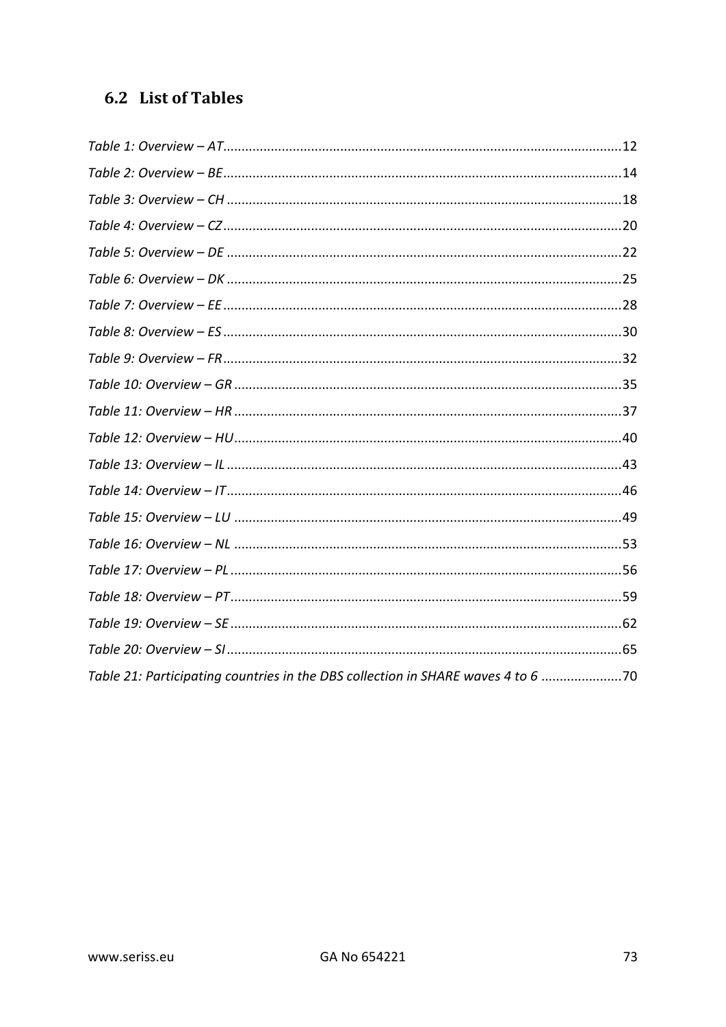## 6.2 List of Tables

*Table 1: Overview – AT* ........................................................................................................ 12

*Table 2: Overview – BE* ........................................................................................................ 14

*Table 3: Overview – CH* ........................................................................................................ 18

*Table 4: Overview – CZ* ........................................................................................................ 20

*Table 5: Overview – DE* ........................................................................................................ 22

*Table 6: Overview – DK* ........................................................................................................ 25

*Table 7: Overview – EE* ........................................................................................................ 28

*Table 8: Overview – ES* ........................................................................................................ 30

*Table 9: Overview – FR* ........................................................................................................ 32

*Table 10: Overview – GR* ...................................................................................................... 35

*Table 11: Overview – HR* ...................................................................................................... 37

*Table 12: Overview – HU* ...................................................................................................... 40

*Table 13: Overview – IL* ........................................................................................................ 43

*Table 14: Overview – IT* ........................................................................................................ 46

*Table 15: Overview – LU* ...................................................................................................... 49

*Table 16: Overview – NL* ...................................................................................................... 53

*Table 17: Overview – PL* ...................................................................................................... 56

*Table 18: Overview – PT* ...................................................................................................... 59

*Table 19: Overview – SE* ...................................................................................................... 62

*Table 20: Overview – SI* ....................................................................................................... 65

*Table 21: Participating countries in the DBS collection in SHARE waves 4 to 6* ..................... 70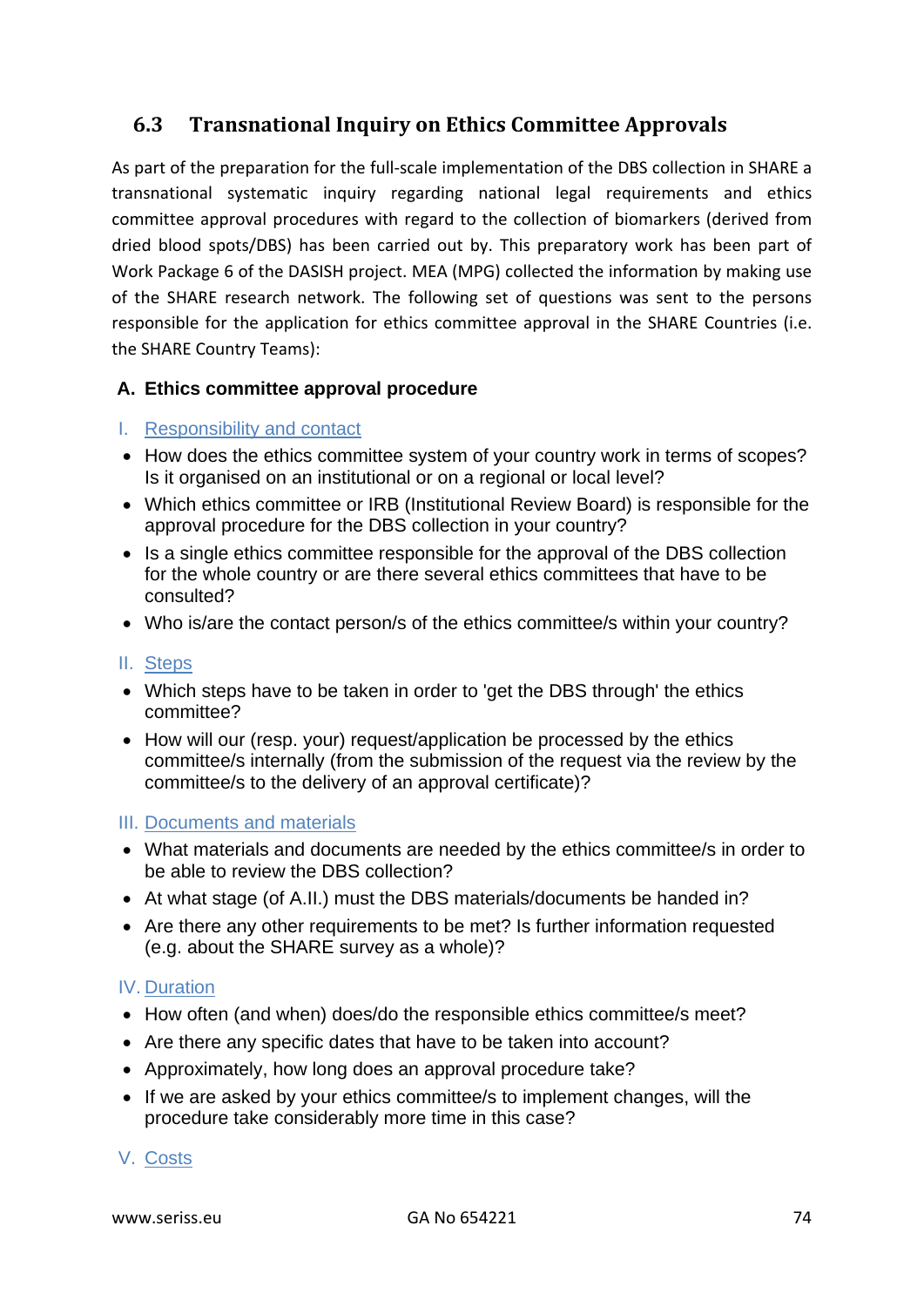## 6.3 Transnational Inquiry on Ethics Committee Approvals

As part of the preparation for the full-scale implementation of the DBS collection in SHARE a transnational systematic inquiry regarding national legal requirements and ethics committee approval procedures with regard to the collection of biomarkers (derived from dried blood spots/DBS) has been carried out by. This preparatory work has been part of Work Package 6 of the DASISH project. MEA (MPG) collected the information by making use of the SHARE research network. The following set of questions was sent to the persons responsible for the application for ethics committee approval in the SHARE Countries (i.e. the SHARE Country Teams):

### A. Ethics committee approval procedure

#### I. Responsibility and contact

- How does the ethics committee system of your country work in terms of scopes? Is it organised on an institutional or on a regional or local level?
- Which ethics committee or IRB (Institutional Review Board) is responsible for the approval procedure for the DBS collection in your country?
- Is a single ethics committee responsible for the approval of the DBS collection for the whole country or are there several ethics committees that have to be consulted?
- Who is/are the contact person/s of the ethics committee/s within your country?

#### II. Steps

- Which steps have to be taken in order to 'get the DBS through' the ethics committee?
- How will our (resp. your) request/application be processed by the ethics committee/s internally (from the submission of the request via the review by the committee/s to the delivery of an approval certificate)?

#### III. Documents and materials

- What materials and documents are needed by the ethics committee/s in order to be able to review the DBS collection?
- At what stage (of A.II.) must the DBS materials/documents be handed in?
- Are there any other requirements to be met? Is further information requested (e.g. about the SHARE survey as a whole)?

#### IV. Duration

- How often (and when) does/do the responsible ethics committee/s meet?
- Are there any specific dates that have to be taken into account?
- Approximately, how long does an approval procedure take?
- If we are asked by your ethics committee/s to implement changes, will the procedure take considerably more time in this case?

#### V. Costs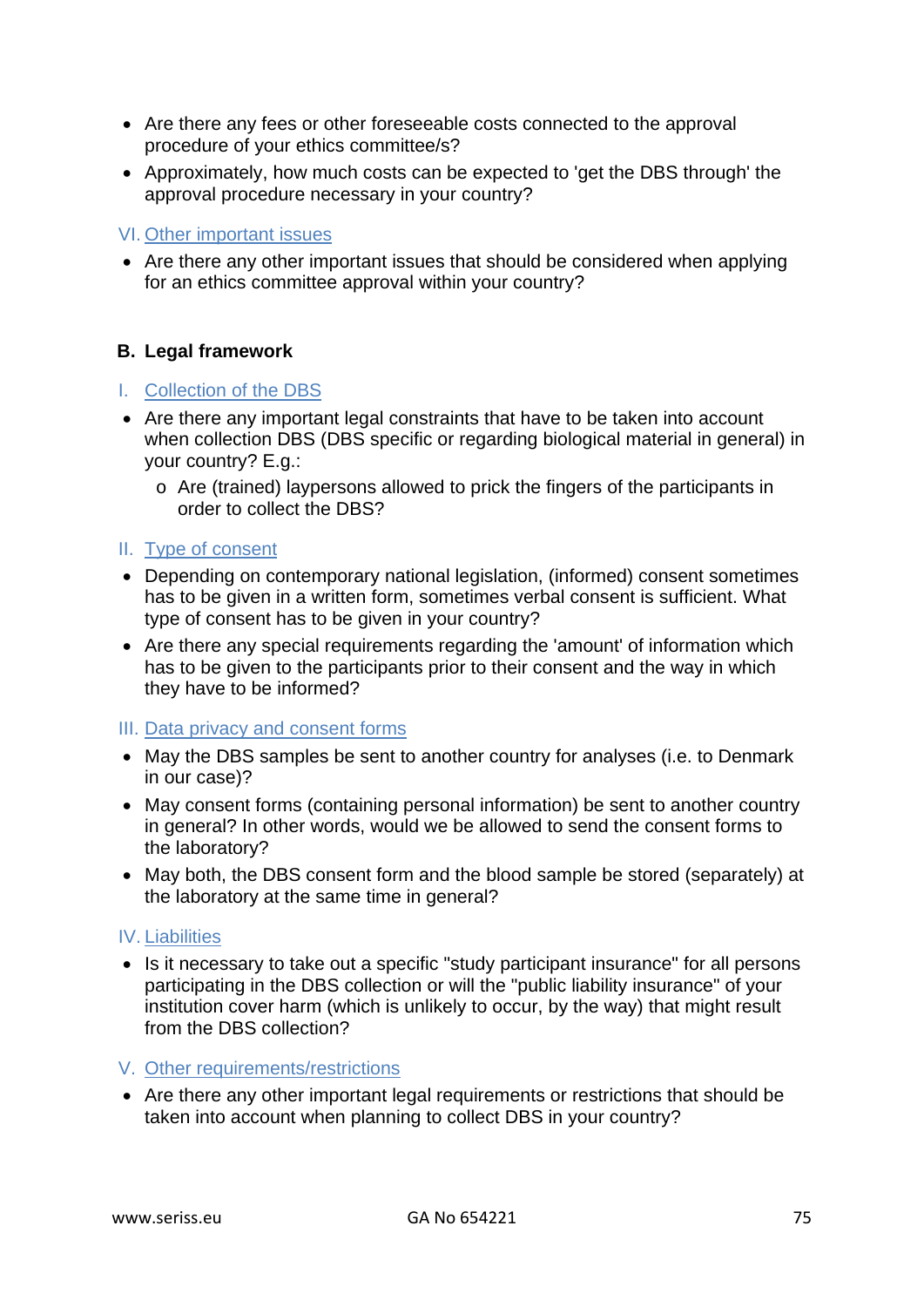- Are there any fees or other foreseeable costs connected to the approval procedure of your ethics committee/s?
- Approximately, how much costs can be expected to 'get the DBS through' the approval procedure necessary in your country?

### VI. Other important issues

- Are there any other important issues that should be considered when applying for an ethics committee approval within your country?

## B. Legal framework

### I. Collection of the DBS

- Are there any important legal constraints that have to be taken into account when collection DBS (DBS specific or regarding biological material in general) in your country? E.g.:
    - Are (trained) laypersons allowed to prick the fingers of the participants in order to collect the DBS?

### II. Type of consent

- Depending on contemporary national legislation, (informed) consent sometimes has to be given in a written form, sometimes verbal consent is sufficient. What type of consent has to be given in your country?
- Are there any special requirements regarding the 'amount' of information which has to be given to the participants prior to their consent and the way in which they have to be informed?

### III. Data privacy and consent forms

- May the DBS samples be sent to another country for analyses (i.e. to Denmark in our case)?
- May consent forms (containing personal information) be sent to another country in general? In other words, would we be allowed to send the consent forms to the laboratory?
- May both, the DBS consent form and the blood sample be stored (separately) at the laboratory at the same time in general?

### IV. Liabilities

- Is it necessary to take out a specific "study participant insurance" for all persons participating in the DBS collection or will the "public liability insurance" of your institution cover harm (which is unlikely to occur, by the way) that might result from the DBS collection?

### V. Other requirements/restrictions

- Are there any other important legal requirements or restrictions that should be taken into account when planning to collect DBS in your country?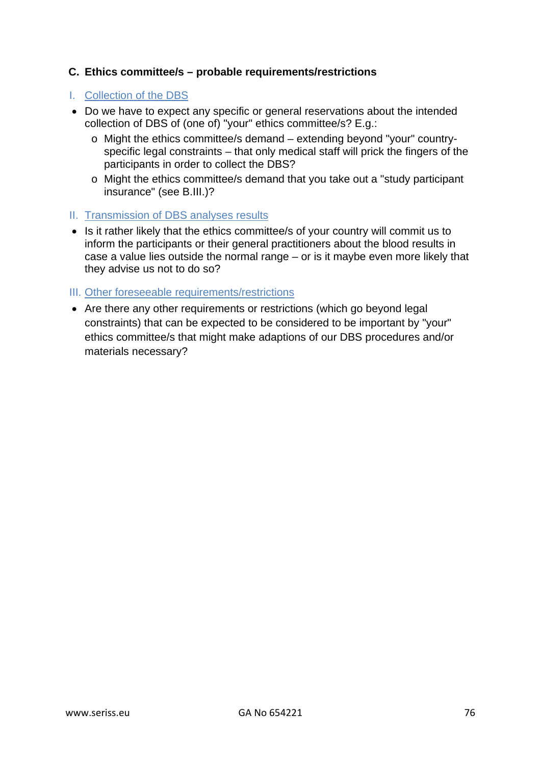## C. Ethics committee/s – probable requirements/restrictions

### I. Collection of the DBS

- Do we have to expect any specific or general reservations about the intended collection of DBS of (one of) "your" ethics committee/s? E.g.:
  - Might the ethics committee/s demand – extending beyond "your" country-specific legal constraints – that only medical staff will prick the fingers of the participants in order to collect the DBS?
  - Might the ethics committee/s demand that you take out a "study participant insurance" (see B.III.)?

### II. Transmission of DBS analyses results

- Is it rather likely that the ethics committee/s of your country will commit us to inform the participants or their general practitioners about the blood results in case a value lies outside the normal range – or is it maybe even more likely that they advise us not to do so?

### III. Other foreseeable requirements/restrictions

- Are there any other requirements or restrictions (which go beyond legal constraints) that can be expected to be considered to be important by "your" ethics committee/s that might make adaptions of our DBS procedures and/or materials necessary?